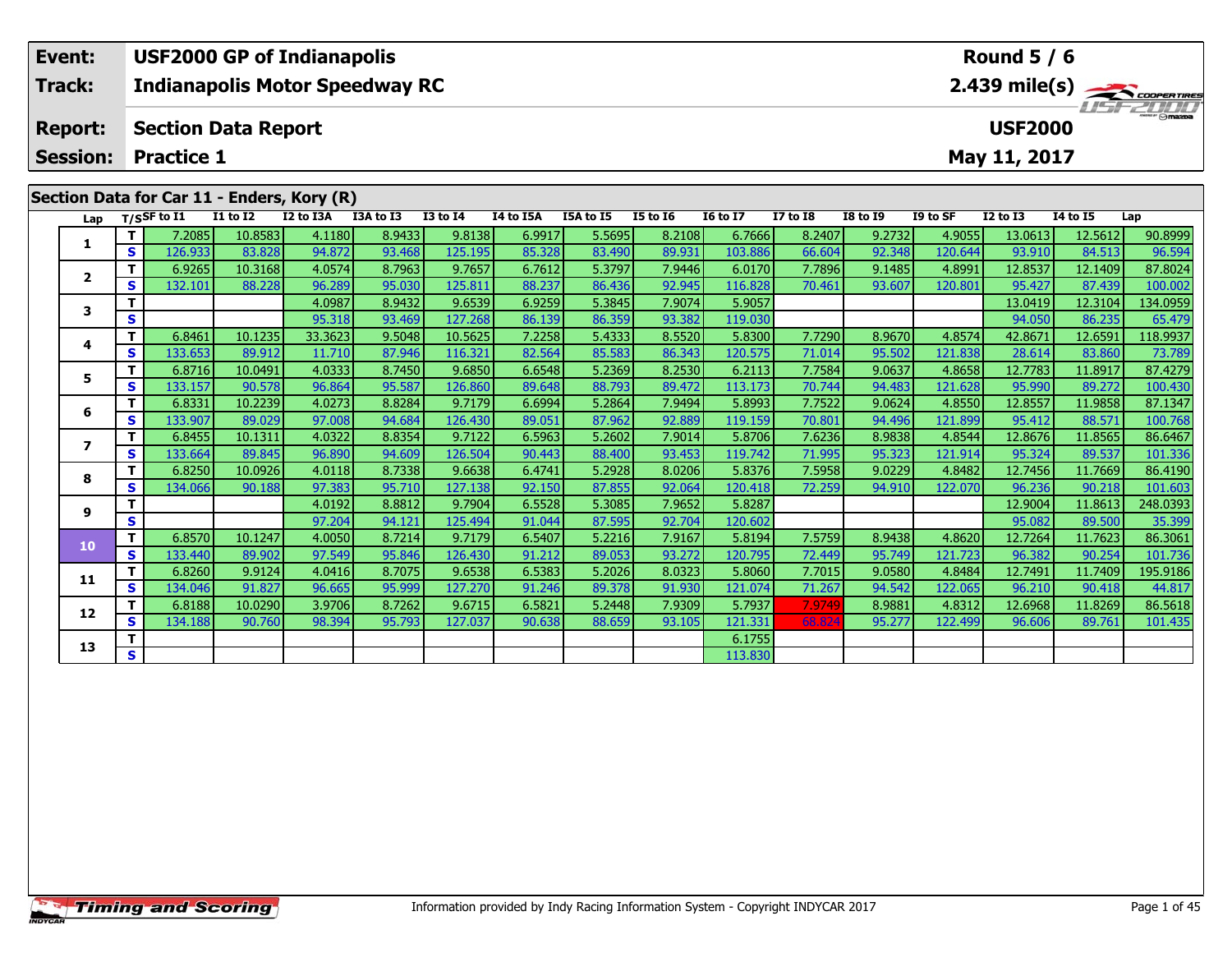| Event: | USF2000 GP of Indianapolis | Round 5 / 6 |
|---|---|---|
| Track: | Indianapolis Motor Speedway RC | 2.439 mile(s) |
| Report: | Section Data Report | USF2000 |
| Session: | Practice 1 | May 11, 2017 |

## Section Data for Car 11 - Enders, Kory (R)

| Lap | T/S | SF to I1 | I1 to I2 | I2 to I3A | I3A to I3 | I3 to I4 | I4 to I5A | I5A to I5 | I5 to I6 | I6 to I7 | I7 to I8 | I8 to I9 | I9 to SF | I2 to I3 | I4 to I5 | Lap |
|---|---|---|---|---|---|---|---|---|---|---|---|---|---|---|---|---|
| 1 | T | 7.2085 | 10.8583 | 4.1180 | 8.9433 | 9.8138 | 6.9917 | 5.5695 | 8.2108 | 6.7666 | 8.2407 | 9.2732 | 4.9055 | 13.0613 | 12.5612 | 90.8999 |
| | S | 126.933 | 83.828 | 94.872 | 93.468 | 125.195 | 85.328 | 83.490 | 89.931 | 103.886 | 66.604 | 92.348 | 120.644 | 93.910 | 84.513 | 96.594 |
| 2 | T | 6.9265 | 10.3168 | 4.0574 | 8.7963 | 9.7657 | 6.7612 | 5.3797 | 7.9446 | 6.0170 | 7.7896 | 9.1485 | 4.8991 | 12.8537 | 12.1409 | 87.8024 |
| | S | 132.101 | 88.228 | 96.289 | 95.030 | 125.811 | 88.237 | 86.436 | 92.945 | 116.828 | 70.461 | 93.607 | 120.801 | 95.427 | 87.439 | 100.002 |
| 3 | T | | | 4.0987 | 8.9432 | 9.6539 | 6.9259 | 5.3845 | 7.9074 | 5.9057 | | | | 13.0419 | 12.3104 | 134.0959 |
| | S | | | 95.318 | 93.469 | 127.268 | 86.139 | 86.359 | 93.382 | 119.030 | | | | 94.050 | 86.235 | 65.479 |
| 4 | T | 6.8461 | 10.1235 | 33.3623 | 9.5048 | 10.5625 | 7.2258 | 5.4333 | 8.5520 | 5.8300 | 7.7290 | 8.9670 | 4.8574 | 42.8671 | 12.6591 | 118.9937 |
| | S | 133.653 | 89.912 | 11.710 | 87.946 | 116.321 | 82.564 | 85.583 | 86.343 | 120.575 | 71.014 | 95.502 | 121.838 | 28.614 | 83.860 | 73.789 |
| 5 | T | 6.8716 | 10.0491 | 4.0333 | 8.7450 | 9.6850 | 6.6548 | 5.2369 | 8.2530 | 6.2113 | 7.7584 | 9.0637 | 4.8658 | 12.7783 | 11.8917 | 87.4279 |
| | S | 133.157 | 90.578 | 96.864 | 95.587 | 126.860 | 89.648 | 88.793 | 89.472 | 113.173 | 70.744 | 94.483 | 121.628 | 95.990 | 89.272 | 100.430 |
| 6 | T | 6.8331 | 10.2239 | 4.0273 | 8.8284 | 9.7179 | 6.6994 | 5.2864 | 7.9494 | 5.8993 | 7.7522 | 9.0624 | 4.8550 | 12.8557 | 11.9858 | 87.1347 |
| | S | 133.907 | 89.029 | 97.008 | 94.684 | 126.430 | 89.051 | 87.962 | 92.889 | 119.159 | 70.801 | 94.496 | 121.899 | 95.412 | 88.571 | 100.768 |
| 7 | T | 6.8455 | 10.1311 | 4.0322 | 8.8354 | 9.7122 | 6.5963 | 5.2602 | 7.9014 | 5.8706 | 7.6236 | 8.9838 | 4.8544 | 12.8676 | 11.8565 | 86.6467 |
| | S | 133.664 | 89.845 | 96.890 | 94.609 | 126.504 | 90.443 | 88.400 | 93.453 | 119.742 | 71.995 | 95.323 | 121.914 | 95.324 | 89.537 | 101.336 |
| 8 | T | 6.8250 | 10.0926 | 4.0118 | 8.7338 | 9.6638 | 6.4741 | 5.2928 | 8.0206 | 5.8376 | 7.5958 | 9.0229 | 4.8482 | 12.7456 | 11.7669 | 86.4190 |
| | S | 134.066 | 90.188 | 97.383 | 95.710 | 127.138 | 92.150 | 87.855 | 92.064 | 120.418 | 72.259 | 94.910 | 122.070 | 96.236 | 90.218 | 101.603 |
| 9 | T | | | 4.0192 | 8.8812 | 9.7904 | 6.5528 | 5.3085 | 7.9652 | 5.8287 | | | | 12.9004 | 11.8613 | 248.0393 |
| | S | | | 97.204 | 94.121 | 125.494 | 91.044 | 87.595 | 92.704 | 120.602 | | | | 95.082 | 89.500 | 35.399 |
| 10 | T | 6.8570 | 10.1247 | 4.0050 | 8.7214 | 9.7179 | 6.5407 | 5.2216 | 7.9167 | 5.8194 | 7.5759 | 8.9438 | 4.8620 | 12.7264 | 11.7623 | 86.3061 |
| | S | 133.440 | 89.902 | 97.549 | 95.846 | 126.430 | 91.212 | 89.053 | 93.272 | 120.795 | 72.449 | 95.749 | 121.723 | 96.382 | 90.254 | 101.736 |
| 11 | T | 6.8260 | 9.9124 | 4.0416 | 8.7075 | 9.6538 | 6.5383 | 5.2026 | 8.0323 | 5.8060 | 7.7015 | 9.0580 | 4.8484 | 12.7491 | 11.7409 | 195.9186 |
| | S | 134.046 | 91.827 | 96.665 | 95.999 | 127.270 | 91.246 | 89.378 | 91.930 | 121.074 | 71.267 | 94.542 | 122.065 | 96.210 | 90.418 | 44.817 |
| 12 | T | 6.8188 | 10.0290 | 3.9706 | 8.7262 | 9.6715 | 6.5821 | 5.2448 | 7.9309 | 5.7937 | 7.9749 | 8.9881 | 4.8312 | 12.6968 | 11.8269 | 86.5618 |
| | S | 134.188 | 90.760 | 98.394 | 95.793 | 127.037 | 90.638 | 88.659 | 93.105 | 121.331 | 68.824 | 95.277 | 122.499 | 96.606 | 89.761 | 101.435 |
| 13 | T | | | | | | | | | 6.1755 | | | | | | |
| | S | | | | | | | | | 113.830 | | | | | | |

Information provided by Indy Racing Information System - Copyright INDYCAR 2017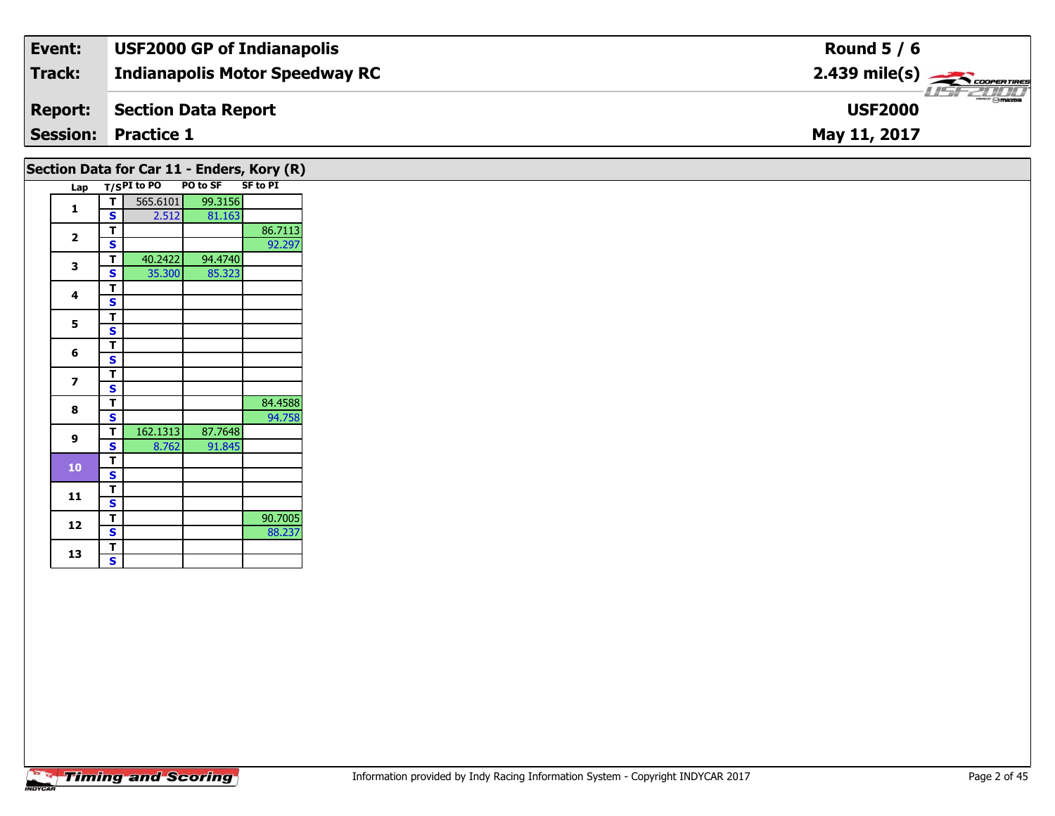| Event: | USF2000 GP of Indianapolis | Round 5 / 6 |
|---|---|---|
| Track: | Indianapolis Motor Speedway RC | 2.439 mile(s) |
| Report: | Section Data Report | USF2000 |
| Session: | Practice 1 | May 11, 2017 |

## Section Data for Car 11 - Enders, Kory (R)

| Lap | T/S | PI to PO | PO to SF | SF to PI |
|---|---|---|---|---|
| 1 | T | 565.6101 | 99.3156 | |
| | S | 2.512 | 81.163 | |
| 2 | T | | | 86.7113 |
| | S | | | 92.297 |
| 3 | T | 40.2422 | 94.4740 | |
| | S | 35.300 | 85.323 | |
| 4 | T | | | |
| | S | | | |
| 5 | T | | | |
| | S | | | |
| 6 | T | | | |
| | S | | | |
| 7 | T | | | |
| | S | | | |
| 8 | T | | | 84.4588 |
| | S | | | 94.758 |
| 9 | T | 162.1313 | 87.7648 | |
| | S | 8.762 | 91.845 | |
| 10 | T | | | |
| | S | | | |
| 11 | T | | | |
| | S | | | |
| 12 | T | | | 90.7005 |
| | S | | | 88.237 |
| 13 | T | | | |
| | S | | | |

Information provided by Indy Racing Information System - Copyright INDYCAR 2017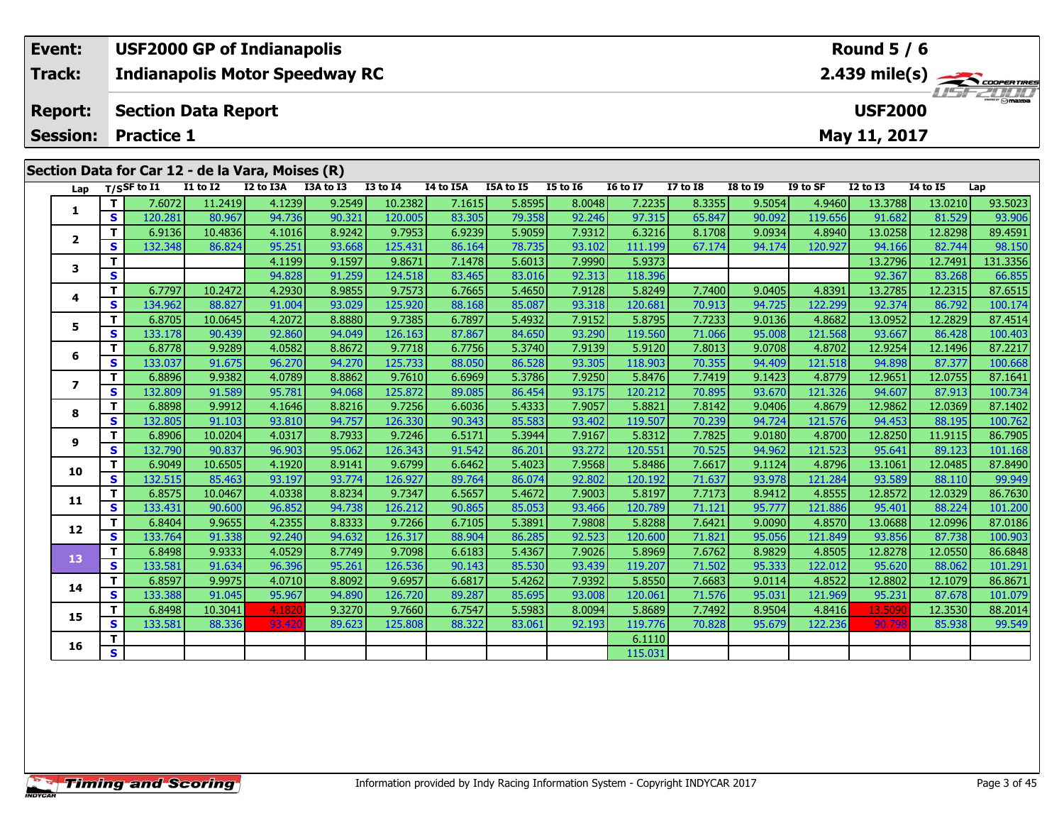| Event: | USF2000 GP of Indianapolis | Round 5 / 6 |
|---|---|---|
| Track: | Indianapolis Motor Speedway RC | 2.439 mile(s) |
| Report: | Section Data Report | USF2000 |
| Session: | Practice 1 | May 11, 2017 |

## Section Data for Car 12 - de la Vara, Moises (R)

| Lap | T/S | SF to I1 | I1 to I2 | I2 to I3A | I3A to I3 | I3 to I4 | I4 to I5A | I5A to I5 | I5 to I6 | I6 to I7 | I7 to I8 | I8 to I9 | I9 to SF | I2 to I3 | I4 to I5 | Lap |
|---|---|---|---|---|---|---|---|---|---|---|---|---|---|---|---|---|
| 1 | T | 7.6072 | 11.2419 | 4.1239 | 9.2549 | 10.2382 | 7.1615 | 5.8595 | 8.0048 | 7.2235 | 8.3355 | 9.5054 | 4.9460 | 13.3788 | 13.0210 | 93.5023 |
| | S | 120.281 | 80.967 | 94.736 | 90.321 | 120.005 | 83.305 | 79.358 | 92.246 | 97.315 | 65.847 | 90.092 | 119.656 | 91.682 | 81.529 | 93.906 |
| 2 | T | 6.9136 | 10.4836 | 4.1016 | 8.9242 | 9.7953 | 6.9239 | 5.9059 | 7.9312 | 6.3216 | 8.1708 | 9.0934 | 4.8940 | 13.0258 | 12.8298 | 89.4591 |
| | S | 132.348 | 86.824 | 95.251 | 93.668 | 125.431 | 86.164 | 78.735 | 93.102 | 111.199 | 67.174 | 94.174 | 120.927 | 94.166 | 82.744 | 98.150 |
| 3 | T | | | 4.1199 | 9.1597 | 9.8671 | 7.1478 | 5.6013 | 7.9990 | 5.9373 | | | | 13.2796 | 12.7491 | 131.3356 |
| | S | | | 94.828 | 91.259 | 124.518 | 83.465 | 83.016 | 92.313 | 118.396 | | | | 92.367 | 83.268 | 66.855 |
| 4 | T | 6.7797 | 10.2472 | 4.2930 | 8.9855 | 9.7573 | 6.7665 | 5.4650 | 7.9128 | 5.8249 | 7.7400 | 9.0405 | 4.8391 | 13.2785 | 12.2315 | 87.6515 |
| | S | 134.962 | 88.827 | 91.004 | 93.029 | 125.920 | 88.168 | 85.087 | 93.318 | 120.681 | 70.913 | 94.725 | 122.299 | 92.374 | 86.792 | 100.174 |
| 5 | T | 6.8705 | 10.0645 | 4.2072 | 8.8880 | 9.7385 | 6.7897 | 5.4932 | 7.9152 | 5.8795 | 7.7233 | 9.0136 | 4.8682 | 13.0952 | 12.2829 | 87.4514 |
| | S | 133.178 | 90.439 | 92.860 | 94.049 | 126.163 | 87.867 | 84.650 | 93.290 | 119.560 | 71.066 | 95.008 | 121.568 | 93.667 | 86.428 | 100.403 |
| 6 | T | 6.8778 | 9.9289 | 4.0582 | 8.8672 | 9.7718 | 6.7756 | 5.3740 | 7.9139 | 5.9120 | 7.8013 | 9.0708 | 4.8702 | 12.9254 | 12.1496 | 87.2217 |
| | S | 133.037 | 91.675 | 96.270 | 94.270 | 125.733 | 88.050 | 86.528 | 93.305 | 118.903 | 70.355 | 94.409 | 121.518 | 94.898 | 87.377 | 100.668 |
| 7 | T | 6.8896 | 9.9382 | 4.0789 | 8.8862 | 9.7610 | 6.6969 | 5.3786 | 7.9250 | 5.8476 | 7.7419 | 9.1423 | 4.8779 | 12.9651 | 12.0755 | 87.1641 |
| | S | 132.809 | 91.589 | 95.781 | 94.068 | 125.872 | 89.085 | 86.454 | 93.175 | 120.212 | 70.895 | 93.670 | 121.326 | 94.607 | 87.913 | 100.734 |
| 8 | T | 6.8898 | 9.9912 | 4.1646 | 8.8216 | 9.7256 | 6.6036 | 5.4333 | 7.9057 | 5.8821 | 7.8142 | 9.0406 | 4.8679 | 12.9862 | 12.0369 | 87.1402 |
| | S | 132.805 | 91.103 | 93.810 | 94.757 | 126.330 | 90.343 | 85.583 | 93.402 | 119.507 | 70.239 | 94.724 | 121.576 | 94.453 | 88.195 | 100.762 |
| 9 | T | 6.8906 | 10.0204 | 4.0317 | 8.7933 | 9.7246 | 6.5171 | 5.3944 | 7.9167 | 5.8312 | 7.7825 | 9.0180 | 4.8700 | 12.8250 | 11.9115 | 86.7905 |
| | S | 132.790 | 90.837 | 96.903 | 95.062 | 126.343 | 91.542 | 86.201 | 93.272 | 120.551 | 70.525 | 94.962 | 121.523 | 95.641 | 89.123 | 101.168 |
| 10 | T | 6.9049 | 10.6505 | 4.1920 | 8.9141 | 9.6799 | 6.6462 | 5.4023 | 7.9568 | 5.8486 | 7.6617 | 9.1124 | 4.8796 | 13.1061 | 12.0485 | 87.8490 |
| | S | 132.515 | 85.463 | 93.197 | 93.774 | 126.927 | 89.764 | 86.074 | 92.802 | 120.192 | 71.637 | 93.978 | 121.284 | 93.589 | 88.110 | 99.949 |
| 11 | T | 6.8575 | 10.0467 | 4.0338 | 8.8234 | 9.7347 | 6.5657 | 5.4672 | 7.9003 | 5.8197 | 7.7173 | 8.9412 | 4.8555 | 12.8572 | 12.0329 | 86.7630 |
| | S | 133.431 | 90.600 | 96.852 | 94.738 | 126.212 | 90.865 | 85.053 | 93.466 | 120.789 | 71.121 | 95.777 | 121.886 | 95.401 | 88.224 | 101.200 |
| 12 | T | 6.8404 | 9.9655 | 4.2355 | 8.8333 | 9.7266 | 6.7105 | 5.3891 | 7.9808 | 5.8288 | 7.6421 | 9.0090 | 4.8570 | 13.0688 | 12.0996 | 87.0186 |
| | S | 133.764 | 91.338 | 92.240 | 94.632 | 126.317 | 88.904 | 86.285 | 92.523 | 120.600 | 71.821 | 95.056 | 121.849 | 93.856 | 87.738 | 100.903 |
| 13 | T | 6.8498 | 9.9333 | 4.0529 | 8.7749 | 9.7098 | 6.6183 | 5.4367 | 7.9026 | 5.8969 | 7.6762 | 8.9829 | 4.8505 | 12.8278 | 12.0550 | 86.6848 |
| | S | 133.581 | 91.634 | 96.396 | 95.261 | 126.536 | 90.143 | 85.530 | 93.439 | 119.207 | 71.502 | 95.333 | 122.012 | 95.620 | 88.062 | 101.291 |
| 14 | T | 6.8597 | 9.9975 | 4.0710 | 8.8092 | 9.6957 | 6.6817 | 5.4262 | 7.9392 | 5.8550 | 7.6683 | 9.0114 | 4.8522 | 12.8802 | 12.1079 | 86.8671 |
| | S | 133.388 | 91.045 | 95.967 | 94.890 | 126.720 | 89.287 | 85.695 | 93.008 | 120.061 | 71.576 | 95.031 | 121.969 | 95.231 | 87.678 | 101.079 |
| 15 | T | 6.8498 | 10.3041 | 4.1820 | 9.3270 | 9.7660 | 6.7547 | 5.5983 | 8.0094 | 5.8689 | 7.7492 | 8.9504 | 4.8416 | 13.5090 | 12.3530 | 88.2014 |
| | S | 133.581 | 88.336 | 93.420 | 89.623 | 125.808 | 88.322 | 83.061 | 92.193 | 119.776 | 70.828 | 95.679 | 122.236 | 90.798 | 85.938 | 99.549 |
| 16 | T | | | | | | | | | 6.1110 | | | | | | |
| | S | | | | | | | | | 115.031 | | | | | | |

Information provided by Indy Racing Information System - Copyright INDYCAR 2017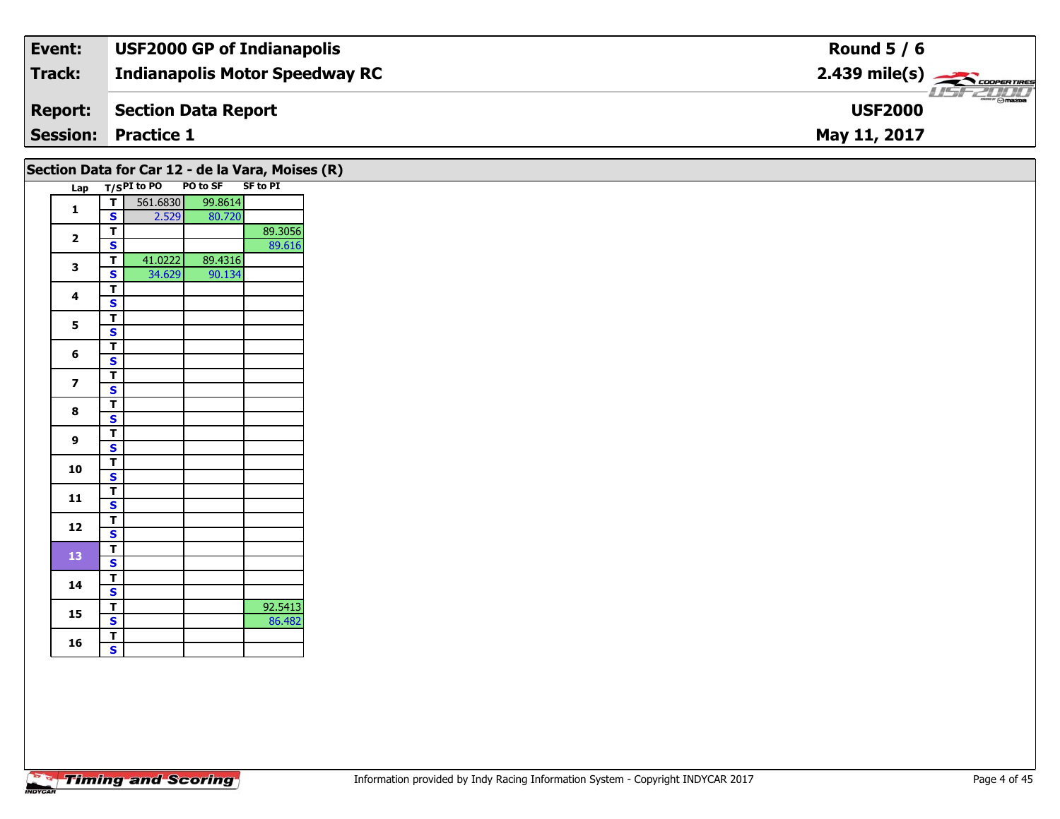| Event: | USF2000 GP of Indianapolis | Round 5 / 6 |
|---|---|---|
| Track: | Indianapolis Motor Speedway RC | 2.439 mile(s) |
| Report: | Section Data Report | USF2000 |
| Session: | Practice 1 | May 11, 2017 |

## Section Data for Car 12 - de la Vara, Moises (R)

| Lap | T/S | PI to PO | PO to SF | SF to PI |
|---|---|---|---|---|
| 1 | T | 561.6830 | 99.8614 | |
| | S | 2.529 | 80.720 | |
| 2 | T | | | 89.3056 |
| | S | | | 89.616 |
| 3 | T | 41.0222 | 89.4316 | |
| | S | 34.629 | 90.134 | |
| 4 | T | | | |
| | S | | | |
| 5 | T | | | |
| | S | | | |
| 6 | T | | | |
| | S | | | |
| 7 | T | | | |
| | S | | | |
| 8 | T | | | |
| | S | | | |
| 9 | T | | | |
| | S | | | |
| 10 | T | | | |
| | S | | | |
| 11 | T | | | |
| | S | | | |
| 12 | T | | | |
| | S | | | |
| 13 | T | | | |
| | S | | | |
| 14 | T | | | |
| | S | | | |
| 15 | T | | | 92.5413 |
| | S | | | 86.482 |
| 16 | T | | | |
| | S | | | |

Information provided by Indy Racing Information System - Copyright INDYCAR 2017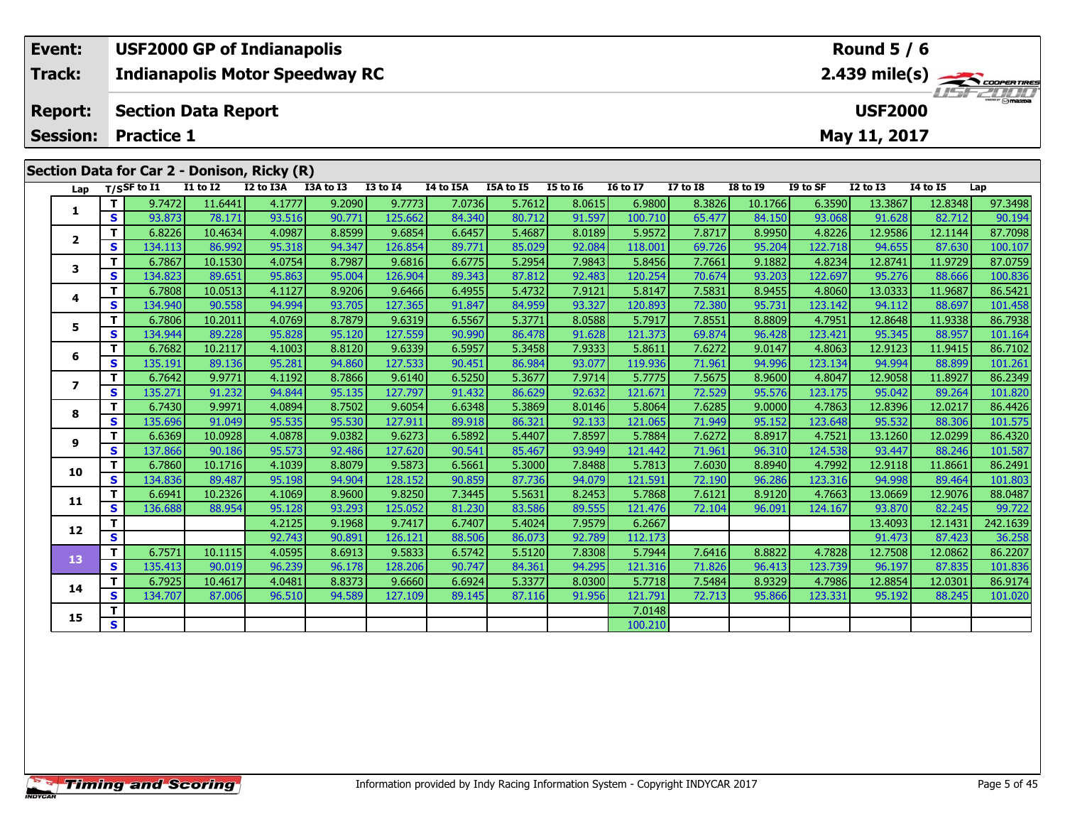| Event: | USF2000 GP of Indianapolis | Round 5 / 6 |
|---|---|---|
| Track: | Indianapolis Motor Speedway RC | 2.439 mile(s) |
| Report: | Section Data Report | USF2000 |
| Session: | Practice 1 | May 11, 2017 |

## Section Data for Car 2 - Donison, Ricky (R)

| Lap | T/S | SF to I1 | I1 to I2 | I2 to I3A | I3A to I3 | I3 to I4 | I4 to I5A | I5A to I5 | I5 to I6 | I6 to I7 | I7 to I8 | I8 to I9 | I9 to SF | I2 to I3 | I4 to I5 | Lap |
|---|---|---|---|---|---|---|---|---|---|---|---|---|---|---|---|---|
| 1 | T | 9.7472 | 11.6441 | 4.1777 | 9.2090 | 9.7773 | 7.0736 | 5.7612 | 8.0615 | 6.9800 | 8.3826 | 10.1766 | 6.3590 | 13.3867 | 12.8348 | 97.3498 |
| | S | 93.873 | 78.171 | 93.516 | 90.771 | 125.662 | 84.340 | 80.712 | 91.597 | 100.710 | 65.477 | 84.150 | 93.068 | 91.628 | 82.712 | 90.194 |
| 2 | T | 6.8226 | 10.4634 | 4.0987 | 8.8599 | 9.6854 | 6.6457 | 5.4687 | 8.0189 | 5.9572 | 7.8717 | 8.9950 | 4.8226 | 12.9586 | 12.1144 | 87.7098 |
| | S | 134.113 | 86.992 | 95.318 | 94.347 | 126.854 | 89.771 | 85.029 | 92.084 | 118.001 | 69.726 | 95.204 | 122.718 | 94.655 | 87.630 | 100.107 |
| 3 | T | 6.7867 | 10.1530 | 4.0754 | 8.7987 | 9.6816 | 6.6775 | 5.2954 | 7.9843 | 5.8456 | 7.7661 | 9.1882 | 4.8234 | 12.8741 | 11.9729 | 87.0759 |
| | S | 134.823 | 89.651 | 95.863 | 95.004 | 126.904 | 89.343 | 87.812 | 92.483 | 120.254 | 70.674 | 93.203 | 122.697 | 95.276 | 88.666 | 100.836 |
| 4 | T | 6.7808 | 10.0513 | 4.1127 | 8.9206 | 9.6466 | 6.4955 | 5.4732 | 7.9121 | 5.8147 | 7.5831 | 8.9455 | 4.8060 | 13.0333 | 11.9687 | 86.5421 |
| | S | 134.940 | 90.558 | 94.994 | 93.705 | 127.365 | 91.847 | 84.959 | 93.327 | 120.893 | 72.380 | 95.731 | 123.142 | 94.112 | 88.697 | 101.458 |
| 5 | T | 6.7806 | 10.2011 | 4.0769 | 8.7879 | 9.6319 | 6.5567 | 5.3771 | 8.0588 | 5.7917 | 7.8551 | 8.8809 | 4.7951 | 12.8648 | 11.9338 | 86.7938 |
| | S | 134.944 | 89.228 | 95.828 | 95.120 | 127.559 | 90.990 | 86.478 | 91.628 | 121.373 | 69.874 | 96.428 | 123.421 | 95.345 | 88.957 | 101.164 |
| 6 | T | 6.7682 | 10.2117 | 4.1003 | 8.8120 | 9.6339 | 6.5957 | 5.3458 | 7.9333 | 5.8611 | 7.6272 | 9.0147 | 4.8063 | 12.9123 | 11.9415 | 86.7102 |
| | S | 135.191 | 89.136 | 95.281 | 94.860 | 127.533 | 90.451 | 86.984 | 93.077 | 119.936 | 71.961 | 94.996 | 123.134 | 94.994 | 88.899 | 101.261 |
| 7 | T | 6.7642 | 9.9771 | 4.1192 | 8.7866 | 9.6140 | 6.5250 | 5.3677 | 7.9714 | 5.7775 | 7.5675 | 8.9600 | 4.8047 | 12.9058 | 11.8927 | 86.2349 |
| | S | 135.271 | 91.232 | 94.844 | 95.135 | 127.797 | 91.432 | 86.629 | 92.632 | 121.671 | 72.529 | 95.576 | 123.175 | 95.042 | 89.264 | 101.820 |
| 8 | T | 6.7430 | 9.9971 | 4.0894 | 8.7502 | 9.6054 | 6.6348 | 5.3869 | 8.0146 | 5.8064 | 7.6285 | 9.0000 | 4.7863 | 12.8396 | 12.0217 | 86.4426 |
| | S | 135.696 | 91.049 | 95.535 | 95.530 | 127.911 | 89.918 | 86.321 | 92.133 | 121.065 | 71.949 | 95.152 | 123.648 | 95.532 | 88.306 | 101.575 |
| 9 | T | 6.6369 | 10.0928 | 4.0878 | 9.0382 | 9.6273 | 6.5892 | 5.4407 | 7.8597 | 5.7884 | 7.6272 | 8.8917 | 4.7521 | 13.1260 | 12.0299 | 86.4320 |
| | S | 137.866 | 90.186 | 95.573 | 92.486 | 127.620 | 90.541 | 85.467 | 93.949 | 121.442 | 71.961 | 96.310 | 124.538 | 93.447 | 88.246 | 101.587 |
| 10 | T | 6.7860 | 10.1716 | 4.1039 | 8.8079 | 9.5873 | 6.5661 | 5.3000 | 7.8488 | 5.7813 | 7.6030 | 8.8940 | 4.7992 | 12.9118 | 11.8661 | 86.2491 |
| | S | 134.836 | 89.487 | 95.198 | 94.904 | 128.152 | 90.859 | 87.736 | 94.079 | 121.591 | 72.190 | 96.286 | 123.316 | 94.998 | 89.464 | 101.803 |
| 11 | T | 6.6941 | 10.2326 | 4.1069 | 8.9600 | 9.8250 | 7.3445 | 5.5631 | 8.2453 | 5.7868 | 7.6121 | 8.9120 | 4.7663 | 13.0669 | 12.9076 | 88.0487 |
| | S | 136.688 | 88.954 | 95.128 | 93.293 | 125.052 | 81.230 | 83.586 | 89.555 | 121.476 | 72.104 | 96.091 | 124.167 | 93.870 | 82.245 | 99.722 |
| 12 | T | | | 4.2125 | 9.1968 | 9.7417 | 6.7407 | 5.4024 | 7.9579 | 6.2667 | | | | 13.4093 | 12.1431 | 242.1639 |
| | S | | | 92.743 | 90.891 | 126.121 | 88.506 | 86.073 | 92.789 | 112.173 | | | | 91.473 | 87.423 | 36.258 |
| 13 | T | 6.7571 | 10.1115 | 4.0595 | 8.6913 | 9.5833 | 6.5742 | 5.5120 | 7.8308 | 5.7944 | 7.6416 | 8.8822 | 4.7828 | 12.7508 | 12.0862 | 86.2207 |
| | S | 135.413 | 90.019 | 96.239 | 96.178 | 128.206 | 90.747 | 84.361 | 94.295 | 121.316 | 71.826 | 96.413 | 123.739 | 96.197 | 87.835 | 101.836 |
| 14 | T | 6.7925 | 10.4617 | 4.0481 | 8.8373 | 9.6660 | 6.6924 | 5.3377 | 8.0300 | 5.7718 | 7.5484 | 8.9329 | 4.7986 | 12.8854 | 12.0301 | 86.9174 |
| | S | 134.707 | 87.006 | 96.510 | 94.589 | 127.109 | 89.145 | 87.116 | 91.956 | 121.791 | 72.713 | 95.866 | 123.331 | 95.192 | 88.245 | 101.020 |
| 15 | T | | | | | | | | | 7.0148 | | | | | | |
| | S | | | | | | | | | 100.210 | | | | | | |

Timing and Scoring

Information provided by Indy Racing Information System - Copyright INDYCAR 2017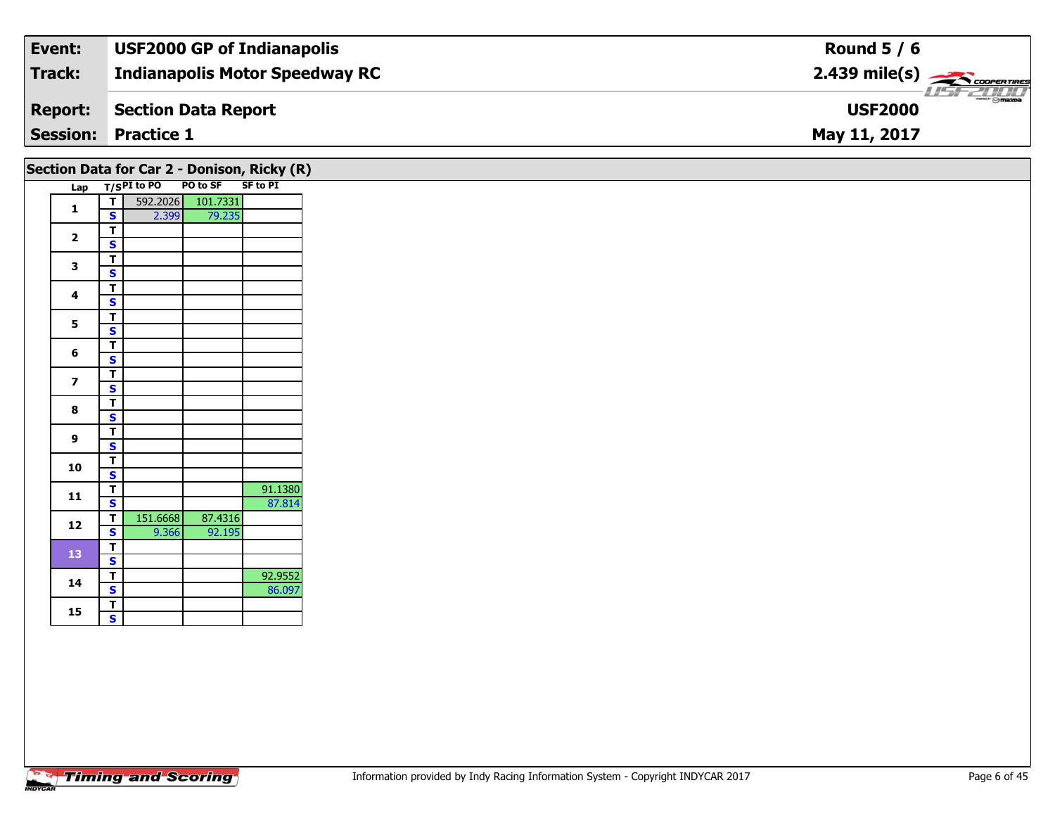| Event: | USF2000 GP of Indianapolis | Round 5 / 6 |
|---|---|---|
| Track: | Indianapolis Motor Speedway RC | 2.439 mile(s) |
| Report: | Section Data Report | USF2000 |
| Session: | Practice 1 | May 11, 2017 |

## Section Data for Car 2 - Donison, Ricky (R)

| Lap | T/S | PI to PO | PO to SF | SF to PI |
|---|---|---|---|---|
| 1 | T | 592.2026 | 101.7331 | |
| | S | 2.399 | 79.235 | |
| 2 | T | | | |
| | S | | | |
| 3 | T | | | |
| | S | | | |
| 4 | T | | | |
| | S | | | |
| 5 | T | | | |
| | S | | | |
| 6 | T | | | |
| | S | | | |
| 7 | T | | | |
| | S | | | |
| 8 | T | | | |
| | S | | | |
| 9 | T | | | |
| | S | | | |
| 10 | T | | | |
| | S | | | |
| 11 | T | | | 91.1380 |
| | S | | | 87.814 |
| 12 | T | 151.6668 | 87.4316 | |
| | S | 9.366 | 92.195 | |
| 13 | T | | | |
| | S | | | |
| 14 | T | | | 92.9552 |
| | S | | | 86.097 |
| 15 | T | | | |
| | S | | | |

Information provided by Indy Racing Information System - Copyright INDYCAR 2017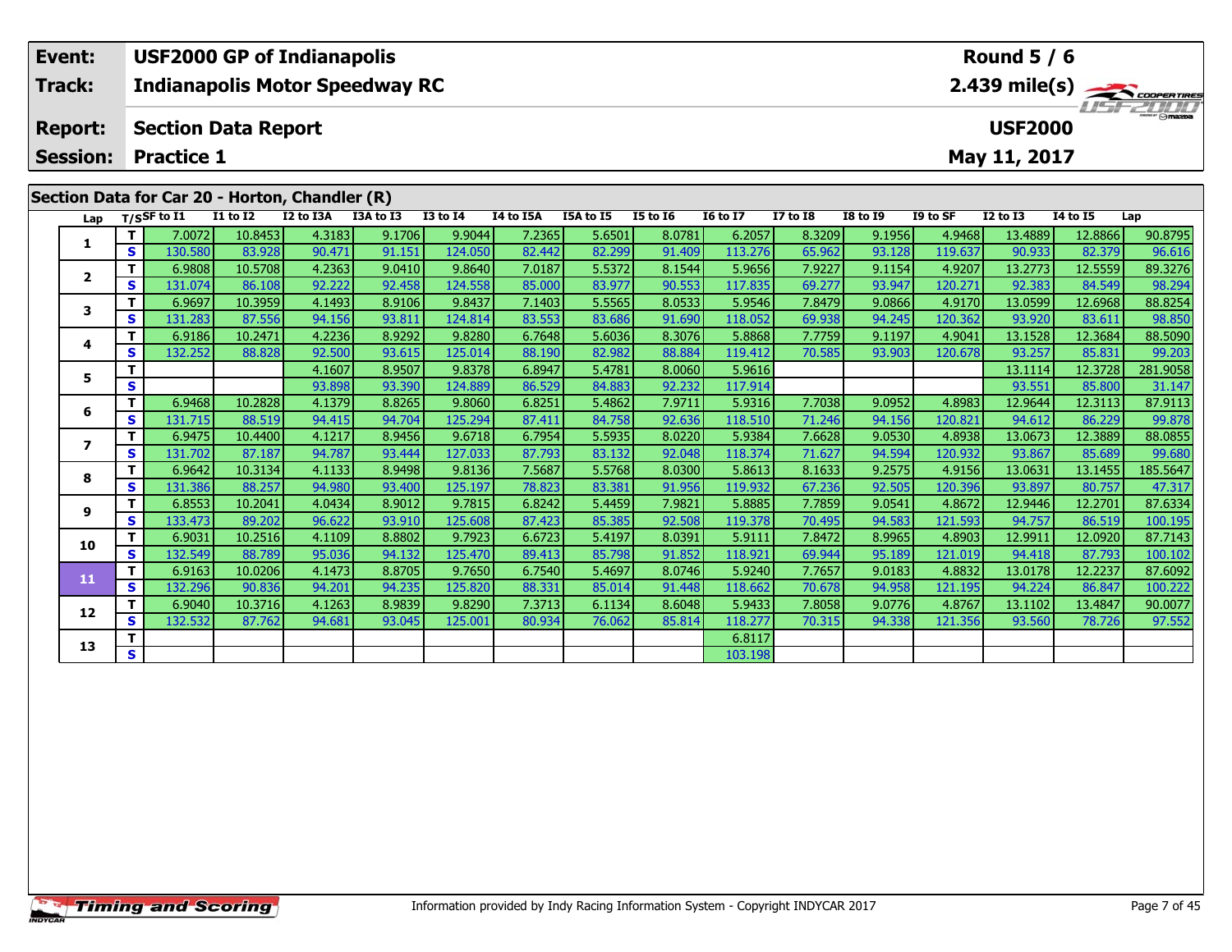| Event: | USF2000 GP of Indianapolis | Round 5 / 6 |
|---|---|---|
| Track: | Indianapolis Motor Speedway RC | 2.439 mile(s) |
| Report: | Section Data Report | USF2000 |
| Session: | Practice 1 | May 11, 2017 |

## Section Data for Car 20 - Horton, Chandler (R)

| Lap | T/S | SF to I1 | I1 to I2 | I2 to I3A | I3A to I3 | I3 to I4 | I4 to I5A | I5A to I5 | I5 to I6 | I6 to I7 | I7 to I8 | I8 to I9 | I9 to SF | I2 to I3 | I4 to I5 | Lap |
|---|---|---|---|---|---|---|---|---|---|---|---|---|---|---|---|---|
| 1 | T | 7.0072 | 10.8453 | 4.3183 | 9.1706 | 9.9044 | 7.2365 | 5.6501 | 8.0781 | 6.2057 | 8.3209 | 9.1956 | 4.9468 | 13.4889 | 12.8866 | 90.8795 |
| | S | 130.580 | 83.928 | 90.471 | 91.151 | 124.050 | 82.442 | 82.299 | 91.409 | 113.276 | 65.962 | 93.128 | 119.637 | 90.933 | 82.379 | 96.616 |
| 2 | T | 6.9808 | 10.5708 | 4.2363 | 9.0410 | 9.8640 | 7.0187 | 5.5372 | 8.1544 | 5.9656 | 7.9227 | 9.1154 | 4.9207 | 13.2773 | 12.5559 | 89.3276 |
| | S | 131.074 | 86.108 | 92.222 | 92.458 | 124.558 | 85.000 | 83.977 | 90.553 | 117.835 | 69.277 | 93.947 | 120.271 | 92.383 | 84.549 | 98.294 |
| 3 | T | 6.9697 | 10.3959 | 4.1493 | 8.9106 | 9.8437 | 7.1403 | 5.5565 | 8.0533 | 5.9546 | 7.8479 | 9.0866 | 4.9170 | 13.0599 | 12.6968 | 88.8254 |
| | S | 131.283 | 87.556 | 94.156 | 93.811 | 124.814 | 83.553 | 83.686 | 91.690 | 118.052 | 69.938 | 94.245 | 120.362 | 93.920 | 83.611 | 98.850 |
| 4 | T | 6.9186 | 10.2471 | 4.2236 | 8.9292 | 9.8280 | 6.7648 | 5.6036 | 8.3076 | 5.8868 | 7.7759 | 9.1197 | 4.9041 | 13.1528 | 12.3684 | 88.5090 |
| | S | 132.252 | 88.828 | 92.500 | 93.615 | 125.014 | 88.190 | 82.982 | 88.884 | 119.412 | 70.585 | 93.903 | 120.678 | 93.257 | 85.831 | 99.203 |
| 5 | T | | | 4.1607 | 8.9507 | 9.8378 | 6.8947 | 5.4781 | 8.0060 | 5.9616 | | | | 13.1114 | 12.3728 | 281.9058 |
| | S | | | 93.898 | 93.390 | 124.889 | 86.529 | 84.883 | 92.232 | 117.914 | | | | 93.551 | 85.800 | 31.147 |
| 6 | T | 6.9468 | 10.2828 | 4.1379 | 8.8265 | 9.8060 | 6.8251 | 5.4862 | 7.9711 | 5.9316 | 7.7038 | 9.0952 | 4.8983 | 12.9644 | 12.3113 | 87.9113 |
| | S | 131.715 | 88.519 | 94.415 | 94.704 | 125.294 | 87.411 | 84.758 | 92.636 | 118.510 | 71.246 | 94.156 | 120.821 | 94.612 | 86.229 | 99.878 |
| 7 | T | 6.9475 | 10.4400 | 4.1217 | 8.9456 | 9.6718 | 6.7954 | 5.5935 | 8.0220 | 5.9384 | 7.6628 | 9.0530 | 4.8938 | 13.0673 | 12.3889 | 88.0855 |
| | S | 131.702 | 87.187 | 94.787 | 93.444 | 127.033 | 87.793 | 83.132 | 92.048 | 118.374 | 71.627 | 94.594 | 120.932 | 93.867 | 85.689 | 99.680 |
| 8 | T | 6.9642 | 10.3134 | 4.1133 | 8.9498 | 9.8136 | 7.5687 | 5.5768 | 8.0300 | 5.8613 | 8.1633 | 9.2575 | 4.9156 | 13.0631 | 13.1455 | 185.5647 |
| | S | 131.386 | 88.257 | 94.980 | 93.400 | 125.197 | 78.823 | 83.381 | 91.956 | 119.932 | 67.236 | 92.505 | 120.396 | 93.897 | 80.757 | 47.317 |
| 9 | T | 6.8553 | 10.2041 | 4.0434 | 8.9012 | 9.7815 | 6.8242 | 5.4459 | 7.9821 | 5.8885 | 7.7859 | 9.0541 | 4.8672 | 12.9446 | 12.2701 | 87.6334 |
| | S | 133.473 | 89.202 | 96.622 | 93.910 | 125.608 | 87.423 | 85.385 | 92.508 | 119.378 | 70.495 | 94.583 | 121.593 | 94.757 | 86.519 | 100.195 |
| 10 | T | 6.9031 | 10.2516 | 4.1109 | 8.8802 | 9.7923 | 6.6723 | 5.4197 | 8.0391 | 5.9111 | 7.8472 | 8.9965 | 4.8903 | 12.9911 | 12.0920 | 87.7143 |
| | S | 132.549 | 88.789 | 95.036 | 94.132 | 125.470 | 89.413 | 85.798 | 91.852 | 118.921 | 69.944 | 95.189 | 121.019 | 94.418 | 87.793 | 100.102 |
| 11 | T | 6.9163 | 10.0206 | 4.1473 | 8.8705 | 9.7650 | 6.7540 | 5.4697 | 8.0746 | 5.9240 | 7.7657 | 9.0183 | 4.8832 | 13.0178 | 12.2237 | 87.6092 |
| | S | 132.296 | 90.836 | 94.201 | 94.235 | 125.820 | 88.331 | 85.014 | 91.448 | 118.662 | 70.678 | 94.958 | 121.195 | 94.224 | 86.847 | 100.222 |
| 12 | T | 6.9040 | 10.3716 | 4.1263 | 8.9839 | 9.8290 | 7.3713 | 6.1134 | 8.6048 | 5.9433 | 7.8058 | 9.0776 | 4.8767 | 13.1102 | 13.4847 | 90.0077 |
| | S | 132.532 | 87.762 | 94.681 | 93.045 | 125.001 | 80.934 | 76.062 | 85.814 | 118.277 | 70.315 | 94.338 | 121.356 | 93.560 | 78.726 | 97.552 |
| 13 | T | | | | | | | | | 6.8117 | | | | | | |
| | S | | | | | | | | | 103.198 | | | | | | |

Information provided by Indy Racing Information System - Copyright INDYCAR 2017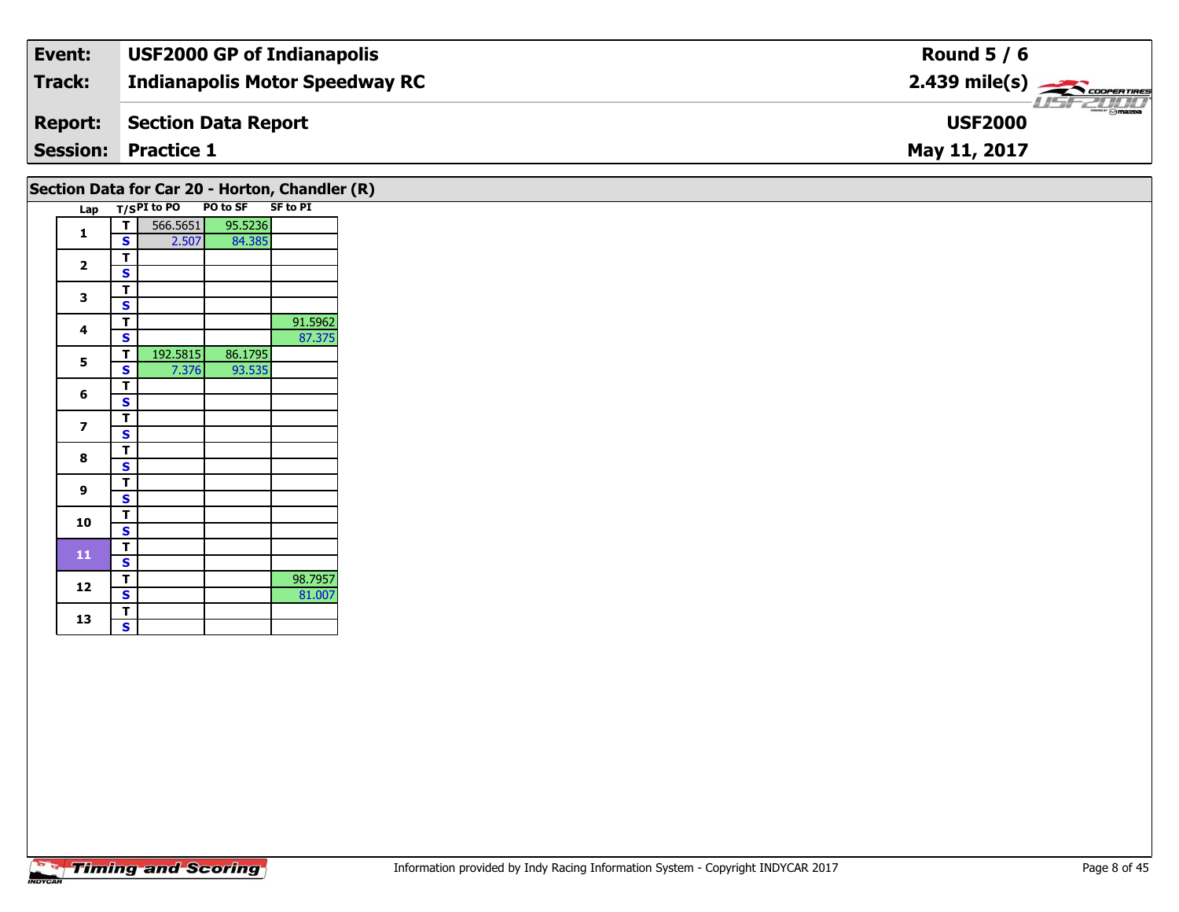| Event: | USF2000 GP of Indianapolis | Round 5 / 6 |
|---|---|---|
| Track: | Indianapolis Motor Speedway RC | 2.439 mile(s) |
| Report: | Section Data Report | USF2000 |
| Session: | Practice 1 | May 11, 2017 |

## Section Data for Car 20 - Horton, Chandler (R)

| Lap | T/S | PI to PO | PO to SF | SF to PI |
|---|---|---|---|---|
| 1 | T | 566.5651 | 95.5236 | |
| | S | 2.507 | 84.385 | |
| 2 | T | | | |
| | S | | | |
| 3 | T | | | |
| | S | | | |
| 4 | T | | | 91.5962 |
| | S | | | 87.375 |
| 5 | T | 192.5815 | 86.1795 | |
| | S | 7.376 | 93.535 | |
| 6 | T | | | |
| | S | | | |
| 7 | T | | | |
| | S | | | |
| 8 | T | | | |
| | S | | | |
| 9 | T | | | |
| | S | | | |
| 10 | T | | | |
| | S | | | |
| 11 | T | | | |
| | S | | | |
| 12 | T | | | 98.7957 |
| | S | | | 81.007 |
| 13 | T | | | |
| | S | | | |

Information provided by Indy Racing Information System - Copyright INDYCAR 2017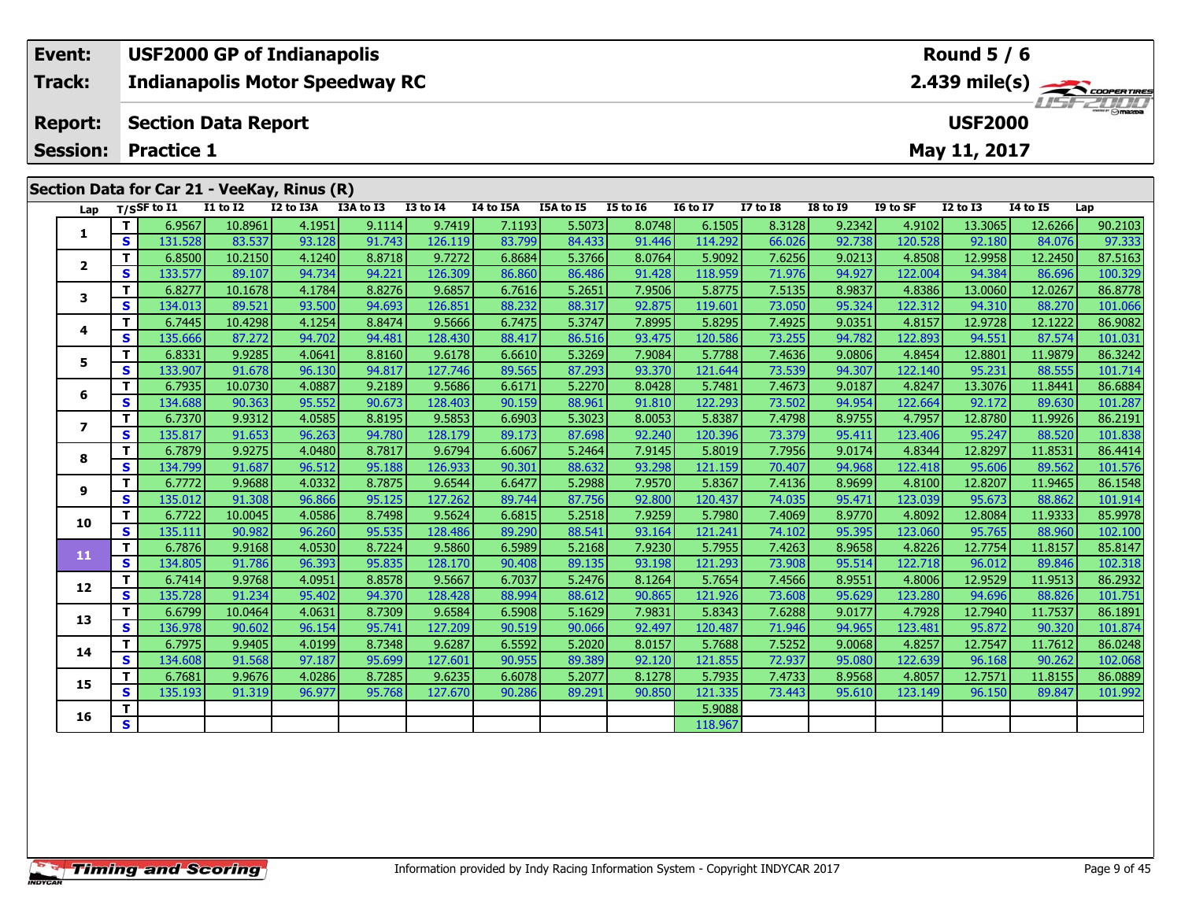| Event: | USF2000 GP of Indianapolis | Round 5 / 6 |
|---|---|---|
| Track: | Indianapolis Motor Speedway RC | 2.439 mile(s) |
| Report: | Section Data Report | USF2000 |
| Session: | Practice 1 | May 11, 2017 |

## Section Data for Car 21 - VeeKay, Rinus (R)

| Lap | T/S | SF to I1 | I1 to I2 | I2 to I3A | I3A to I3 | I3 to I4 | I4 to I5A | I5A to I5 | I5 to I6 | I6 to I7 | I7 to I8 | I8 to I9 | I9 to SF | I2 to I3 | I4 to I5 | Lap |
|---|---|---|---|---|---|---|---|---|---|---|---|---|---|---|---|---|
| 1 | T | 6.9567 | 10.8961 | 4.1951 | 9.1114 | 9.7419 | 7.1193 | 5.5073 | 8.0748 | 6.1505 | 8.3128 | 9.2342 | 4.9102 | 13.3065 | 12.6266 | 90.2103 |
| | S | 131.528 | 83.537 | 93.128 | 91.743 | 126.119 | 83.799 | 84.433 | 91.446 | 114.292 | 66.026 | 92.738 | 120.528 | 92.180 | 84.076 | 97.333 |
| 2 | T | 6.8500 | 10.2150 | 4.1240 | 8.8718 | 9.7272 | 6.8684 | 5.3766 | 8.0764 | 5.9092 | 7.6256 | 9.0213 | 4.8508 | 12.9958 | 12.2450 | 87.5163 |
| | S | 133.577 | 89.107 | 94.734 | 94.221 | 126.309 | 86.860 | 86.486 | 91.428 | 118.959 | 71.976 | 94.927 | 122.004 | 94.384 | 86.696 | 100.329 |
| 3 | T | 6.8277 | 10.1678 | 4.1784 | 8.8276 | 9.6857 | 6.7616 | 5.2651 | 7.9506 | 5.8775 | 7.5135 | 8.9837 | 4.8386 | 13.0060 | 12.0267 | 86.8778 |
| | S | 134.013 | 89.521 | 93.500 | 94.693 | 126.851 | 88.232 | 88.317 | 92.875 | 119.601 | 73.050 | 95.324 | 122.312 | 94.310 | 88.270 | 101.066 |
| 4 | T | 6.7445 | 10.4298 | 4.1254 | 8.8474 | 9.5666 | 6.7475 | 5.3747 | 7.8995 | 5.8295 | 7.4925 | 9.0351 | 4.8157 | 12.9728 | 12.1222 | 86.9082 |
| | S | 135.666 | 87.272 | 94.702 | 94.481 | 128.430 | 88.417 | 86.516 | 93.475 | 120.586 | 73.255 | 94.782 | 122.893 | 94.551 | 87.574 | 101.031 |
| 5 | T | 6.8331 | 9.9285 | 4.0641 | 8.8160 | 9.6178 | 6.6610 | 5.3269 | 7.9084 | 5.7788 | 7.4636 | 9.0806 | 4.8454 | 12.8801 | 11.9879 | 86.3242 |
| | S | 133.907 | 91.678 | 96.130 | 94.817 | 127.746 | 89.565 | 87.293 | 93.370 | 121.644 | 73.539 | 94.307 | 122.140 | 95.231 | 88.555 | 101.714 |
| 6 | T | 6.7935 | 10.0730 | 4.0887 | 9.2189 | 9.5686 | 6.6171 | 5.2270 | 8.0428 | 5.7481 | 7.4673 | 9.0187 | 4.8247 | 13.3076 | 11.8441 | 86.6884 |
| | S | 134.688 | 90.363 | 95.552 | 90.673 | 128.403 | 90.159 | 88.961 | 91.810 | 122.293 | 73.502 | 94.954 | 122.664 | 92.172 | 89.630 | 101.287 |
| 7 | T | 6.7370 | 9.9312 | 4.0585 | 8.8195 | 9.5853 | 6.6903 | 5.3023 | 8.0053 | 5.8387 | 7.4798 | 8.9755 | 4.7957 | 12.8780 | 11.9926 | 86.2191 |
| | S | 135.817 | 91.653 | 96.263 | 94.780 | 128.179 | 89.173 | 87.698 | 92.240 | 120.396 | 73.379 | 95.411 | 123.406 | 95.247 | 88.520 | 101.838 |
| 8 | T | 6.7879 | 9.9275 | 4.0480 | 8.7817 | 9.6794 | 6.6067 | 5.2464 | 7.9145 | 5.8019 | 7.7956 | 9.0174 | 4.8344 | 12.8297 | 11.8531 | 86.4414 |
| | S | 134.799 | 91.687 | 96.512 | 95.188 | 126.933 | 90.301 | 88.632 | 93.298 | 121.159 | 70.407 | 94.968 | 122.418 | 95.606 | 89.562 | 101.576 |
| 9 | T | 6.7772 | 9.9688 | 4.0332 | 8.7875 | 9.6544 | 6.6477 | 5.2988 | 7.9570 | 5.8367 | 7.4136 | 8.9699 | 4.8100 | 12.8207 | 11.9465 | 86.1548 |
| | S | 135.012 | 91.308 | 96.866 | 95.125 | 127.262 | 89.744 | 87.756 | 92.800 | 120.437 | 74.035 | 95.471 | 123.039 | 95.673 | 88.862 | 101.914 |
| 10 | T | 6.7722 | 10.0045 | 4.0586 | 8.7498 | 9.5624 | 6.6815 | 5.2518 | 7.9259 | 5.7980 | 7.4069 | 8.9770 | 4.8092 | 12.8084 | 11.9333 | 85.9978 |
| | S | 135.111 | 90.982 | 96.260 | 95.535 | 128.486 | 89.290 | 88.541 | 93.164 | 121.241 | 74.102 | 95.395 | 123.060 | 95.765 | 88.960 | 102.100 |
| 11 | T | 6.7876 | 9.9168 | 4.0530 | 8.7224 | 9.5860 | 6.5989 | 5.2168 | 7.9230 | 5.7955 | 7.4263 | 8.9658 | 4.8226 | 12.7754 | 11.8157 | 85.8147 |
| | S | 134.805 | 91.786 | 96.393 | 95.835 | 128.170 | 90.408 | 89.135 | 93.198 | 121.293 | 73.908 | 95.514 | 122.718 | 96.012 | 89.846 | 102.318 |
| 12 | T | 6.7414 | 9.9768 | 4.0951 | 8.8578 | 9.5667 | 6.7037 | 5.2476 | 8.1264 | 5.7654 | 7.4566 | 8.9551 | 4.8006 | 12.9529 | 11.9513 | 86.2932 |
| | S | 135.728 | 91.234 | 95.402 | 94.370 | 128.428 | 88.994 | 88.612 | 90.865 | 121.926 | 73.608 | 95.629 | 123.280 | 94.696 | 88.826 | 101.751 |
| 13 | T | 6.6799 | 10.0464 | 4.0631 | 8.7309 | 9.6584 | 6.5908 | 5.1629 | 7.9831 | 5.8343 | 7.6288 | 9.0177 | 4.7928 | 12.7940 | 11.7537 | 86.1891 |
| | S | 136.978 | 90.602 | 96.154 | 95.741 | 127.209 | 90.519 | 90.066 | 92.497 | 120.487 | 71.946 | 94.965 | 123.481 | 95.872 | 90.320 | 101.874 |
| 14 | T | 6.7975 | 9.9405 | 4.0199 | 8.7348 | 9.6287 | 6.5592 | 5.2020 | 8.0157 | 5.7688 | 7.5252 | 9.0068 | 4.8257 | 12.7547 | 11.7612 | 86.0248 |
| | S | 134.608 | 91.568 | 97.187 | 95.699 | 127.601 | 90.955 | 89.389 | 92.120 | 121.855 | 72.937 | 95.080 | 122.639 | 96.168 | 90.262 | 102.068 |
| 15 | T | 6.7681 | 9.9676 | 4.0286 | 8.7285 | 9.6235 | 6.6078 | 5.2077 | 8.1278 | 5.7935 | 7.4733 | 8.9568 | 4.8057 | 12.7571 | 11.8155 | 86.0889 |
| | S | 135.193 | 91.319 | 96.977 | 95.768 | 127.670 | 90.286 | 89.291 | 90.850 | 121.335 | 73.443 | 95.610 | 123.149 | 96.150 | 89.847 | 101.992 |
| 16 | T | | | | | | | | | 5.9088 | | | | | | |
| | S | | | | | | | | | 118.967 | | | | | | |

Information provided by Indy Racing Information System - Copyright INDYCAR 2017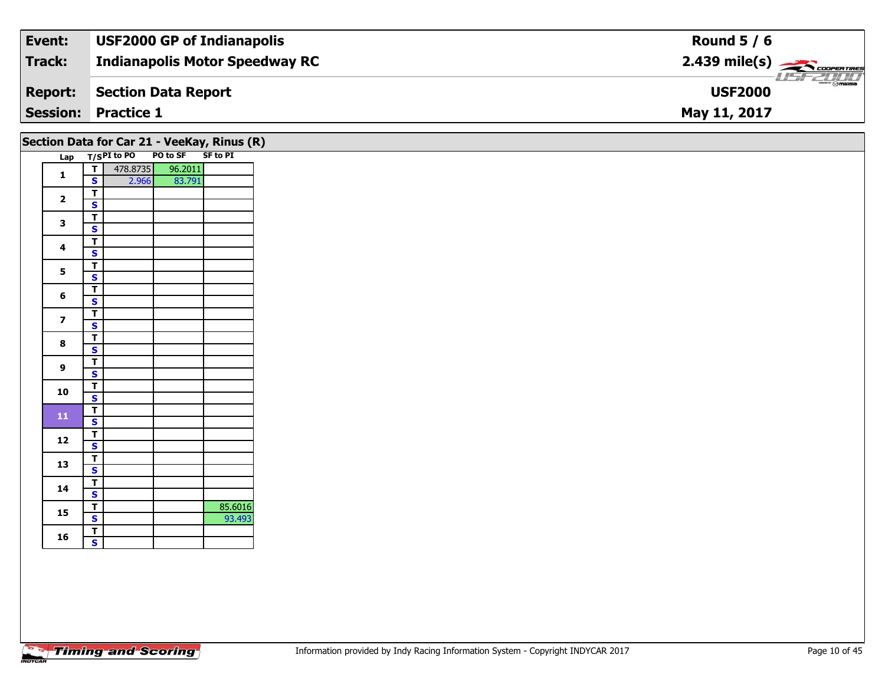| Event: | USF2000 GP of Indianapolis | Round 5 / 6 |
|---|---|---|
| Track: | Indianapolis Motor Speedway RC | 2.439 mile(s) |
| Report: | Section Data Report | USF2000 |
| Session: | Practice 1 | May 11, 2017 |

## Section Data for Car 21 - VeeKay, Rinus (R)

| Lap | T/S | PI to PO | PO to SF | SF to PI |
|---|---|---|---|---|
| 1 | T | 478.8735 | 96.2011 | |
| | S | 2.966 | 83.791 | |
| 2 | T | | | |
| | S | | | |
| 3 | T | | | |
| | S | | | |
| 4 | T | | | |
| | S | | | |
| 5 | T | | | |
| | S | | | |
| 6 | T | | | |
| | S | | | |
| 7 | T | | | |
| | S | | | |
| 8 | T | | | |
| | S | | | |
| 9 | T | | | |
| | S | | | |
| 10 | T | | | |
| | S | | | |
| 11 | T | | | |
| | S | | | |
| 12 | T | | | |
| | S | | | |
| 13 | T | | | |
| | S | | | |
| 14 | T | | | |
| | S | | | |
| 15 | T | | | 85.6016 |
| | S | | | 93.493 |
| 16 | T | | | |
| | S | | | |

Information provided by Indy Racing Information System - Copyright INDYCAR 2017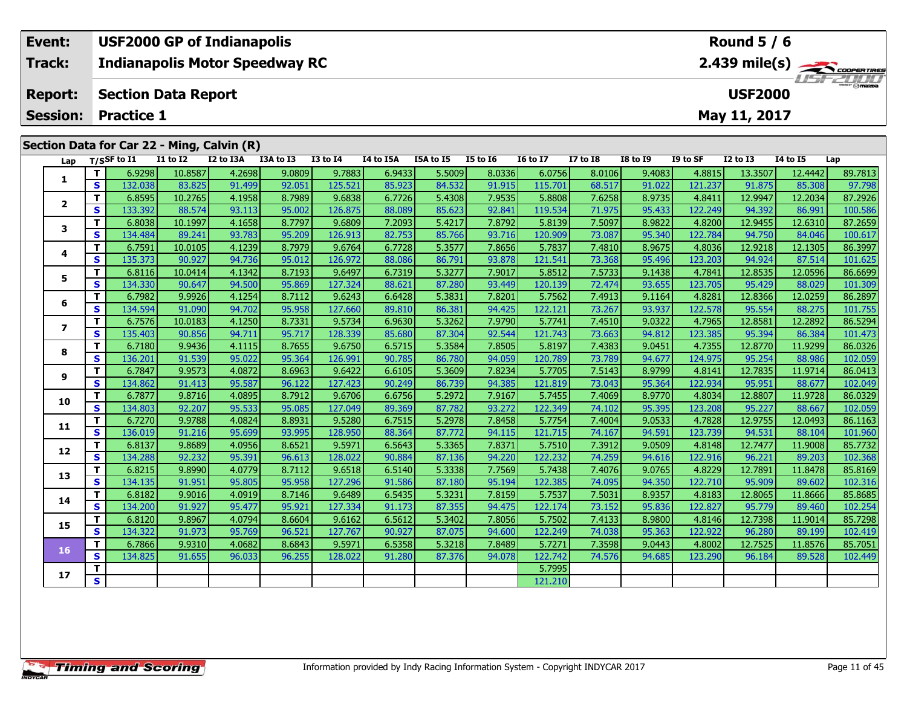| Event: | USF2000 GP of Indianapolis | Round 5 / 6 |
|---|---|---|
| Track: | Indianapolis Motor Speedway RC | 2.439 mile(s) |
| Report: | Section Data Report | USF2000 |
| Session: | Practice 1 | May 11, 2017 |

## Section Data for Car 22 - Ming, Calvin (R)

| Lap | T/S | SF to I1 | I1 to I2 | I2 to I3A | I3A to I3 | I3 to I4 | I4 to I5A | I5A to I5 | I5 to I6 | I6 to I7 | I7 to I8 | I8 to I9 | I9 to SF | I2 to I3 | I4 to I5 | Lap |
|---|---|---|---|---|---|---|---|---|---|---|---|---|---|---|---|---|
| 1 | T | 6.9298 | 10.8587 | 4.2698 | 9.0809 | 9.7883 | 6.9433 | 5.5009 | 8.0336 | 6.0756 | 8.0106 | 9.4083 | 4.8815 | 13.3507 | 12.4442 | 89.7813 |
| | S | 132.038 | 83.825 | 91.499 | 92.051 | 125.521 | 85.923 | 84.532 | 91.915 | 115.701 | 68.517 | 91.022 | 121.237 | 91.875 | 85.308 | 97.798 |
| 2 | T | 6.8595 | 10.2765 | 4.1958 | 8.7989 | 9.6838 | 6.7726 | 5.4308 | 7.9535 | 5.8808 | 7.6258 | 8.9735 | 4.8411 | 12.9947 | 12.2034 | 87.2926 |
| | S | 133.392 | 88.574 | 93.113 | 95.002 | 126.875 | 88.089 | 85.623 | 92.841 | 119.534 | 71.975 | 95.433 | 122.249 | 94.392 | 86.991 | 100.586 |
| 3 | T | 6.8038 | 10.1997 | 4.1658 | 8.7797 | 9.6809 | 7.2093 | 5.4217 | 7.8792 | 5.8139 | 7.5097 | 8.9822 | 4.8200 | 12.9455 | 12.6310 | 87.2659 |
| | S | 134.484 | 89.241 | 93.783 | 95.209 | 126.913 | 82.753 | 85.766 | 93.716 | 120.909 | 73.087 | 95.340 | 122.784 | 94.750 | 84.046 | 100.617 |
| 4 | T | 6.7591 | 10.0105 | 4.1239 | 8.7979 | 9.6764 | 6.7728 | 5.3577 | 7.8656 | 5.7837 | 7.4810 | 8.9675 | 4.8036 | 12.9218 | 12.1305 | 86.3997 |
| | S | 135.373 | 90.927 | 94.736 | 95.012 | 126.972 | 88.086 | 86.791 | 93.878 | 121.541 | 73.368 | 95.496 | 123.203 | 94.924 | 87.514 | 101.625 |
| 5 | T | 6.8116 | 10.0414 | 4.1342 | 8.7193 | 9.6497 | 6.7319 | 5.3277 | 7.9017 | 5.8512 | 7.5733 | 9.1438 | 4.7841 | 12.8535 | 12.0596 | 86.6699 |
| | S | 134.330 | 90.647 | 94.500 | 95.869 | 127.324 | 88.621 | 87.280 | 93.449 | 120.139 | 72.474 | 93.655 | 123.705 | 95.429 | 88.029 | 101.309 |
| 6 | T | 6.7982 | 9.9926 | 4.1254 | 8.7112 | 9.6243 | 6.6428 | 5.3831 | 7.8201 | 5.7562 | 7.4913 | 9.1164 | 4.8281 | 12.8366 | 12.0259 | 86.2897 |
| | S | 134.594 | 91.090 | 94.702 | 95.958 | 127.660 | 89.810 | 86.381 | 94.425 | 122.121 | 73.267 | 93.937 | 122.578 | 95.554 | 88.275 | 101.755 |
| 7 | T | 6.7576 | 10.0183 | 4.1250 | 8.7331 | 9.5734 | 6.9630 | 5.3262 | 7.9790 | 5.7741 | 7.4510 | 9.0322 | 4.7965 | 12.8581 | 12.2892 | 86.5294 |
| | S | 135.403 | 90.856 | 94.711 | 95.717 | 128.339 | 85.680 | 87.304 | 92.544 | 121.743 | 73.663 | 94.812 | 123.385 | 95.394 | 86.384 | 101.473 |
| 8 | T | 6.7180 | 9.9436 | 4.1115 | 8.7655 | 9.6750 | 6.5715 | 5.3584 | 7.8505 | 5.8197 | 7.4383 | 9.0451 | 4.7355 | 12.8770 | 11.9299 | 86.0326 |
| | S | 136.201 | 91.539 | 95.022 | 95.364 | 126.991 | 90.785 | 86.780 | 94.059 | 120.789 | 73.789 | 94.677 | 124.975 | 95.254 | 88.986 | 102.059 |
| 9 | T | 6.7847 | 9.9573 | 4.0872 | 8.6963 | 9.6422 | 6.6105 | 5.3609 | 7.8234 | 5.7705 | 7.5143 | 8.9799 | 4.8141 | 12.7835 | 11.9714 | 86.0413 |
| | S | 134.862 | 91.413 | 95.587 | 96.122 | 127.423 | 90.249 | 86.739 | 94.385 | 121.819 | 73.043 | 95.364 | 122.934 | 95.951 | 88.677 | 102.049 |
| 10 | T | 6.7877 | 9.8716 | 4.0895 | 8.7912 | 9.6706 | 6.6756 | 5.2972 | 7.9167 | 5.7455 | 7.4069 | 8.9770 | 4.8034 | 12.8807 | 11.9728 | 86.0329 |
| | S | 134.803 | 92.207 | 95.533 | 95.085 | 127.049 | 89.369 | 87.782 | 93.272 | 122.349 | 74.102 | 95.395 | 123.208 | 95.227 | 88.667 | 102.059 |
| 11 | T | 6.7270 | 9.9788 | 4.0824 | 8.8931 | 9.5280 | 6.7515 | 5.2978 | 7.8458 | 5.7754 | 7.4004 | 9.0533 | 4.7828 | 12.9755 | 12.0493 | 86.1163 |
| | S | 136.019 | 91.216 | 95.699 | 93.995 | 128.950 | 88.364 | 87.772 | 94.115 | 121.715 | 74.167 | 94.591 | 123.739 | 94.531 | 88.104 | 101.960 |
| 12 | T | 6.8137 | 9.8689 | 4.0956 | 8.6521 | 9.5971 | 6.5643 | 5.3365 | 7.8371 | 5.7510 | 7.3912 | 9.0509 | 4.8148 | 12.7477 | 11.9008 | 85.7732 |
| | S | 134.288 | 92.232 | 95.391 | 96.613 | 128.022 | 90.884 | 87.136 | 94.220 | 122.232 | 74.259 | 94.616 | 122.916 | 96.221 | 89.203 | 102.368 |
| 13 | T | 6.8215 | 9.8990 | 4.0779 | 8.7112 | 9.6518 | 6.5140 | 5.3338 | 7.7569 | 5.7438 | 7.4076 | 9.0765 | 4.8229 | 12.7891 | 11.8478 | 85.8169 |
| | S | 134.135 | 91.951 | 95.805 | 95.958 | 127.296 | 91.586 | 87.180 | 95.194 | 122.385 | 74.095 | 94.350 | 122.710 | 95.909 | 89.602 | 102.316 |
| 14 | T | 6.8182 | 9.9016 | 4.0919 | 8.7146 | 9.6489 | 6.5435 | 5.3231 | 7.8159 | 5.7537 | 7.5031 | 8.9357 | 4.8183 | 12.8065 | 11.8666 | 85.8685 |
| | S | 134.200 | 91.927 | 95.477 | 95.921 | 127.334 | 91.173 | 87.355 | 94.475 | 122.174 | 73.152 | 95.836 | 122.827 | 95.779 | 89.460 | 102.254 |
| 15 | T | 6.8120 | 9.8967 | 4.0794 | 8.6604 | 9.6162 | 6.5612 | 5.3402 | 7.8056 | 5.7502 | 7.4133 | 8.9800 | 4.8146 | 12.7398 | 11.9014 | 85.7298 |
| | S | 134.322 | 91.973 | 95.769 | 96.521 | 127.767 | 90.927 | 87.075 | 94.600 | 122.249 | 74.038 | 95.363 | 122.922 | 96.280 | 89.199 | 102.419 |
| 16 | T | 6.7866 | 9.9310 | 4.0682 | 8.6843 | 9.5971 | 6.5358 | 5.3218 | 7.8489 | 5.7271 | 7.3598 | 9.0443 | 4.8002 | 12.7525 | 11.8576 | 85.7051 |
| | S | 134.825 | 91.655 | 96.033 | 96.255 | 128.022 | 91.280 | 87.376 | 94.078 | 122.742 | 74.576 | 94.685 | 123.290 | 96.184 | 89.528 | 102.449 |
| 17 | T | | | | | | | | | 5.7995 | | | | | | |
| | S | | | | | | | | | 121.210 | | | | | | |

Information provided by Indy Racing Information System - Copyright INDYCAR 2017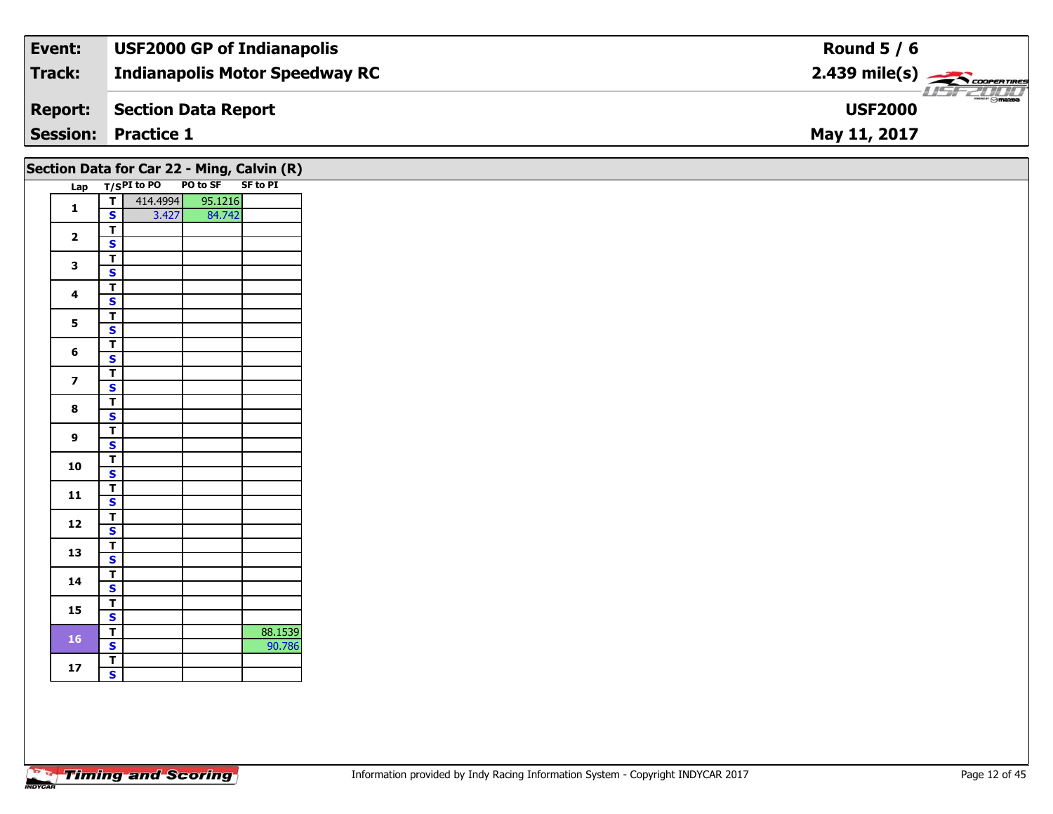| Event: | USF2000 GP of Indianapolis | Round 5 / 6 |
|---|---|---|
| Track: | Indianapolis Motor Speedway RC | 2.439 mile(s) |
| Report: | Section Data Report | USF2000 |
| Session: | Practice 1 | May 11, 2017 |

## Section Data for Car 22 - Ming, Calvin (R)

| Lap | T/S | PI to PO | PO to SF | SF to PI |
|---|---|---|---|---|
| 1 | T | 414.4994 | 95.1216 | |
| | S | 3.427 | 84.742 | |
| 2 | T | | | |
| | S | | | |
| 3 | T | | | |
| | S | | | |
| 4 | T | | | |
| | S | | | |
| 5 | T | | | |
| | S | | | |
| 6 | T | | | |
| | S | | | |
| 7 | T | | | |
| | S | | | |
| 8 | T | | | |
| | S | | | |
| 9 | T | | | |
| | S | | | |
| 10 | T | | | |
| | S | | | |
| 11 | T | | | |
| | S | | | |
| 12 | T | | | |
| | S | | | |
| 13 | T | | | |
| | S | | | |
| 14 | T | | | |
| | S | | | |
| 15 | T | | | |
| | S | | | |
| 16 | T | | | 88.1539 |
| | S | | | 90.786 |
| 17 | T | | | |
| | S | | | |

Information provided by Indy Racing Information System - Copyright INDYCAR 2017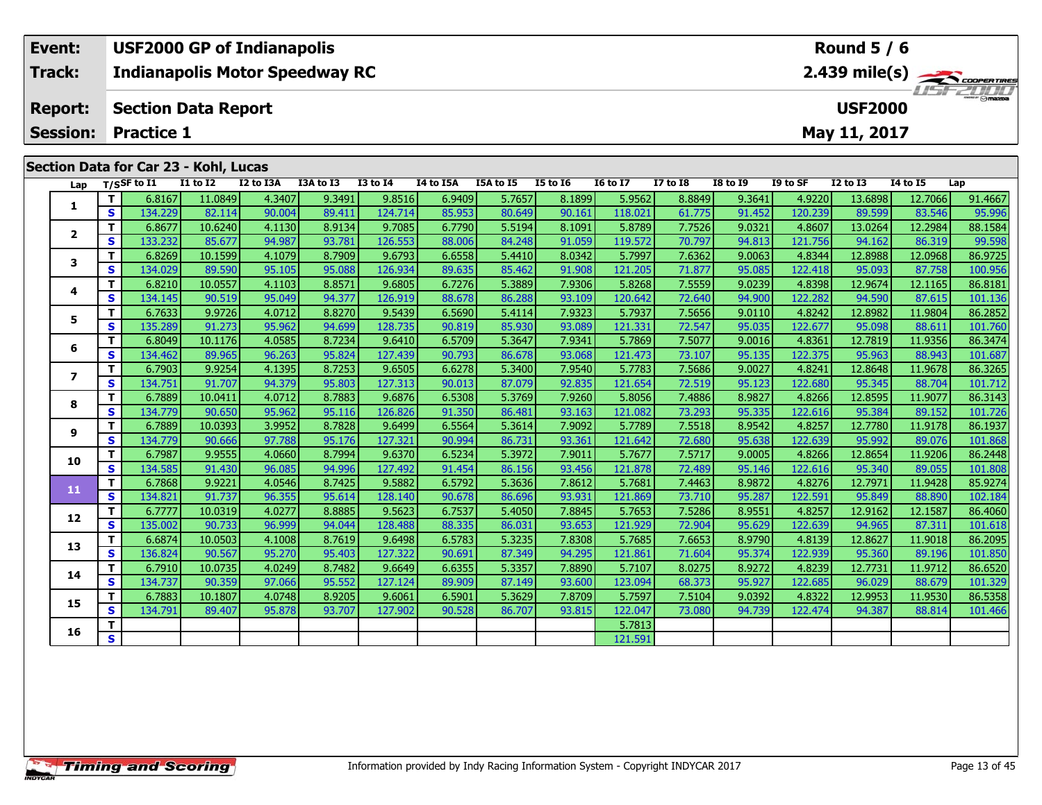| Event: | USF2000 GP of Indianapolis | Round 5 / 6 |
|---|---|---|
| Track: | Indianapolis Motor Speedway RC | 2.439 mile(s) |
| Report: | Section Data Report | USF2000 |
| Session: | Practice 1 | May 11, 2017 |

## Section Data for Car 23 - Kohl, Lucas

| Lap | T/S | SF to I1 | I1 to I2 | I2 to I3A | I3A to I3 | I3 to I4 | I4 to I5A | I5A to I5 | I5 to I6 | I6 to I7 | I7 to I8 | I8 to I9 | I9 to SF | I2 to I3 | I4 to I5 | Lap |
|---|---|---|---|---|---|---|---|---|---|---|---|---|---|---|---|---|
| 1 | T | 6.8167 | 11.0849 | 4.3407 | 9.3491 | 9.8516 | 6.9409 | 5.7657 | 8.1899 | 5.9562 | 8.8849 | 9.3641 | 4.9220 | 13.6898 | 12.7066 | 91.4667 |
| | S | 134.229 | 82.114 | 90.004 | 89.411 | 124.714 | 85.953 | 80.649 | 90.161 | 118.021 | 61.775 | 91.452 | 120.239 | 89.599 | 83.546 | 95.996 |
| 2 | T | 6.8677 | 10.6240 | 4.1130 | 8.9134 | 9.7085 | 6.7790 | 5.5194 | 8.1091 | 5.8789 | 7.7526 | 9.0321 | 4.8607 | 13.0264 | 12.2984 | 88.1584 |
| | S | 133.232 | 85.677 | 94.987 | 93.781 | 126.553 | 88.006 | 84.248 | 91.059 | 119.572 | 70.797 | 94.813 | 121.756 | 94.162 | 86.319 | 99.598 |
| 3 | T | 6.8269 | 10.1599 | 4.1079 | 8.7909 | 9.6793 | 6.6558 | 5.4410 | 8.0342 | 5.7997 | 7.6362 | 9.0063 | 4.8344 | 12.8988 | 12.0968 | 86.9725 |
| | S | 134.029 | 89.590 | 95.105 | 95.088 | 126.934 | 89.635 | 85.462 | 91.908 | 121.205 | 71.877 | 95.085 | 122.418 | 95.093 | 87.758 | 100.956 |
| 4 | T | 6.8210 | 10.0557 | 4.1103 | 8.8571 | 9.6805 | 6.7276 | 5.3889 | 7.9306 | 5.8268 | 7.5559 | 9.0239 | 4.8398 | 12.9674 | 12.1165 | 86.8181 |
| | S | 134.145 | 90.519 | 95.049 | 94.377 | 126.919 | 88.678 | 86.288 | 93.109 | 120.642 | 72.640 | 94.900 | 122.282 | 94.590 | 87.615 | 101.136 |
| 5 | T | 6.7633 | 9.9726 | 4.0712 | 8.8270 | 9.5439 | 6.5690 | 5.4114 | 7.9323 | 5.7937 | 7.5656 | 9.0110 | 4.8242 | 12.8982 | 11.9804 | 86.2852 |
| | S | 135.289 | 91.273 | 95.962 | 94.699 | 128.735 | 90.819 | 85.930 | 93.089 | 121.331 | 72.547 | 95.035 | 122.677 | 95.098 | 88.611 | 101.760 |
| 6 | T | 6.8049 | 10.1176 | 4.0585 | 8.7234 | 9.6410 | 6.5709 | 5.3647 | 7.9341 | 5.7869 | 7.5077 | 9.0016 | 4.8361 | 12.7819 | 11.9356 | 86.3474 |
| | S | 134.462 | 89.965 | 96.263 | 95.824 | 127.439 | 90.793 | 86.678 | 93.068 | 121.473 | 73.107 | 95.135 | 122.375 | 95.963 | 88.943 | 101.687 |
| 7 | T | 6.7903 | 9.9254 | 4.1395 | 8.7253 | 9.6505 | 6.6278 | 5.3400 | 7.9540 | 5.7783 | 7.5686 | 9.0027 | 4.8241 | 12.8648 | 11.9678 | 86.3265 |
| | S | 134.751 | 91.707 | 94.379 | 95.803 | 127.313 | 90.013 | 87.079 | 92.835 | 121.654 | 72.519 | 95.123 | 122.680 | 95.345 | 88.704 | 101.712 |
| 8 | T | 6.7889 | 10.0411 | 4.0712 | 8.7883 | 9.6876 | 6.5308 | 5.3769 | 7.9260 | 5.8056 | 7.4886 | 8.9827 | 4.8266 | 12.8595 | 11.9077 | 86.3143 |
| | S | 134.779 | 90.650 | 95.962 | 95.116 | 126.826 | 91.350 | 86.481 | 93.163 | 121.082 | 73.293 | 95.335 | 122.616 | 95.384 | 89.152 | 101.726 |
| 9 | T | 6.7889 | 10.0393 | 3.9952 | 8.7828 | 9.6499 | 6.5564 | 5.3614 | 7.9092 | 5.7789 | 7.5518 | 8.9542 | 4.8257 | 12.7780 | 11.9178 | 86.1937 |
| | S | 134.779 | 90.666 | 97.788 | 95.176 | 127.321 | 90.994 | 86.731 | 93.361 | 121.642 | 72.680 | 95.638 | 122.639 | 95.992 | 89.076 | 101.868 |
| 10 | T | 6.7987 | 9.9555 | 4.0660 | 8.7994 | 9.6370 | 6.5234 | 5.3972 | 7.9011 | 5.7677 | 7.5717 | 9.0005 | 4.8266 | 12.8654 | 11.9206 | 86.2448 |
| | S | 134.585 | 91.430 | 96.085 | 94.996 | 127.492 | 91.454 | 86.156 | 93.456 | 121.878 | 72.489 | 95.146 | 122.616 | 95.340 | 89.055 | 101.808 |
| 11 | T | 6.7868 | 9.9221 | 4.0546 | 8.7425 | 9.5882 | 6.5792 | 5.3636 | 7.8612 | 5.7681 | 7.4463 | 8.9872 | 4.8276 | 12.7971 | 11.9428 | 85.9274 |
| | S | 134.821 | 91.737 | 96.355 | 95.614 | 128.140 | 90.678 | 86.696 | 93.931 | 121.869 | 73.710 | 95.287 | 122.591 | 95.849 | 88.890 | 102.184 |
| 12 | T | 6.7777 | 10.0319 | 4.0277 | 8.8885 | 9.5623 | 6.7537 | 5.4050 | 7.8845 | 5.7653 | 7.5286 | 8.9551 | 4.8257 | 12.9162 | 12.1587 | 86.4060 |
| | S | 135.002 | 90.733 | 96.999 | 94.044 | 128.488 | 88.335 | 86.031 | 93.653 | 121.929 | 72.904 | 95.629 | 122.639 | 94.965 | 87.311 | 101.618 |
| 13 | T | 6.6874 | 10.0503 | 4.1008 | 8.7619 | 9.6498 | 6.5783 | 5.3235 | 7.8308 | 5.7685 | 7.6653 | 8.9790 | 4.8139 | 12.8627 | 11.9018 | 86.2095 |
| | S | 136.824 | 90.567 | 95.270 | 95.403 | 127.322 | 90.691 | 87.349 | 94.295 | 121.861 | 71.604 | 95.374 | 122.939 | 95.360 | 89.196 | 101.850 |
| 14 | T | 6.7910 | 10.0735 | 4.0249 | 8.7482 | 9.6649 | 6.6355 | 5.3357 | 7.8890 | 5.7107 | 8.0275 | 8.9272 | 4.8239 | 12.7731 | 11.9712 | 86.6520 |
| | S | 134.737 | 90.359 | 97.066 | 95.552 | 127.124 | 89.909 | 87.149 | 93.600 | 123.094 | 68.373 | 95.927 | 122.685 | 96.029 | 88.679 | 101.329 |
| 15 | T | 6.7883 | 10.1807 | 4.0748 | 8.9205 | 9.6061 | 6.5901 | 5.3629 | 7.8709 | 5.7597 | 7.5104 | 9.0392 | 4.8322 | 12.9953 | 11.9530 | 86.5358 |
| | S | 134.791 | 89.407 | 95.878 | 93.707 | 127.902 | 90.528 | 86.707 | 93.815 | 122.047 | 73.080 | 94.739 | 122.474 | 94.387 | 88.814 | 101.466 |
| 16 | T | | | | | | | | | 5.7813 | | | | | | |
| | S | | | | | | | | | 121.591 | | | | | | |

Information provided by Indy Racing Information System - Copyright INDYCAR 2017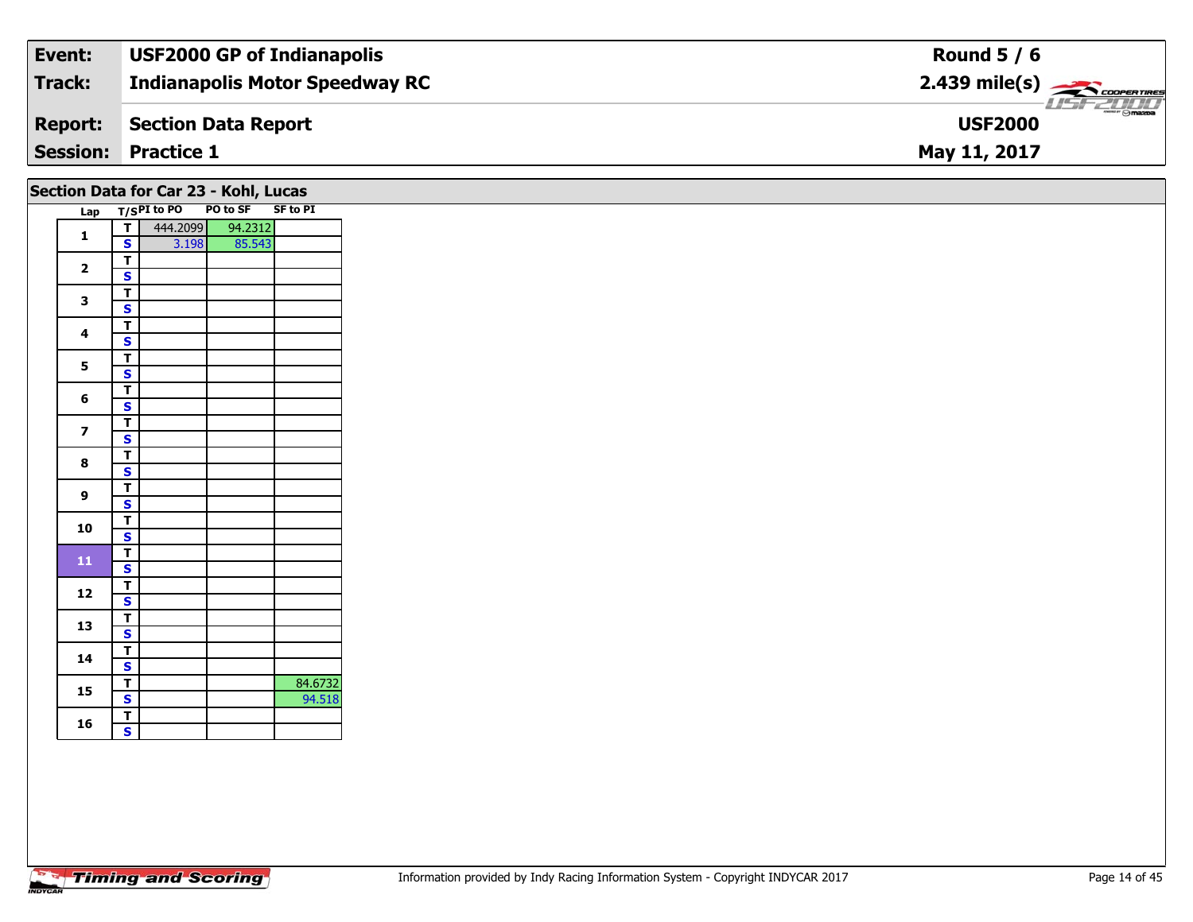| Event: | USF2000 GP of Indianapolis | Round 5 / 6 |
|---|---|---|
| Track: | Indianapolis Motor Speedway RC | 2.439 mile(s) |
| Report: | Section Data Report | USF2000 |
| Session: | Practice 1 | May 11, 2017 |

## Section Data for Car 23 - Kohl, Lucas

| Lap | T/S | PI to PO | PO to SF | SF to PI |
|---|---|---|---|---|
| 1 | T | 444.2099 | 94.2312 | |
| | S | 3.198 | 85.543 | |
| 2 | T | | | |
| | S | | | |
| 3 | T | | | |
| | S | | | |
| 4 | T | | | |
| | S | | | |
| 5 | T | | | |
| | S | | | |
| 6 | T | | | |
| | S | | | |
| 7 | T | | | |
| | S | | | |
| 8 | T | | | |
| | S | | | |
| 9 | T | | | |
| | S | | | |
| 10 | T | | | |
| | S | | | |
| 11 | T | | | |
| | S | | | |
| 12 | T | | | |
| | S | | | |
| 13 | T | | | |
| | S | | | |
| 14 | T | | | |
| | S | | | |
| 15 | T | | | 84.6732 |
| | S | | | 94.518 |
| 16 | T | | | |
| | S | | | |

Information provided by Indy Racing Information System - Copyright INDYCAR 2017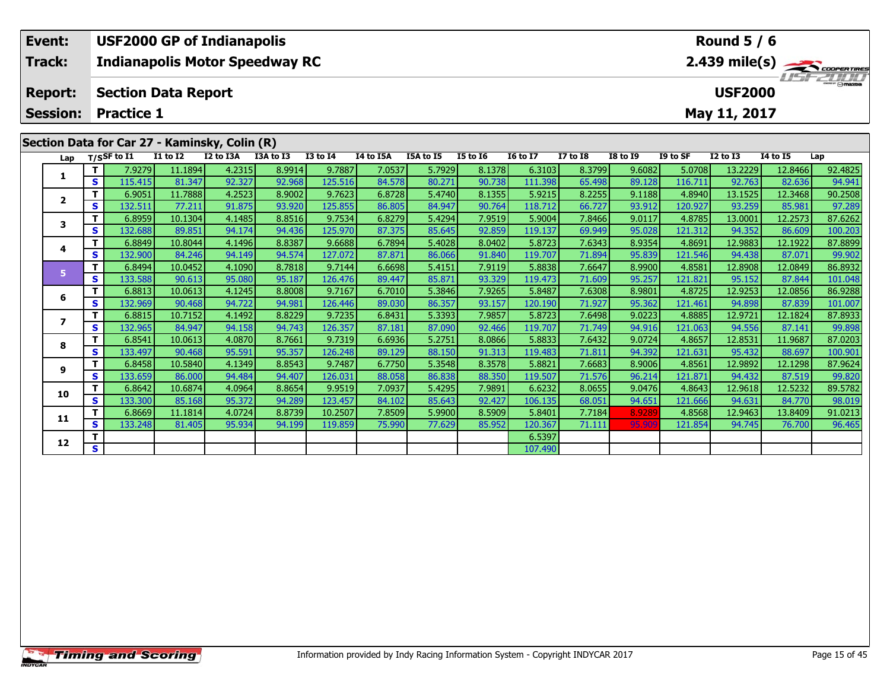| Event: | USF2000 GP of Indianapolis | Round 5 / 6 |
|---|---|---|
| Track: | Indianapolis Motor Speedway RC | 2.439 mile(s) |
| Report: | Section Data Report | USF2000 |
| Session: | Practice 1 | May 11, 2017 |

## Section Data for Car 27 - Kaminsky, Colin (R)

| Lap | T/S | SF to I1 | I1 to I2 | I2 to I3A | I3A to I3 | I3 to I4 | I4 to I5A | I5A to I5 | I5 to I6 | I6 to I7 | I7 to I8 | I8 to I9 | I9 to SF | I2 to I3 | I4 to I5 | Lap |
|---|---|---|---|---|---|---|---|---|---|---|---|---|---|---|---|---|
| 1 | T | 7.9279 | 11.1894 | 4.2315 | 8.9914 | 9.7887 | 7.0537 | 5.7929 | 8.1378 | 6.3103 | 8.3799 | 9.6082 | 5.0708 | 13.2229 | 12.8466 | 92.4825 |
| | S | 115.415 | 81.347 | 92.327 | 92.968 | 125.516 | 84.578 | 80.271 | 90.738 | 111.398 | 65.498 | 89.128 | 116.711 | 92.763 | 82.636 | 94.941 |
| 2 | T | 6.9051 | 11.7888 | 4.2523 | 8.9002 | 9.7623 | 6.8728 | 5.4740 | 8.1355 | 5.9215 | 8.2255 | 9.1188 | 4.8940 | 13.1525 | 12.3468 | 90.2508 |
| | S | 132.511 | 77.211 | 91.875 | 93.920 | 125.855 | 86.805 | 84.947 | 90.764 | 118.712 | 66.727 | 93.912 | 120.927 | 93.259 | 85.981 | 97.289 |
| 3 | T | 6.8959 | 10.1304 | 4.1485 | 8.8516 | 9.7534 | 6.8279 | 5.4294 | 7.9519 | 5.9004 | 7.8466 | 9.0117 | 4.8785 | 13.0001 | 12.2573 | 87.6262 |
| | S | 132.688 | 89.851 | 94.174 | 94.436 | 125.970 | 87.375 | 85.645 | 92.859 | 119.137 | 69.949 | 95.028 | 121.312 | 94.352 | 86.609 | 100.203 |
| 4 | T | 6.8849 | 10.8044 | 4.1496 | 8.8387 | 9.6688 | 6.7894 | 5.4028 | 8.0402 | 5.8723 | 7.6343 | 8.9354 | 4.8691 | 12.9883 | 12.1922 | 87.8899 |
| | S | 132.900 | 84.246 | 94.149 | 94.574 | 127.072 | 87.871 | 86.066 | 91.840 | 119.707 | 71.894 | 95.839 | 121.546 | 94.438 | 87.071 | 99.902 |
| 5 | T | 6.8494 | 10.0452 | 4.1090 | 8.7818 | 9.7144 | 6.6698 | 5.4151 | 7.9119 | 5.8838 | 7.6647 | 8.9900 | 4.8581 | 12.8908 | 12.0849 | 86.8932 |
| | S | 133.588 | 90.613 | 95.080 | 95.187 | 126.476 | 89.447 | 85.871 | 93.329 | 119.473 | 71.609 | 95.257 | 121.821 | 95.152 | 87.844 | 101.048 |
| 6 | T | 6.8813 | 10.0613 | 4.1245 | 8.8008 | 9.7167 | 6.7010 | 5.3846 | 7.9265 | 5.8487 | 7.6308 | 8.9801 | 4.8725 | 12.9253 | 12.0856 | 86.9288 |
| | S | 132.969 | 90.468 | 94.722 | 94.981 | 126.446 | 89.030 | 86.357 | 93.157 | 120.190 | 71.927 | 95.362 | 121.461 | 94.898 | 87.839 | 101.007 |
| 7 | T | 6.8815 | 10.7152 | 4.1492 | 8.8229 | 9.7235 | 6.8431 | 5.3393 | 7.9857 | 5.8723 | 7.6498 | 9.0223 | 4.8885 | 12.9721 | 12.1824 | 87.8933 |
| | S | 132.965 | 84.947 | 94.158 | 94.743 | 126.357 | 87.181 | 87.090 | 92.466 | 119.707 | 71.749 | 94.916 | 121.063 | 94.556 | 87.141 | 99.898 |
| 8 | T | 6.8541 | 10.0613 | 4.0870 | 8.7661 | 9.7319 | 6.6936 | 5.2751 | 8.0866 | 5.8833 | 7.6432 | 9.0724 | 4.8657 | 12.8531 | 11.9687 | 87.0203 |
| | S | 133.497 | 90.468 | 95.591 | 95.357 | 126.248 | 89.129 | 88.150 | 91.313 | 119.483 | 71.811 | 94.392 | 121.631 | 95.432 | 88.697 | 100.901 |
| 9 | T | 6.8458 | 10.5840 | 4.1349 | 8.8543 | 9.7487 | 6.7750 | 5.3548 | 8.3578 | 5.8821 | 7.6683 | 8.9006 | 4.8561 | 12.9892 | 12.1298 | 87.9624 |
| | S | 133.659 | 86.000 | 94.484 | 94.407 | 126.031 | 88.058 | 86.838 | 88.350 | 119.507 | 71.576 | 96.214 | 121.871 | 94.432 | 87.519 | 99.820 |
| 10 | T | 6.8642 | 10.6874 | 4.0964 | 8.8654 | 9.9519 | 7.0937 | 5.4295 | 7.9891 | 6.6232 | 8.0655 | 9.0476 | 4.8643 | 12.9618 | 12.5232 | 89.5782 |
| | S | 133.300 | 85.168 | 95.372 | 94.289 | 123.457 | 84.102 | 85.643 | 92.427 | 106.135 | 68.051 | 94.651 | 121.666 | 94.631 | 84.770 | 98.019 |
| 11 | T | 6.8669 | 11.1814 | 4.0724 | 8.8739 | 10.2507 | 7.8509 | 5.9900 | 8.5909 | 5.8401 | 7.7184 | 8.9289 | 4.8568 | 12.9463 | 13.8409 | 91.0213 |
| | S | 133.248 | 81.405 | 95.934 | 94.199 | 119.859 | 75.990 | 77.629 | 85.952 | 120.367 | 71.111 | 95.909 | 121.854 | 94.745 | 76.700 | 96.465 |
| 12 | T | | | | | | | | | 6.5397 | | | | | | |
| | S | | | | | | | | | 107.490 | | | | | | |

Information provided by Indy Racing Information System - Copyright INDYCAR 2017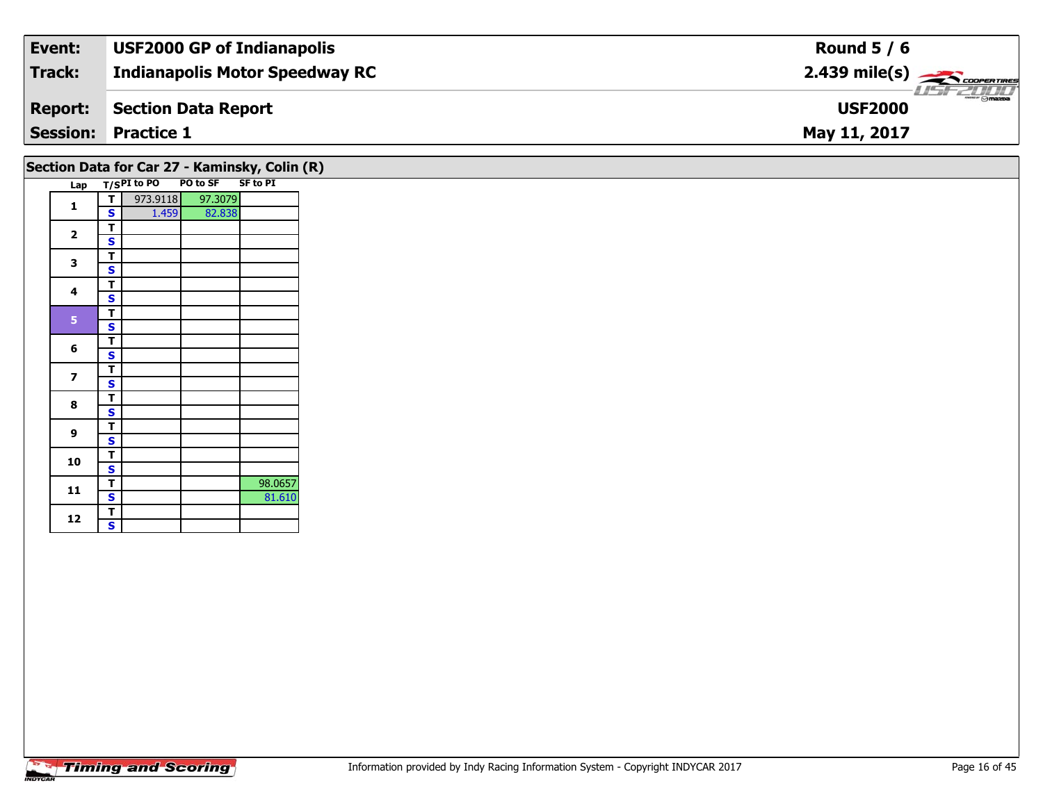| Event: | USF2000 GP of Indianapolis | Round 5 / 6 |
|---|---|---|
| Track: | Indianapolis Motor Speedway RC | 2.439 mile(s) |
| Report: | Section Data Report | USF2000 |
| Session: | Practice 1 | May 11, 2017 |

## Section Data for Car 27 - Kaminsky, Colin (R)

| Lap | T/S | PI to PO | PO to SF | SF to PI |
|---|---|---|---|---|
| 1 | T | 973.9118 | 97.3079 | |
| | S | 1.459 | 82.838 | |
| 2 | T | | | |
| | S | | | |
| 3 | T | | | |
| | S | | | |
| 4 | T | | | |
| | S | | | |
| 5 | T | | | |
| | S | | | |
| 6 | T | | | |
| | S | | | |
| 7 | T | | | |
| | S | | | |
| 8 | T | | | |
| | S | | | |
| 9 | T | | | |
| | S | | | |
| 10 | T | | | |
| | S | | | |
| 11 | T | | | 98.0657 |
| | S | | | 81.610 |
| 12 | T | | | |
| | S | | | |

Information provided by Indy Racing Information System - Copyright INDYCAR 2017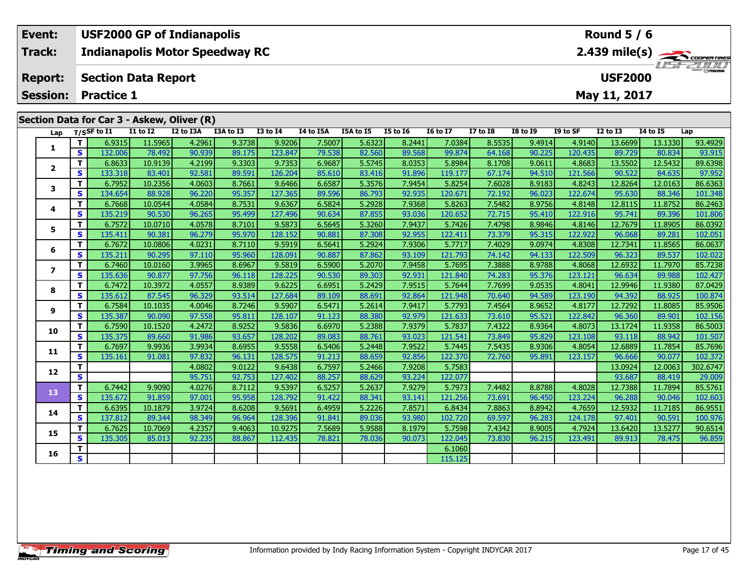| Event: | USF2000 GP of Indianapolis | Round 5 / 6 |
|---|---|---|
| Track: | Indianapolis Motor Speedway RC | 2.439 mile(s) |
| Report: | Section Data Report | USF2000 |
| Session: | Practice 1 | May 11, 2017 |

## Section Data for Car 3 - Askew, Oliver (R)

| Lap | T/S | SF to I1 | I1 to I2 | I2 to I3A | I3A to I3 | I3 to I4 | I4 to I5A | I5A to I5 | I5 to I6 | I6 to I7 | I7 to I8 | I8 to I9 | I9 to SF | I2 to I3 | I4 to I5 | Lap |
|---|---|---|---|---|---|---|---|---|---|---|---|---|---|---|---|---|
| 1 | T | 6.9315 | 11.5965 | 4.2961 | 9.3738 | 9.9206 | 7.5007 | 5.6323 | 8.2441 | 7.0384 | 8.5535 | 9.4914 | 4.9140 | 13.6699 | 13.1330 | 93.4929 |
| | S | 132.006 | 78.492 | 90.939 | 89.175 | 123.847 | 79.538 | 82.560 | 89.568 | 99.874 | 64.168 | 90.225 | 120.435 | 89.729 | 80.834 | 93.915 |
| 2 | T | 6.8633 | 10.9139 | 4.2199 | 9.3303 | 9.7353 | 6.9687 | 5.5745 | 8.0353 | 5.8984 | 8.1708 | 9.0611 | 4.8683 | 13.5502 | 12.5432 | 89.6398 |
| | S | 133.318 | 83.401 | 92.581 | 89.591 | 126.204 | 85.610 | 83.416 | 91.896 | 119.177 | 67.174 | 94.510 | 121.566 | 90.522 | 84.635 | 97.952 |
| 3 | T | 6.7952 | 10.2356 | 4.0603 | 8.7661 | 9.6466 | 6.6587 | 5.3576 | 7.9454 | 5.8254 | 7.6028 | 8.9183 | 4.8243 | 12.8264 | 12.0163 | 86.6363 |
| | S | 134.654 | 88.928 | 96.220 | 95.357 | 127.365 | 89.596 | 86.793 | 92.935 | 120.671 | 72.192 | 96.023 | 122.674 | 95.630 | 88.346 | 101.348 |
| 4 | T | 6.7668 | 10.0544 | 4.0584 | 8.7531 | 9.6367 | 6.5824 | 5.2928 | 7.9368 | 5.8263 | 7.5482 | 8.9756 | 4.8148 | 12.8115 | 11.8752 | 86.2463 |
| | S | 135.219 | 90.530 | 96.265 | 95.499 | 127.496 | 90.634 | 87.855 | 93.036 | 120.652 | 72.715 | 95.410 | 122.916 | 95.741 | 89.396 | 101.806 |
| 5 | T | 6.7572 | 10.0710 | 4.0578 | 8.7101 | 9.5873 | 6.5645 | 5.3260 | 7.9437 | 5.7426 | 7.4798 | 8.9846 | 4.8146 | 12.7679 | 11.8905 | 86.0392 |
| | S | 135.411 | 90.381 | 96.279 | 95.970 | 128.152 | 90.881 | 87.308 | 92.955 | 122.411 | 73.379 | 95.315 | 122.922 | 96.068 | 89.281 | 102.051 |
| 6 | T | 6.7672 | 10.0806 | 4.0231 | 8.7110 | 9.5919 | 6.5641 | 5.2924 | 7.9306 | 5.7717 | 7.4029 | 9.0974 | 4.8308 | 12.7341 | 11.8565 | 86.0637 |
| | S | 135.211 | 90.295 | 97.110 | 95.960 | 128.091 | 90.887 | 87.862 | 93.109 | 121.793 | 74.142 | 94.133 | 122.509 | 96.323 | 89.537 | 102.022 |
| 7 | T | 6.7460 | 10.0160 | 3.9965 | 8.6967 | 9.5819 | 6.5900 | 5.2070 | 7.9458 | 5.7695 | 7.3888 | 8.9788 | 4.8068 | 12.6932 | 11.7970 | 85.7238 |
| | S | 135.636 | 90.877 | 97.756 | 96.118 | 128.225 | 90.530 | 89.303 | 92.931 | 121.840 | 74.283 | 95.376 | 123.121 | 96.634 | 89.988 | 102.427 |
| 8 | T | 6.7472 | 10.3972 | 4.0557 | 8.9389 | 9.6225 | 6.6951 | 5.2429 | 7.9515 | 5.7644 | 7.7699 | 9.0535 | 4.8041 | 12.9946 | 11.9380 | 87.0429 |
| | S | 135.612 | 87.545 | 96.329 | 93.514 | 127.684 | 89.109 | 88.691 | 92.864 | 121.948 | 70.640 | 94.589 | 123.190 | 94.392 | 88.925 | 100.874 |
| 9 | T | 6.7584 | 10.1035 | 4.0046 | 8.7246 | 9.5907 | 6.5471 | 5.2614 | 7.9417 | 5.7793 | 7.4564 | 8.9652 | 4.8177 | 12.7292 | 11.8085 | 85.9506 |
| | S | 135.387 | 90.090 | 97.558 | 95.811 | 128.107 | 91.123 | 88.380 | 92.979 | 121.633 | 73.610 | 95.521 | 122.842 | 96.360 | 89.901 | 102.156 |
| 10 | T | 6.7590 | 10.1520 | 4.2472 | 8.9252 | 9.5836 | 6.6970 | 5.2388 | 7.9379 | 5.7837 | 7.4322 | 8.9364 | 4.8073 | 13.1724 | 11.9358 | 86.5003 |
| | S | 135.375 | 89.660 | 91.986 | 93.657 | 128.202 | 89.083 | 88.761 | 93.023 | 121.541 | 73.849 | 95.829 | 123.108 | 93.118 | 88.942 | 101.507 |
| 11 | T | 6.7697 | 9.9936 | 3.9934 | 8.6955 | 9.5558 | 6.5406 | 5.2448 | 7.9522 | 5.7445 | 7.5435 | 8.9306 | 4.8054 | 12.6889 | 11.7854 | 85.7696 |
| | S | 135.161 | 91.081 | 97.832 | 96.131 | 128.575 | 91.213 | 88.659 | 92.856 | 122.370 | 72.760 | 95.891 | 123.157 | 96.666 | 90.077 | 102.372 |
| 12 | T | | | 4.0802 | 9.0122 | 9.6438 | 6.7597 | 5.2466 | 7.9208 | 5.7583 | | | | 13.0924 | 12.0063 | 302.6747 |
| | S | | | 95.751 | 92.753 | 127.402 | 88.257 | 88.629 | 93.224 | 122.077 | | | | 93.687 | 88.419 | 29.009 |
| 13 | T | 6.7442 | 9.9090 | 4.0276 | 8.7112 | 9.5397 | 6.5257 | 5.2637 | 7.9279 | 5.7973 | 7.4482 | 8.8788 | 4.8028 | 12.7388 | 11.7894 | 85.5761 |
| | S | 135.672 | 91.859 | 97.001 | 95.958 | 128.792 | 91.422 | 88.341 | 93.141 | 121.256 | 73.691 | 96.450 | 123.224 | 96.288 | 90.046 | 102.603 |
| 14 | T | 6.6395 | 10.1879 | 3.9724 | 8.6208 | 9.5691 | 6.4959 | 5.2226 | 7.8571 | 6.8434 | 7.8863 | 8.8942 | 4.7659 | 12.5932 | 11.7185 | 86.9551 |
| | S | 137.812 | 89.344 | 98.349 | 96.964 | 128.396 | 91.841 | 89.036 | 93.980 | 102.720 | 69.597 | 96.283 | 124.178 | 97.401 | 90.591 | 100.976 |
| 15 | T | 6.7625 | 10.7069 | 4.2357 | 9.4063 | 10.9275 | 7.5689 | 5.9588 | 8.1979 | 5.7598 | 7.4342 | 8.9005 | 4.7924 | 13.6420 | 13.5277 | 90.6514 |
| | S | 135.305 | 85.013 | 92.235 | 88.867 | 112.435 | 78.821 | 78.036 | 90.073 | 122.045 | 73.830 | 96.215 | 123.491 | 89.913 | 78.475 | 96.859 |
| 16 | T | | | | | | | | | 6.1060 | | | | | | |
| | S | | | | | | | | | 115.125 | | | | | | |

Information provided by Indy Racing Information System - Copyright INDYCAR 2017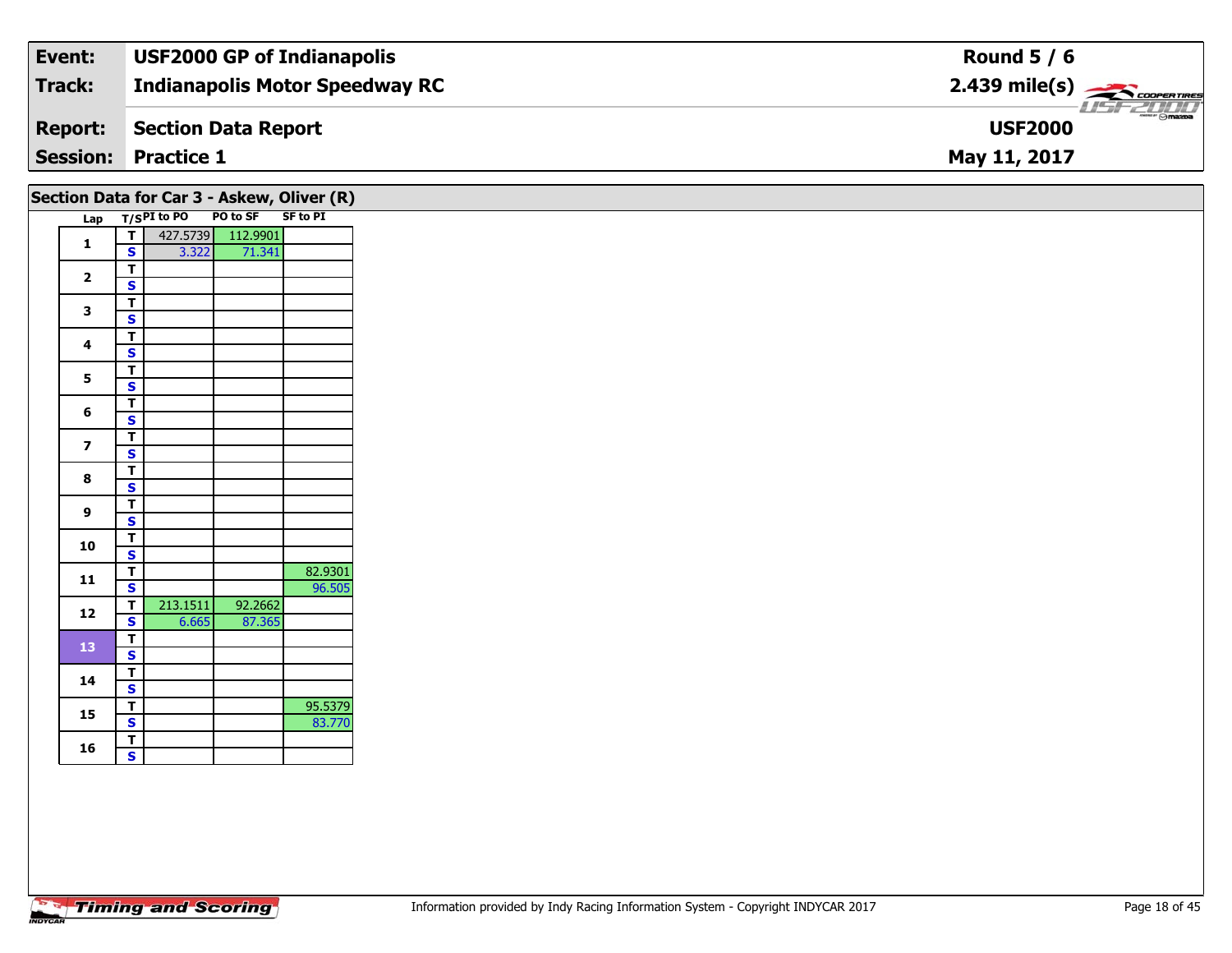| Event: | USF2000 GP of Indianapolis | Round 5 / 6 |
|---|---|---|
| Track: | Indianapolis Motor Speedway RC | 2.439 mile(s) |
| Report: | Section Data Report | USF2000 |
| Session: | Practice 1 | May 11, 2017 |

## Section Data for Car 3 - Askew, Oliver (R)

| Lap | T/S | PI to PO | PO to SF | SF to PI |
|---|---|---|---|---|
| 1 | T | 427.5739 | 112.9901 | |
| | S | 3.322 | 71.341 | |
| 2 | T | | | |
| | S | | | |
| 3 | T | | | |
| | S | | | |
| 4 | T | | | |
| | S | | | |
| 5 | T | | | |
| | S | | | |
| 6 | T | | | |
| | S | | | |
| 7 | T | | | |
| | S | | | |
| 8 | T | | | |
| | S | | | |
| 9 | T | | | |
| | S | | | |
| 10 | T | | | |
| | S | | | |
| 11 | T | | | 82.9301 |
| | S | | | 96.505 |
| 12 | T | 213.1511 | 92.2662 | |
| | S | 6.665 | 87.365 | |
| 13 | T | | | |
| | S | | | |
| 14 | T | | | |
| | S | | | |
| 15 | T | | | 95.5379 |
| | S | | | 83.770 |
| 16 | T | | | |
| | S | | | |

Information provided by Indy Racing Information System - Copyright INDYCAR 2017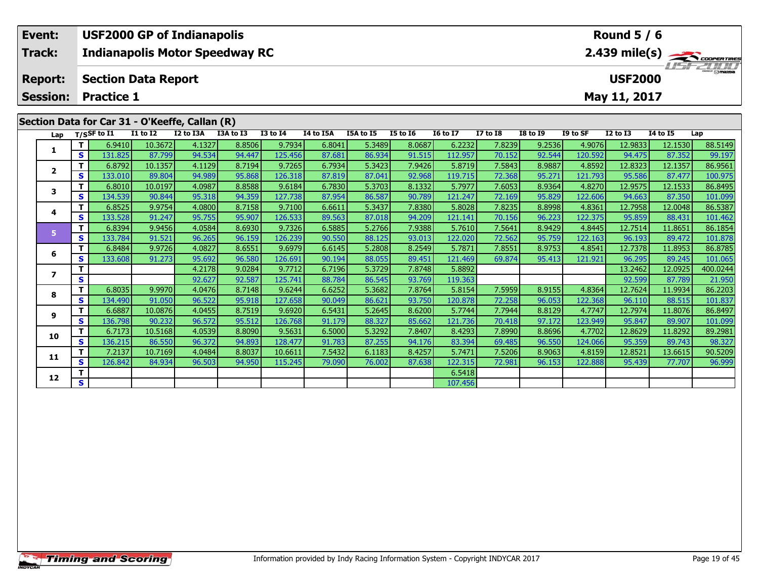| Event: | USF2000 GP of Indianapolis | Round 5 / 6 |
|---|---|---|
| Track: | Indianapolis Motor Speedway RC | 2.439 mile(s) |
| Report: | Section Data Report | USF2000 |
| Session: | Practice 1 | May 11, 2017 |

## Section Data for Car 31 - O'Keeffe, Callan (R)

| Lap | T/S | SF to I1 | I1 to I2 | I2 to I3A | I3A to I3 | I3 to I4 | I4 to I5A | I5A to I5 | I5 to I6 | I6 to I7 | I7 to I8 | I8 to I9 | I9 to SF | I2 to I3 | I4 to I5 | Lap |
|---|---|---|---|---|---|---|---|---|---|---|---|---|---|---|---|---|
| 1 | T | 6.9410 | 10.3672 | 4.1327 | 8.8506 | 9.7934 | 6.8041 | 5.3489 | 8.0687 | 6.2232 | 7.8239 | 9.2536 | 4.9076 | 12.9833 | 12.1530 | 88.5149 |
| | S | 131.825 | 87.799 | 94.534 | 94.447 | 125.456 | 87.681 | 86.934 | 91.515 | 112.957 | 70.152 | 92.544 | 120.592 | 94.475 | 87.352 | 99.197 |
| 2 | T | 6.8792 | 10.1357 | 4.1129 | 8.7194 | 9.7265 | 6.7934 | 5.3423 | 7.9426 | 5.8719 | 7.5843 | 8.9887 | 4.8592 | 12.8323 | 12.1357 | 86.9561 |
| | S | 133.010 | 89.804 | 94.989 | 95.868 | 126.318 | 87.819 | 87.041 | 92.968 | 119.715 | 72.368 | 95.271 | 121.793 | 95.586 | 87.477 | 100.975 |
| 3 | T | 6.8010 | 10.0197 | 4.0987 | 8.8588 | 9.6184 | 6.7830 | 5.3703 | 8.1332 | 5.7977 | 7.6053 | 8.9364 | 4.8270 | 12.9575 | 12.1533 | 86.8495 |
| | S | 134.539 | 90.844 | 95.318 | 94.359 | 127.738 | 87.954 | 86.587 | 90.789 | 121.247 | 72.169 | 95.829 | 122.606 | 94.663 | 87.350 | 101.099 |
| 4 | T | 6.8525 | 9.9754 | 4.0800 | 8.7158 | 9.7100 | 6.6611 | 5.3437 | 7.8380 | 5.8028 | 7.8235 | 8.8998 | 4.8361 | 12.7958 | 12.0048 | 86.5387 |
| | S | 133.528 | 91.247 | 95.755 | 95.907 | 126.533 | 89.563 | 87.018 | 94.209 | 121.141 | 70.156 | 96.223 | 122.375 | 95.859 | 88.431 | 101.462 |
| 5 | T | 6.8394 | 9.9456 | 4.0584 | 8.6930 | 9.7326 | 6.5885 | 5.2766 | 7.9388 | 5.7610 | 7.5641 | 8.9429 | 4.8445 | 12.7514 | 11.8651 | 86.1854 |
| | S | 133.784 | 91.521 | 96.265 | 96.159 | 126.239 | 90.550 | 88.125 | 93.013 | 122.020 | 72.562 | 95.759 | 122.163 | 96.193 | 89.472 | 101.878 |
| 6 | T | 6.8484 | 9.9726 | 4.0827 | 8.6551 | 9.6979 | 6.6145 | 5.2808 | 8.2549 | 5.7871 | 7.8551 | 8.9753 | 4.8541 | 12.7378 | 11.8953 | 86.8785 |
| | S | 133.608 | 91.273 | 95.692 | 96.580 | 126.691 | 90.194 | 88.055 | 89.451 | 121.469 | 69.874 | 95.413 | 121.921 | 96.295 | 89.245 | 101.065 |
| 7 | T | | | 4.2178 | 9.0284 | 9.7712 | 6.7196 | 5.3729 | 7.8748 | 5.8892 | | | | 13.2462 | 12.0925 | 400.0244 |
| | S | | | 92.627 | 92.587 | 125.741 | 88.784 | 86.545 | 93.769 | 119.363 | | | | 92.599 | 87.789 | 21.950 |
| 8 | T | 6.8035 | 9.9970 | 4.0476 | 8.7148 | 9.6244 | 6.6252 | 5.3682 | 7.8764 | 5.8154 | 7.5959 | 8.9155 | 4.8364 | 12.7624 | 11.9934 | 86.2203 |
| | S | 134.490 | 91.050 | 96.522 | 95.918 | 127.658 | 90.049 | 86.621 | 93.750 | 120.878 | 72.258 | 96.053 | 122.368 | 96.110 | 88.515 | 101.837 |
| 9 | T | 6.6887 | 10.0876 | 4.0455 | 8.7519 | 9.6920 | 6.5431 | 5.2645 | 8.6200 | 5.7744 | 7.7944 | 8.8129 | 4.7747 | 12.7974 | 11.8076 | 86.8497 |
| | S | 136.798 | 90.232 | 96.572 | 95.512 | 126.768 | 91.179 | 88.327 | 85.662 | 121.736 | 70.418 | 97.172 | 123.949 | 95.847 | 89.907 | 101.099 |
| 10 | T | 6.7173 | 10.5168 | 4.0539 | 8.8090 | 9.5631 | 6.5000 | 5.3292 | 7.8407 | 8.4293 | 7.8990 | 8.8696 | 4.7702 | 12.8629 | 11.8292 | 89.2981 |
| | S | 136.215 | 86.550 | 96.372 | 94.893 | 128.477 | 91.783 | 87.255 | 94.176 | 83.394 | 69.485 | 96.550 | 124.066 | 95.359 | 89.743 | 98.327 |
| 11 | T | 7.2137 | 10.7169 | 4.0484 | 8.8037 | 10.6611 | 7.5432 | 6.1183 | 8.4257 | 5.7471 | 7.5206 | 8.9063 | 4.8159 | 12.8521 | 13.6615 | 90.5209 |
| | S | 126.842 | 84.934 | 96.503 | 94.950 | 115.245 | 79.090 | 76.002 | 87.638 | 122.315 | 72.981 | 96.153 | 122.888 | 95.439 | 77.707 | 96.999 |
| 12 | T | | | | | | | | | 6.5418 | | | | | | |
| | S | | | | | | | | | 107.456 | | | | | | |

Information provided by Indy Racing Information System - Copyright INDYCAR 2017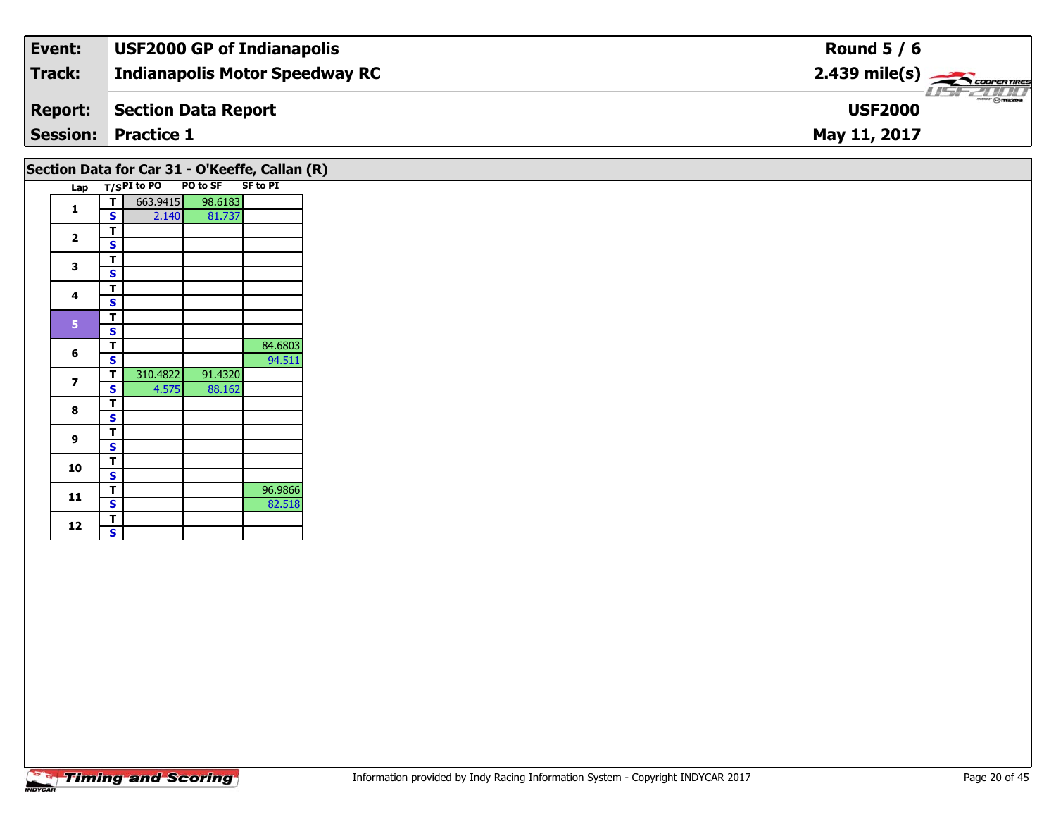| **Event:** | **USF2000 GP of Indianapolis** | **Round 5 / 6** |
|---|---|---|
| **Track:** | **Indianapolis Motor Speedway RC** | **2.439 mile(s)** |
| **Report:** | **Section Data Report** | **USF2000** |
| **Session:** | **Practice 1** | **May 11, 2017** |

## Section Data for Car 31 - O'Keeffe, Callan (R)

| Lap | T/S | PI to PO | PO to SF | SF to PI |
|---|---|---|---|---|
| 1 | T | 663.9415 | 98.6183 | |
| | S | 2.140 | 81.737 | |
| 2 | T | | | |
| | S | | | |
| 3 | T | | | |
| | S | | | |
| 4 | T | | | |
| | S | | | |
| 5 | T | | | |
| | S | | | |
| 6 | T | | | 84.6803 |
| | S | | | 94.511 |
| 7 | T | 310.4822 | 91.4320 | |
| | S | 4.575 | 88.162 | |
| 8 | T | | | |
| | S | | | |
| 9 | T | | | |
| | S | | | |
| 10 | T | | | |
| | S | | | |
| 11 | T | | | 96.9866 |
| | S | | | 82.518 |
| 12 | T | | | |
| | S | | | |

Information provided by Indy Racing Information System - Copyright INDYCAR 2017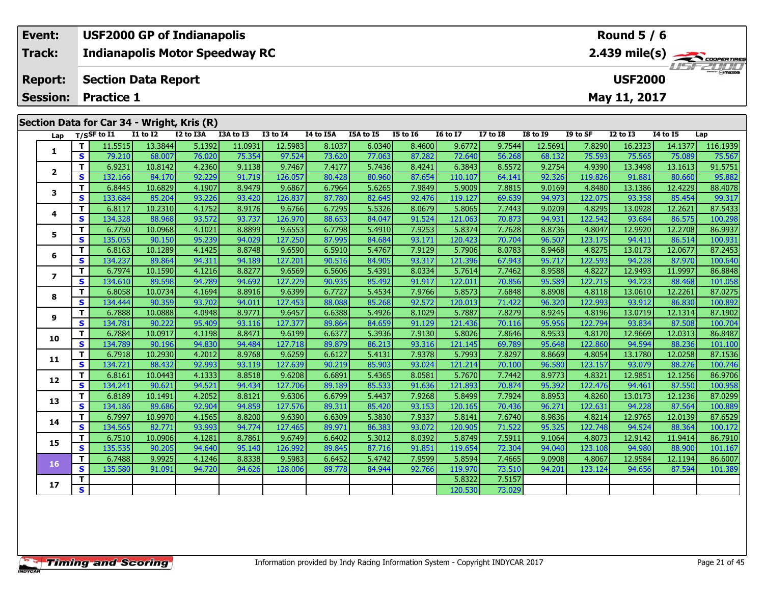| Event: | USF2000 GP of Indianapolis | Round 5 / 6 |
|---|---|---|
| Track: | Indianapolis Motor Speedway RC | 2.439 mile(s) |
| Report: | Section Data Report | USF2000 |
| Session: | Practice 1 | May 11, 2017 |

## Section Data for Car 34 - Wright, Kris (R)

| Lap | T/S | SF to I1 | I1 to I2 | I2 to I3A | I3A to I3 | I3 to I4 | I4 to I5A | I5A to I5 | I5 to I6 | I6 to I7 | I7 to I8 | I8 to I9 | I9 to SF | I2 to I3 | I4 to I5 | Lap |
|---|---|---|---|---|---|---|---|---|---|---|---|---|---|---|---|---|
| 1 | T | 11.5515 | 13.3844 | 5.1392 | 11.0931 | 12.5983 | 8.1037 | 6.0340 | 8.4600 | 9.6772 | 9.7544 | 12.5691 | 7.8290 | 16.2323 | 14.1377 | 116.1939 |
| | S | 79.210 | 68.007 | 76.020 | 75.354 | 97.524 | 73.620 | 77.063 | 87.282 | 72.640 | 56.268 | 68.132 | 75.593 | 75.565 | 75.089 | 75.567 |
| 2 | T | 6.9231 | 10.8142 | 4.2360 | 9.1138 | 9.7467 | 7.4177 | 5.7436 | 8.4241 | 6.3843 | 8.5572 | 9.2754 | 4.9390 | 13.3498 | 13.1613 | 91.5751 |
| | S | 132.166 | 84.170 | 92.229 | 91.719 | 126.057 | 80.428 | 80.960 | 87.654 | 110.107 | 64.141 | 92.326 | 119.826 | 91.881 | 80.660 | 95.882 |
| 3 | T | 6.8445 | 10.6829 | 4.1907 | 8.9479 | 9.6867 | 6.7964 | 5.6265 | 7.9849 | 5.9009 | 7.8815 | 9.0169 | 4.8480 | 13.1386 | 12.4229 | 88.4078 |
| | S | 133.684 | 85.204 | 93.226 | 93.420 | 126.837 | 87.780 | 82.645 | 92.476 | 119.127 | 69.639 | 94.973 | 122.075 | 93.358 | 85.454 | 99.317 |
| 4 | T | 6.8117 | 10.2310 | 4.1752 | 8.9176 | 9.6766 | 6.7295 | 5.5326 | 8.0679 | 5.8065 | 7.7443 | 9.0209 | 4.8295 | 13.0928 | 12.2621 | 87.5433 |
| | S | 134.328 | 88.968 | 93.572 | 93.737 | 126.970 | 88.653 | 84.047 | 91.524 | 121.063 | 70.873 | 94.931 | 122.542 | 93.684 | 86.575 | 100.298 |
| 5 | T | 6.7750 | 10.0968 | 4.1021 | 8.8899 | 9.6553 | 6.7798 | 5.4910 | 7.9253 | 5.8374 | 7.7628 | 8.8736 | 4.8047 | 12.9920 | 12.2708 | 86.9937 |
| | S | 135.055 | 90.150 | 95.239 | 94.029 | 127.250 | 87.995 | 84.684 | 93.171 | 120.423 | 70.704 | 96.507 | 123.175 | 94.411 | 86.514 | 100.931 |
| 6 | T | 6.8163 | 10.1289 | 4.1425 | 8.8748 | 9.6590 | 6.5910 | 5.4767 | 7.9129 | 5.7906 | 8.0783 | 8.9468 | 4.8275 | 13.0173 | 12.0677 | 87.2453 |
| | S | 134.237 | 89.864 | 94.311 | 94.189 | 127.201 | 90.516 | 84.905 | 93.317 | 121.396 | 67.943 | 95.717 | 122.593 | 94.228 | 87.970 | 100.640 |
| 7 | T | 6.7974 | 10.1590 | 4.1216 | 8.8277 | 9.6569 | 6.5606 | 5.4391 | 8.0334 | 5.7614 | 7.7462 | 8.9588 | 4.8227 | 12.9493 | 11.9997 | 86.8848 |
| | S | 134.610 | 89.598 | 94.789 | 94.692 | 127.229 | 90.935 | 85.492 | 91.917 | 122.011 | 70.856 | 95.589 | 122.715 | 94.723 | 88.468 | 101.058 |
| 8 | T | 6.8058 | 10.0734 | 4.1694 | 8.8916 | 9.6399 | 6.7727 | 5.4534 | 7.9766 | 5.8573 | 7.6848 | 8.8908 | 4.8118 | 13.0610 | 12.2261 | 87.0275 |
| | S | 134.444 | 90.359 | 93.702 | 94.011 | 127.453 | 88.088 | 85.268 | 92.572 | 120.013 | 71.422 | 96.320 | 122.993 | 93.912 | 86.830 | 100.892 |
| 9 | T | 6.7888 | 10.0888 | 4.0948 | 8.9771 | 9.6457 | 6.6388 | 5.4926 | 8.1029 | 5.7887 | 7.8279 | 8.9245 | 4.8196 | 13.0719 | 12.1314 | 87.1902 |
| | S | 134.781 | 90.222 | 95.409 | 93.116 | 127.377 | 89.864 | 84.659 | 91.129 | 121.436 | 70.116 | 95.956 | 122.794 | 93.834 | 87.508 | 100.704 |
| 10 | T | 6.7884 | 10.0917 | 4.1198 | 8.8471 | 9.6199 | 6.6377 | 5.3936 | 7.9130 | 5.8026 | 7.8646 | 8.9533 | 4.8170 | 12.9669 | 12.0313 | 86.8487 |
| | S | 134.789 | 90.196 | 94.830 | 94.484 | 127.718 | 89.879 | 86.213 | 93.316 | 121.145 | 69.789 | 95.648 | 122.860 | 94.594 | 88.236 | 101.100 |
| 11 | T | 6.7918 | 10.2930 | 4.2012 | 8.9768 | 9.6259 | 6.6127 | 5.4131 | 7.9378 | 5.7993 | 7.8297 | 8.8669 | 4.8054 | 13.1780 | 12.0258 | 87.1536 |
| | S | 134.721 | 88.432 | 92.993 | 93.119 | 127.639 | 90.219 | 85.903 | 93.024 | 121.214 | 70.100 | 96.580 | 123.157 | 93.079 | 88.276 | 100.746 |
| 12 | T | 6.8161 | 10.0443 | 4.1333 | 8.8518 | 9.6208 | 6.6891 | 5.4365 | 8.0581 | 5.7670 | 7.7442 | 8.9773 | 4.8321 | 12.9851 | 12.1256 | 86.9706 |
| | S | 134.241 | 90.621 | 94.521 | 94.434 | 127.706 | 89.189 | 85.533 | 91.636 | 121.893 | 70.874 | 95.392 | 122.476 | 94.461 | 87.550 | 100.958 |
| 13 | T | 6.8189 | 10.1491 | 4.2052 | 8.8121 | 9.6306 | 6.6799 | 5.4437 | 7.9268 | 5.8499 | 7.7924 | 8.8953 | 4.8260 | 13.0173 | 12.1236 | 87.0299 |
| | S | 134.186 | 89.686 | 92.904 | 94.859 | 127.576 | 89.311 | 85.420 | 93.153 | 120.165 | 70.436 | 96.271 | 122.631 | 94.228 | 87.564 | 100.889 |
| 14 | T | 6.7997 | 10.9970 | 4.1565 | 8.8200 | 9.6390 | 6.6309 | 5.3830 | 7.9337 | 5.8141 | 7.6740 | 8.9836 | 4.8214 | 12.9765 | 12.0139 | 87.6529 |
| | S | 134.565 | 82.771 | 93.993 | 94.774 | 127.465 | 89.971 | 86.383 | 93.072 | 120.905 | 71.522 | 95.325 | 122.748 | 94.524 | 88.364 | 100.172 |
| 15 | T | 6.7510 | 10.0906 | 4.1281 | 8.7861 | 9.6749 | 6.6402 | 5.3012 | 8.0392 | 5.8749 | 7.5911 | 9.1064 | 4.8073 | 12.9142 | 11.9414 | 86.7910 |
| | S | 135.535 | 90.205 | 94.640 | 95.140 | 126.992 | 89.845 | 87.716 | 91.851 | 119.654 | 72.304 | 94.040 | 123.108 | 94.980 | 88.900 | 101.167 |
| 16 | T | 6.7488 | 9.9925 | 4.1246 | 8.8338 | 9.5983 | 6.6452 | 5.4742 | 7.9599 | 5.8594 | 7.4665 | 9.0908 | 4.8067 | 12.9584 | 12.1194 | 86.6007 |
| | S | 135.580 | 91.091 | 94.720 | 94.626 | 128.006 | 89.778 | 84.944 | 92.766 | 119.970 | 73.510 | 94.201 | 123.124 | 94.656 | 87.594 | 101.389 |
| 17 | T | | | | | | | | | 5.8322 | 7.5157 | | | | | |
| | S | | | | | | | | | 120.530 | 73.029 | | | | | |

Information provided by Indy Racing Information System - Copyright INDYCAR 2017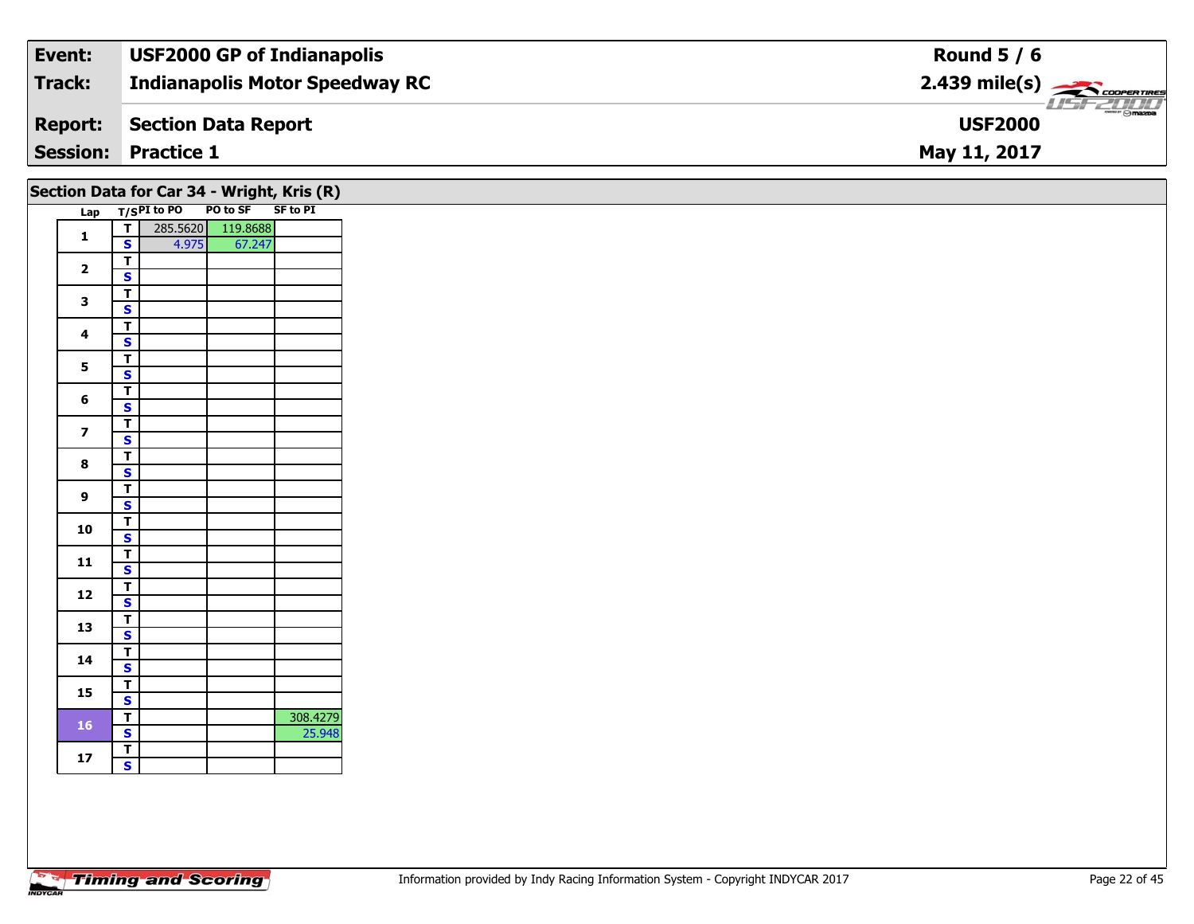| **Event:** | **USF2000 GP of Indianapolis** | **Round 5 / 6** |
|---|---|---|
| **Track:** | **Indianapolis Motor Speedway RC** | **2.439 mile(s)** |
| **Report:** | **Section Data Report** | **USF2000** |
| **Session:** | **Practice 1** | **May 11, 2017** |

## Section Data for Car 34 - Wright, Kris (R)

| Lap | T/S | PI to PO | PO to SF | SF to PI |
|---|---|---|---|---|
| 1 | T | 285.5620 | 119.8688 | |
| | S | 4.975 | 67.247 | |
| 2 | T | | | |
| | S | | | |
| 3 | T | | | |
| | S | | | |
| 4 | T | | | |
| | S | | | |
| 5 | T | | | |
| | S | | | |
| 6 | T | | | |
| | S | | | |
| 7 | T | | | |
| | S | | | |
| 8 | T | | | |
| | S | | | |
| 9 | T | | | |
| | S | | | |
| 10 | T | | | |
| | S | | | |
| 11 | T | | | |
| | S | | | |
| 12 | T | | | |
| | S | | | |
| 13 | T | | | |
| | S | | | |
| 14 | T | | | |
| | S | | | |
| 15 | T | | | |
| | S | | | |
| 16 | T | | | 308.4279 |
| | S | | | 25.948 |
| 17 | T | | | |
| | S | | | |

Information provided by Indy Racing Information System - Copyright INDYCAR 2017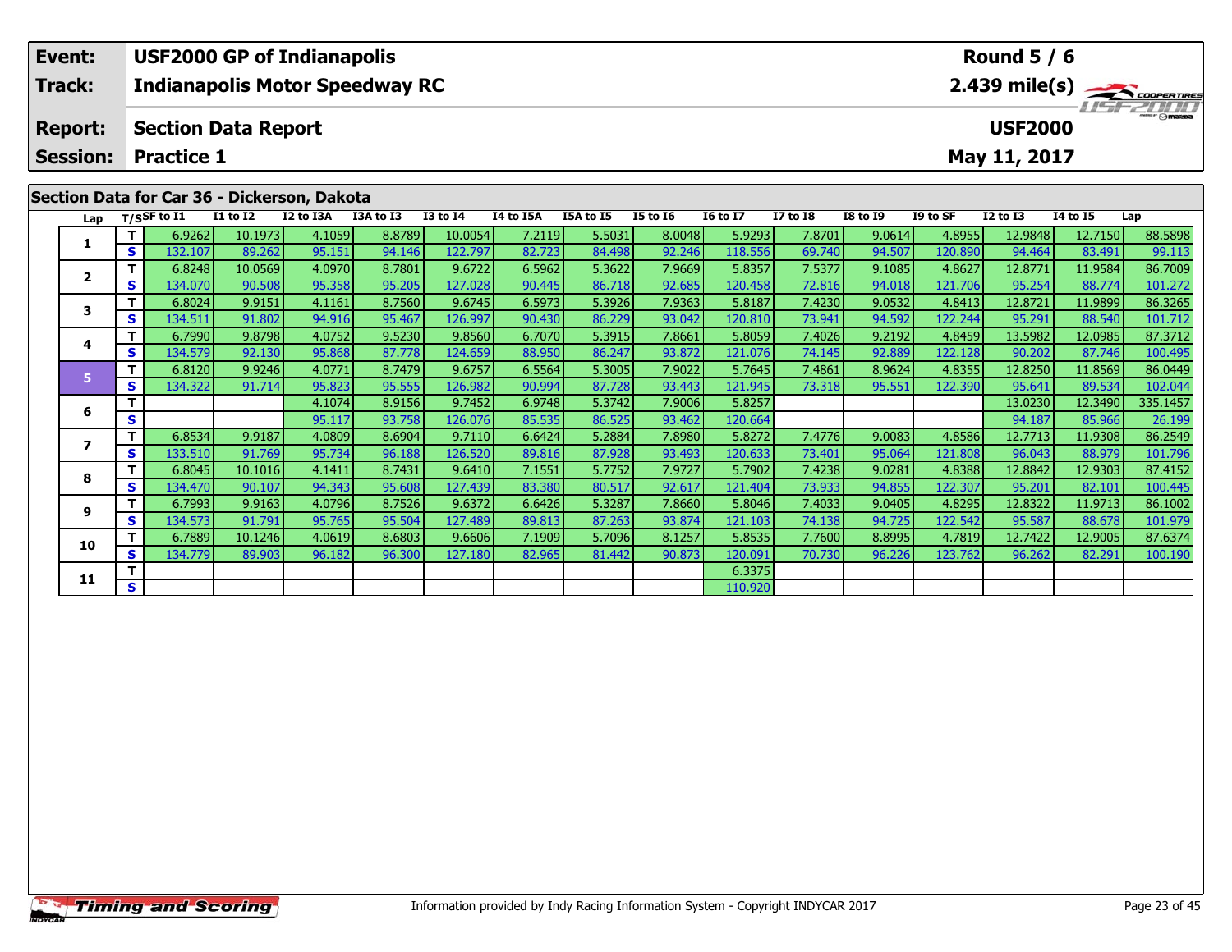| Event: | USF2000 GP of Indianapolis | Round 5 / 6 |
|---|---|---|
| Track: | Indianapolis Motor Speedway RC | 2.439 mile(s) |
| Report: | Section Data Report | USF2000 |
| Session: | Practice 1 | May 11, 2017 |

## Section Data for Car 36 - Dickerson, Dakota

| Lap | T/S | SF to I1 | I1 to I2 | I2 to I3A | I3A to I3 | I3 to I4 | I4 to I5A | I5A to I5 | I5 to I6 | I6 to I7 | I7 to I8 | I8 to I9 | I9 to SF | I2 to I3 | I4 to I5 | Lap |
|---|---|---|---|---|---|---|---|---|---|---|---|---|---|---|---|---|
| 1 | T | 6.9262 | 10.1973 | 4.1059 | 8.8789 | 10.0054 | 7.2119 | 5.5031 | 8.0048 | 5.9293 | 7.8701 | 9.0614 | 4.8955 | 12.9848 | 12.7150 | 88.5898 |
| | S | 132.107 | 89.262 | 95.151 | 94.146 | 122.797 | 82.723 | 84.498 | 92.246 | 118.556 | 69.740 | 94.507 | 120.890 | 94.464 | 83.491 | 99.113 |
| 2 | T | 6.8248 | 10.0569 | 4.0970 | 8.7801 | 9.6722 | 6.5962 | 5.3622 | 7.9669 | 5.8357 | 7.5377 | 9.1085 | 4.8627 | 12.8771 | 11.9584 | 86.7009 |
| | S | 134.070 | 90.508 | 95.358 | 95.205 | 127.028 | 90.445 | 86.718 | 92.685 | 120.458 | 72.816 | 94.018 | 121.706 | 95.254 | 88.774 | 101.272 |
| 3 | T | 6.8024 | 9.9151 | 4.1161 | 8.7560 | 9.6745 | 6.5973 | 5.3926 | 7.9363 | 5.8187 | 7.4230 | 9.0532 | 4.8413 | 12.8721 | 11.9899 | 86.3265 |
| | S | 134.511 | 91.802 | 94.916 | 95.467 | 126.997 | 90.430 | 86.229 | 93.042 | 120.810 | 73.941 | 94.592 | 122.244 | 95.291 | 88.540 | 101.712 |
| 4 | T | 6.7990 | 9.8798 | 4.0752 | 9.5230 | 9.8560 | 6.7070 | 5.3915 | 7.8661 | 5.8059 | 7.4026 | 9.2192 | 4.8459 | 13.5982 | 12.0985 | 87.3712 |
| | S | 134.579 | 92.130 | 95.868 | 87.778 | 124.659 | 88.950 | 86.247 | 93.872 | 121.076 | 74.145 | 92.889 | 122.128 | 90.202 | 87.746 | 100.495 |
| 5 | T | 6.8120 | 9.9246 | 4.0771 | 8.7479 | 9.6757 | 6.5564 | 5.3005 | 7.9022 | 5.7645 | 7.4861 | 8.9624 | 4.8355 | 12.8250 | 11.8569 | 86.0449 |
| | S | 134.322 | 91.714 | 95.823 | 95.555 | 126.982 | 90.994 | 87.728 | 93.443 | 121.945 | 73.318 | 95.551 | 122.390 | 95.641 | 89.534 | 102.044 |
| 6 | T | | | 4.1074 | 8.9156 | 9.7452 | 6.9748 | 5.3742 | 7.9006 | 5.8257 | | | | 13.0230 | 12.3490 | 335.1457 |
| | S | | | 95.117 | 93.758 | 126.076 | 85.535 | 86.525 | 93.462 | 120.664 | | | | 94.187 | 85.966 | 26.199 |
| 7 | T | 6.8534 | 9.9187 | 4.0809 | 8.6904 | 9.7110 | 6.6424 | 5.2884 | 7.8980 | 5.8272 | 7.4776 | 9.0083 | 4.8586 | 12.7713 | 11.9308 | 86.2549 |
| | S | 133.510 | 91.769 | 95.734 | 96.188 | 126.520 | 89.816 | 87.928 | 93.493 | 120.633 | 73.401 | 95.064 | 121.808 | 96.043 | 88.979 | 101.796 |
| 8 | T | 6.8045 | 10.1016 | 4.1411 | 8.7431 | 9.6410 | 7.1551 | 5.7752 | 7.9727 | 5.7902 | 7.4238 | 9.0281 | 4.8388 | 12.8842 | 12.9303 | 87.4152 |
| | S | 134.470 | 90.107 | 94.343 | 95.608 | 127.439 | 83.380 | 80.517 | 92.617 | 121.404 | 73.933 | 94.855 | 122.307 | 95.201 | 82.101 | 100.445 |
| 9 | T | 6.7993 | 9.9163 | 4.0796 | 8.7526 | 9.6372 | 6.6426 | 5.3287 | 7.8660 | 5.8046 | 7.4033 | 9.0405 | 4.8295 | 12.8322 | 11.9713 | 86.1002 |
| | S | 134.573 | 91.791 | 95.765 | 95.504 | 127.489 | 89.813 | 87.263 | 93.874 | 121.103 | 74.138 | 94.725 | 122.542 | 95.587 | 88.678 | 101.979 |
| 10 | T | 6.7889 | 10.1246 | 4.0619 | 8.6803 | 9.6606 | 7.1909 | 5.7096 | 8.1257 | 5.8535 | 7.7600 | 8.8995 | 4.7819 | 12.7422 | 12.9005 | 87.6374 |
| | S | 134.779 | 89.903 | 96.182 | 96.300 | 127.180 | 82.965 | 81.442 | 90.873 | 120.091 | 70.730 | 96.226 | 123.762 | 96.262 | 82.291 | 100.190 |
| 11 | T | | | | | | | | | 6.3375 | | | | | | |
| | S | | | | | | | | | 110.920 | | | | | | |

Information provided by Indy Racing Information System - Copyright INDYCAR 2017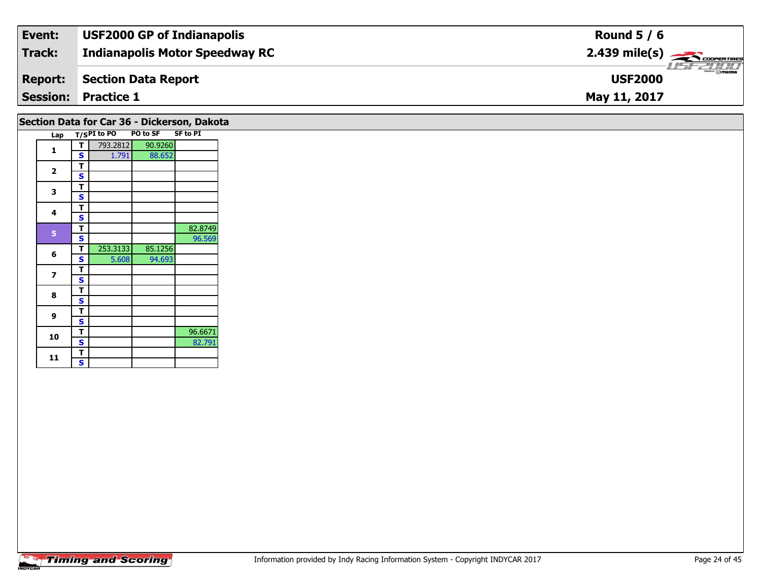| Event: | USF2000 GP of Indianapolis | Round 5 / 6 |
|---|---|---|
| Track: | Indianapolis Motor Speedway RC | 2.439 mile(s) |
| Report: | Section Data Report | USF2000 |
| Session: | Practice 1 | May 11, 2017 |

## Section Data for Car 36 - Dickerson, Dakota

| Lap | T/S | PI to PO | PO to SF | SF to PI |
|---|---|---|---|---|
| 1 | T | 793.2812 | 90.9260 | |
| | S | 1.791 | 88.652 | |
| 2 | T | | | |
| | S | | | |
| 3 | T | | | |
| | S | | | |
| 4 | T | | | |
| | S | | | |
| 5 | T | | | 82.8749 |
| | S | | | 96.569 |
| 6 | T | 253.3133 | 85.1256 | |
| | S | 5.608 | 94.693 | |
| 7 | T | | | |
| | S | | | |
| 8 | T | | | |
| | S | | | |
| 9 | T | | | |
| | S | | | |
| 10 | T | | | 96.6671 |
| | S | | | 82.791 |
| 11 | T | | | |
| | S | | | |

Information provided by Indy Racing Information System - Copyright INDYCAR 2017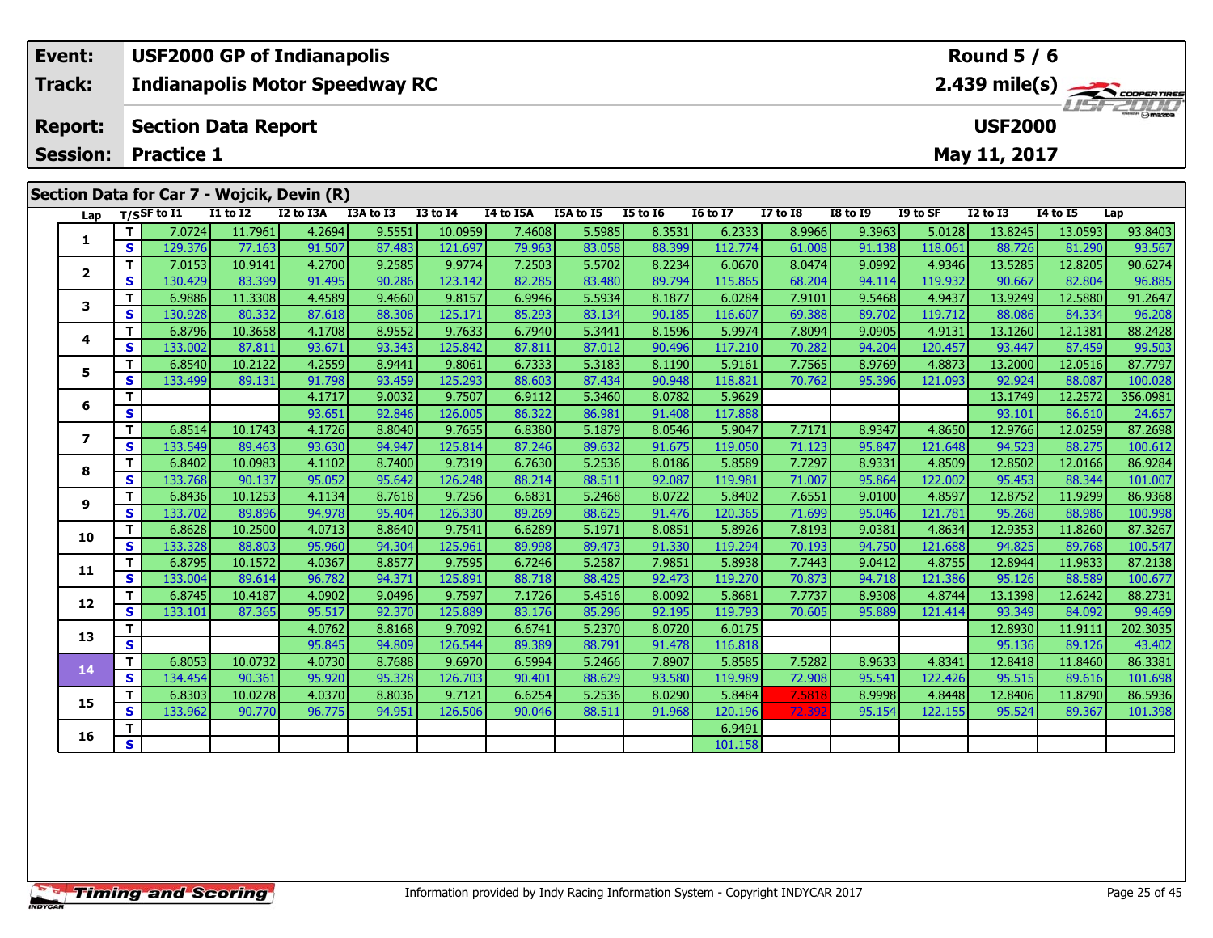| Event: | USF2000 GP of Indianapolis | Round 5 / 6 |
|---|---|---|
| Track: | Indianapolis Motor Speedway RC | 2.439 mile(s) |
| Report: | Section Data Report | USF2000 |
| Session: | Practice 1 | May 11, 2017 |

## Section Data for Car 7 - Wojcik, Devin (R)

| Lap | T/S | SF to I1 | I1 to I2 | I2 to I3A | I3A to I3 | I3 to I4 | I4 to I5A | I5A to I5 | I5 to I6 | I6 to I7 | I7 to I8 | I8 to I9 | I9 to SF | I2 to I3 | I4 to I5 | Lap |
|---|---|---|---|---|---|---|---|---|---|---|---|---|---|---|---|---|
| 1 | T | 7.0724 | 11.7961 | 4.2694 | 9.5551 | 10.0959 | 7.4608 | 5.5985 | 8.3531 | 6.2333 | 8.9966 | 9.3963 | 5.0128 | 13.8245 | 13.0593 | 93.8403 |
| | S | 129.376 | 77.163 | 91.507 | 87.483 | 121.697 | 79.963 | 83.058 | 88.399 | 112.774 | 61.008 | 91.138 | 118.061 | 88.726 | 81.290 | 93.567 |
| 2 | T | 7.0153 | 10.9141 | 4.2700 | 9.2585 | 9.9774 | 7.2503 | 5.5702 | 8.2234 | 6.0670 | 8.0474 | 9.0992 | 4.9346 | 13.5285 | 12.8205 | 90.6274 |
| | S | 130.429 | 83.399 | 91.495 | 90.286 | 123.142 | 82.285 | 83.480 | 89.794 | 115.865 | 68.204 | 94.114 | 119.932 | 90.667 | 82.804 | 96.885 |
| 3 | T | 6.9886 | 11.3308 | 4.4589 | 9.4660 | 9.8157 | 6.9946 | 5.5934 | 8.1877 | 6.0284 | 7.9101 | 9.5468 | 4.9437 | 13.9249 | 12.5880 | 91.2647 |
| | S | 130.928 | 80.332 | 87.618 | 88.306 | 125.171 | 85.293 | 83.134 | 90.185 | 116.607 | 69.388 | 89.702 | 119.712 | 88.086 | 84.334 | 96.208 |
| 4 | T | 6.8796 | 10.3658 | 4.1708 | 8.9552 | 9.7633 | 6.7940 | 5.3441 | 8.1596 | 5.9974 | 7.8094 | 9.0905 | 4.9131 | 13.1260 | 12.1381 | 88.2428 |
| | S | 133.002 | 87.811 | 93.671 | 93.343 | 125.842 | 87.811 | 87.012 | 90.496 | 117.210 | 70.282 | 94.204 | 120.457 | 93.447 | 87.459 | 99.503 |
| 5 | T | 6.8540 | 10.2122 | 4.2559 | 8.9441 | 9.8061 | 6.7333 | 5.3183 | 8.1190 | 5.9161 | 7.7565 | 8.9769 | 4.8873 | 13.2000 | 12.0516 | 87.7797 |
| | S | 133.499 | 89.131 | 91.798 | 93.459 | 125.293 | 88.603 | 87.434 | 90.948 | 118.821 | 70.762 | 95.396 | 121.093 | 92.924 | 88.087 | 100.028 |
| 6 | T | | | 4.1717 | 9.0032 | 9.7507 | 6.9112 | 5.3460 | 8.0782 | 5.9629 | | | | 13.1749 | 12.2572 | 356.0981 |
| | S | | | 93.651 | 92.846 | 126.005 | 86.322 | 86.981 | 91.408 | 117.888 | | | | 93.101 | 86.610 | 24.657 |
| 7 | T | 6.8514 | 10.1743 | 4.1726 | 8.8040 | 9.7655 | 6.8380 | 5.1879 | 8.0546 | 5.9047 | 7.7171 | 8.9347 | 4.8650 | 12.9766 | 12.0259 | 87.2698 |
| | S | 133.549 | 89.463 | 93.630 | 94.947 | 125.814 | 87.246 | 89.632 | 91.675 | 119.050 | 71.123 | 95.847 | 121.648 | 94.523 | 88.275 | 100.612 |
| 8 | T | 6.8402 | 10.0983 | 4.1102 | 8.7400 | 9.7319 | 6.7630 | 5.2536 | 8.0186 | 5.8589 | 7.7297 | 8.9331 | 4.8509 | 12.8502 | 12.0166 | 86.9284 |
| | S | 133.768 | 90.137 | 95.052 | 95.642 | 126.248 | 88.214 | 88.511 | 92.087 | 119.981 | 71.007 | 95.864 | 122.002 | 95.453 | 88.344 | 101.007 |
| 9 | T | 6.8436 | 10.1253 | 4.1134 | 8.7618 | 9.7256 | 6.6831 | 5.2468 | 8.0722 | 5.8402 | 7.6551 | 9.0100 | 4.8597 | 12.8752 | 11.9299 | 86.9368 |
| | S | 133.702 | 89.896 | 94.978 | 95.404 | 126.330 | 89.269 | 88.625 | 91.476 | 120.365 | 71.699 | 95.046 | 121.781 | 95.268 | 88.986 | 100.998 |
| 10 | T | 6.8628 | 10.2500 | 4.0713 | 8.8640 | 9.7541 | 6.6289 | 5.1971 | 8.0851 | 5.8926 | 7.8193 | 9.0381 | 4.8634 | 12.9353 | 11.8260 | 87.3267 |
| | S | 133.328 | 88.803 | 95.960 | 94.304 | 125.961 | 89.998 | 89.473 | 91.330 | 119.294 | 70.193 | 94.750 | 121.688 | 94.825 | 89.768 | 100.547 |
| 11 | T | 6.8795 | 10.1572 | 4.0367 | 8.8577 | 9.7595 | 6.7246 | 5.2587 | 7.9851 | 5.8938 | 7.7443 | 9.0412 | 4.8755 | 12.8944 | 11.9833 | 87.2138 |
| | S | 133.004 | 89.614 | 96.782 | 94.371 | 125.891 | 88.718 | 88.425 | 92.473 | 119.270 | 70.873 | 94.718 | 121.386 | 95.126 | 88.589 | 100.677 |
| 12 | T | 6.8745 | 10.4187 | 4.0902 | 9.0496 | 9.7597 | 7.1726 | 5.4516 | 8.0092 | 5.8681 | 7.7737 | 8.9308 | 4.8744 | 13.1398 | 12.6242 | 88.2731 |
| | S | 133.101 | 87.365 | 95.517 | 92.370 | 125.889 | 83.176 | 85.296 | 92.195 | 119.793 | 70.605 | 95.889 | 121.414 | 93.349 | 84.092 | 99.469 |
| 13 | T | | | 4.0762 | 8.8168 | 9.7092 | 6.6741 | 5.2370 | 8.0720 | 6.0175 | | | | 12.8930 | 11.9111 | 202.3035 |
| | S | | | 95.845 | 94.809 | 126.544 | 89.389 | 88.791 | 91.478 | 116.818 | | | | 95.136 | 89.126 | 43.402 |
| 14 | T | 6.8053 | 10.0732 | 4.0730 | 8.7688 | 9.6970 | 6.5994 | 5.2466 | 7.8907 | 5.8585 | 7.5282 | 8.9633 | 4.8341 | 12.8418 | 11.8460 | 86.3381 |
| | S | 134.454 | 90.361 | 95.920 | 95.328 | 126.703 | 90.401 | 88.629 | 93.580 | 119.989 | 72.908 | 95.541 | 122.426 | 95.515 | 89.616 | 101.698 |
| 15 | T | 6.8303 | 10.0278 | 4.0370 | 8.8036 | 9.7121 | 6.6254 | 5.2536 | 8.0290 | 5.8484 | 7.5818 | 8.9998 | 4.8448 | 12.8406 | 11.8790 | 86.5936 |
| | S | 133.962 | 90.770 | 96.775 | 94.951 | 126.506 | 90.046 | 88.511 | 91.968 | 120.196 | 72.392 | 95.154 | 122.155 | 95.524 | 89.367 | 101.398 |
| 16 | T | | | | | | | | | 6.9491 | | | | | | |
| | S | | | | | | | | | 101.158 | | | | | | |

Information provided by Indy Racing Information System - Copyright INDYCAR 2017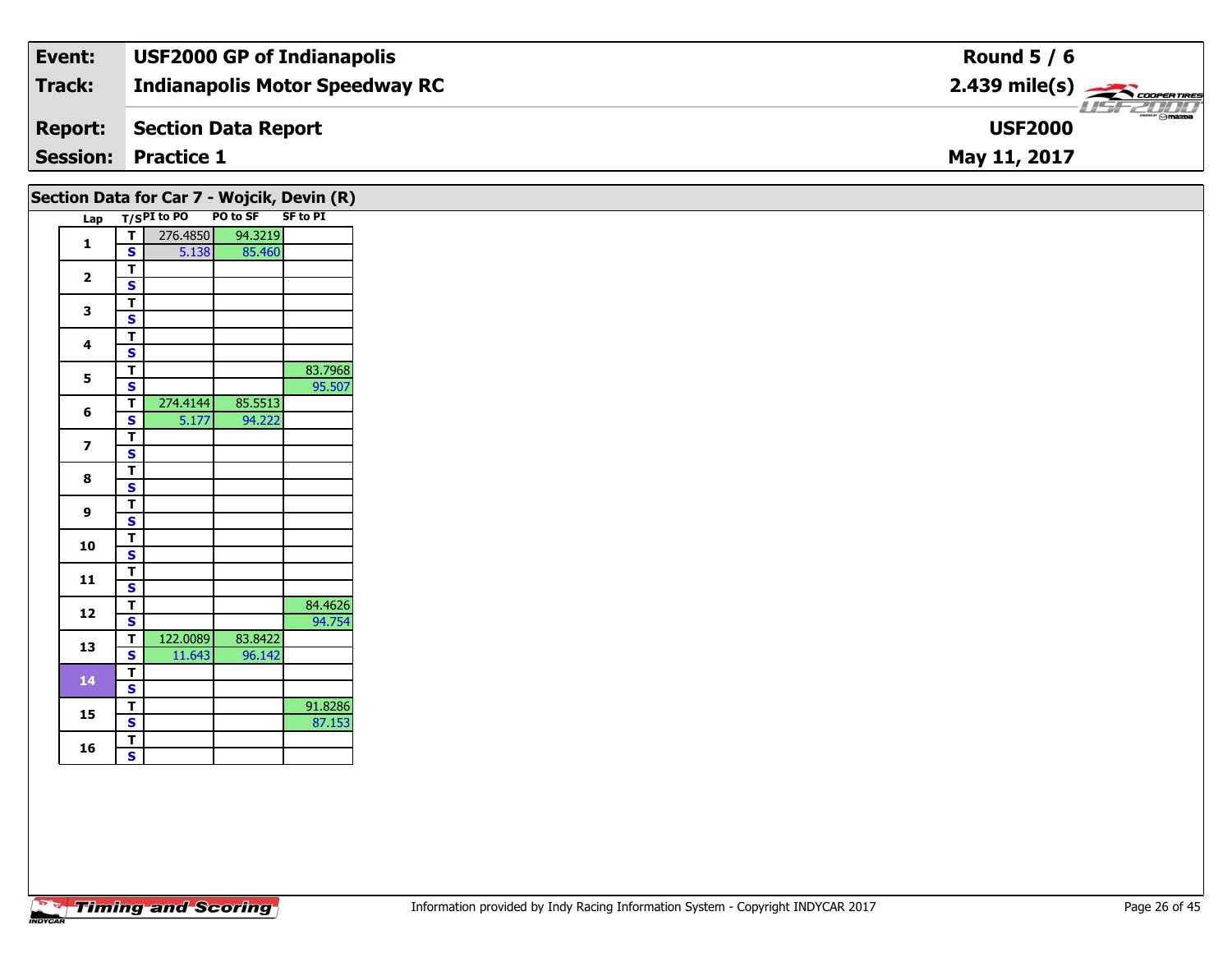| Event: | USF2000 GP of Indianapolis | Round 5 / 6 |
|---|---|---|
| Track: | Indianapolis Motor Speedway RC | 2.439 mile(s) |
| Report: | Section Data Report | USF2000 |
| Session: | Practice 1 | May 11, 2017 |

## Section Data for Car 7 - Wojcik, Devin (R)

| Lap | T/S | PI to PO | PO to SF | SF to PI |
|---|---|---|---|---|
| 1 | T | 276.4850 | 94.3219 | |
| | S | 5.138 | 85.460 | |
| 2 | T | | | |
| | S | | | |
| 3 | T | | | |
| | S | | | |
| 4 | T | | | |
| | S | | | |
| 5 | T | | | 83.7968 |
| | S | | | 95.507 |
| 6 | T | 274.4144 | 85.5513 | |
| | S | 5.177 | 94.222 | |
| 7 | T | | | |
| | S | | | |
| 8 | T | | | |
| | S | | | |
| 9 | T | | | |
| | S | | | |
| 10 | T | | | |
| | S | | | |
| 11 | T | | | |
| | S | | | |
| 12 | T | | | 84.4626 |
| | S | | | 94.754 |
| 13 | T | 122.0089 | 83.8422 | |
| | S | 11.643 | 96.142 | |
| 14 | T | | | |
| | S | | | |
| 15 | T | | | 91.8286 |
| | S | | | 87.153 |
| 16 | T | | | |
| | S | | | |

Information provided by Indy Racing Information System - Copyright INDYCAR 2017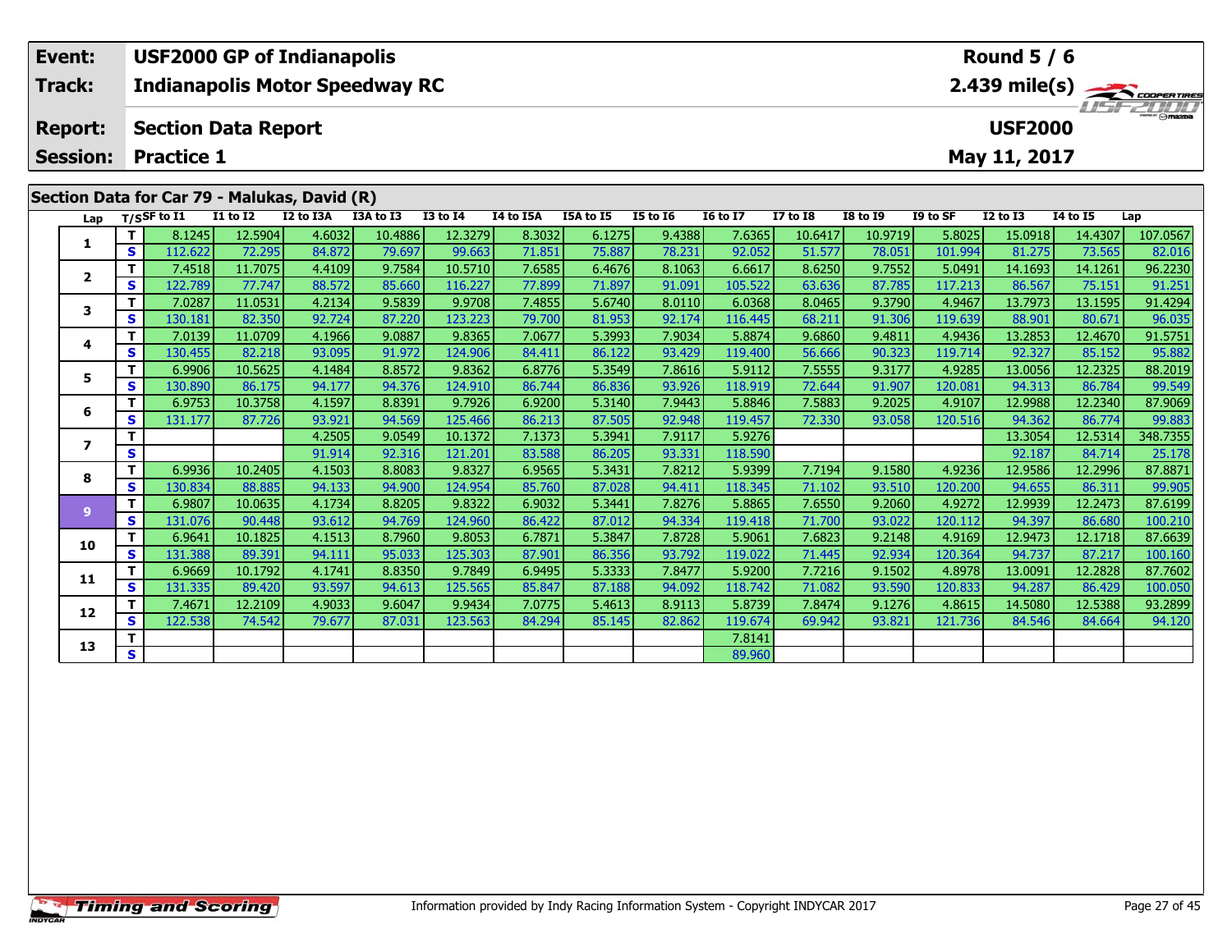| Event: | USF2000 GP of Indianapolis | Round 5 / 6 |
|---|---|---|
| Track: | Indianapolis Motor Speedway RC | 2.439 mile(s) |
| Report: | Section Data Report | USF2000 |
| Session: | Practice 1 | May 11, 2017 |

## Section Data for Car 79 - Malukas, David (R)

| Lap | T/S | SF to I1 | I1 to I2 | I2 to I3A | I3A to I3 | I3 to I4 | I4 to I5A | I5A to I5 | I5 to I6 | I6 to I7 | I7 to I8 | I8 to I9 | I9 to SF | I2 to I3 | I4 to I5 | Lap |
|---|---|---|---|---|---|---|---|---|---|---|---|---|---|---|---|---|
| 1 | T | 8.1245 | 12.5904 | 4.6032 | 10.4886 | 12.3279 | 8.3032 | 6.1275 | 9.4388 | 7.6365 | 10.6417 | 10.9719 | 5.8025 | 15.0918 | 14.4307 | 107.0567 |
| | S | 112.622 | 72.295 | 84.872 | 79.697 | 99.663 | 71.851 | 75.887 | 78.231 | 92.052 | 51.577 | 78.051 | 101.994 | 81.275 | 73.565 | 82.016 |
| 2 | T | 7.4518 | 11.7075 | 4.4109 | 9.7584 | 10.5710 | 7.6585 | 6.4676 | 8.1063 | 6.6617 | 8.6250 | 9.7552 | 5.0491 | 14.1693 | 14.1261 | 96.2230 |
| | S | 122.789 | 77.747 | 88.572 | 85.660 | 116.227 | 77.899 | 71.897 | 91.091 | 105.522 | 63.636 | 87.785 | 117.213 | 86.567 | 75.151 | 91.251 |
| 3 | T | 7.0287 | 11.0531 | 4.2134 | 9.5839 | 9.9708 | 7.4855 | 5.6740 | 8.0110 | 6.0368 | 8.0465 | 9.3790 | 4.9467 | 13.7973 | 13.1595 | 91.4294 |
| | S | 130.181 | 82.350 | 92.724 | 87.220 | 123.223 | 79.700 | 81.953 | 92.174 | 116.445 | 68.211 | 91.306 | 119.639 | 88.901 | 80.671 | 96.035 |
| 4 | T | 7.0139 | 11.0709 | 4.1966 | 9.0887 | 9.8365 | 7.0677 | 5.3993 | 7.9034 | 5.8874 | 9.6860 | 9.4811 | 4.9436 | 13.2853 | 12.4670 | 91.5751 |
| | S | 130.455 | 82.218 | 93.095 | 91.972 | 124.906 | 84.411 | 86.122 | 93.429 | 119.400 | 56.666 | 90.323 | 119.714 | 92.327 | 85.152 | 95.882 |
| 5 | T | 6.9906 | 10.5625 | 4.1484 | 8.8572 | 9.8362 | 6.8776 | 5.3549 | 7.8616 | 5.9112 | 7.5555 | 9.3177 | 4.9285 | 13.0056 | 12.2325 | 88.2019 |
| | S | 130.890 | 86.175 | 94.177 | 94.376 | 124.910 | 86.744 | 86.836 | 93.926 | 118.919 | 72.644 | 91.907 | 120.081 | 94.313 | 86.784 | 99.549 |
| 6 | T | 6.9753 | 10.3758 | 4.1597 | 8.8391 | 9.7926 | 6.9200 | 5.3140 | 7.9443 | 5.8846 | 7.5883 | 9.2025 | 4.9107 | 12.9988 | 12.2340 | 87.9069 |
| | S | 131.177 | 87.726 | 93.921 | 94.569 | 125.466 | 86.213 | 87.505 | 92.948 | 119.457 | 72.330 | 93.058 | 120.516 | 94.362 | 86.774 | 99.883 |
| 7 | T | | | 4.2505 | 9.0549 | 10.1372 | 7.1373 | 5.3941 | 7.9117 | 5.9276 | | | | 13.3054 | 12.5314 | 348.7355 |
| | S | | | 91.914 | 92.316 | 121.201 | 83.588 | 86.205 | 93.331 | 118.590 | | | | 92.187 | 84.714 | 25.178 |
| 8 | T | 6.9936 | 10.2405 | 4.1503 | 8.8083 | 9.8327 | 6.9565 | 5.3431 | 7.8212 | 5.9399 | 7.7194 | 9.1580 | 4.9236 | 12.9586 | 12.2996 | 87.8871 |
| | S | 130.834 | 88.885 | 94.133 | 94.900 | 124.954 | 85.760 | 87.028 | 94.411 | 118.345 | 71.102 | 93.510 | 120.200 | 94.655 | 86.311 | 99.905 |
| 9 | T | 6.9807 | 10.0635 | 4.1734 | 8.8205 | 9.8322 | 6.9032 | 5.3441 | 7.8276 | 5.8865 | 7.6550 | 9.2060 | 4.9272 | 12.9939 | 12.2473 | 87.6199 |
| | S | 131.076 | 90.448 | 93.612 | 94.769 | 124.960 | 86.422 | 87.012 | 94.334 | 119.418 | 71.700 | 93.022 | 120.112 | 94.397 | 86.680 | 100.210 |
| 10 | T | 6.9641 | 10.1825 | 4.1513 | 8.7960 | 9.8053 | 6.7871 | 5.3847 | 7.8728 | 5.9061 | 7.6823 | 9.2148 | 4.9169 | 12.9473 | 12.1718 | 87.6639 |
| | S | 131.388 | 89.391 | 94.111 | 95.033 | 125.303 | 87.901 | 86.356 | 93.792 | 119.022 | 71.445 | 92.934 | 120.364 | 94.737 | 87.217 | 100.160 |
| 11 | T | 6.9669 | 10.1792 | 4.1741 | 8.8350 | 9.7849 | 6.9495 | 5.3333 | 7.8477 | 5.9200 | 7.7216 | 9.1502 | 4.8978 | 13.0091 | 12.2828 | 87.7602 |
| | S | 131.335 | 89.420 | 93.597 | 94.613 | 125.565 | 85.847 | 87.188 | 94.092 | 118.742 | 71.082 | 93.590 | 120.833 | 94.287 | 86.429 | 100.050 |
| 12 | T | 7.4671 | 12.2109 | 4.9033 | 9.6047 | 9.9434 | 7.0775 | 5.4613 | 8.9113 | 5.8739 | 7.8474 | 9.1276 | 4.8615 | 14.5080 | 12.5388 | 93.2899 |
| | S | 122.538 | 74.542 | 79.677 | 87.031 | 123.563 | 84.294 | 85.145 | 82.862 | 119.674 | 69.942 | 93.821 | 121.736 | 84.546 | 84.664 | 94.120 |
| 13 | T | | | | | | | | | 7.8141 | | | | | | |
| | S | | | | | | | | | 89.960 | | | | | | |

Information provided by Indy Racing Information System - Copyright INDYCAR 2017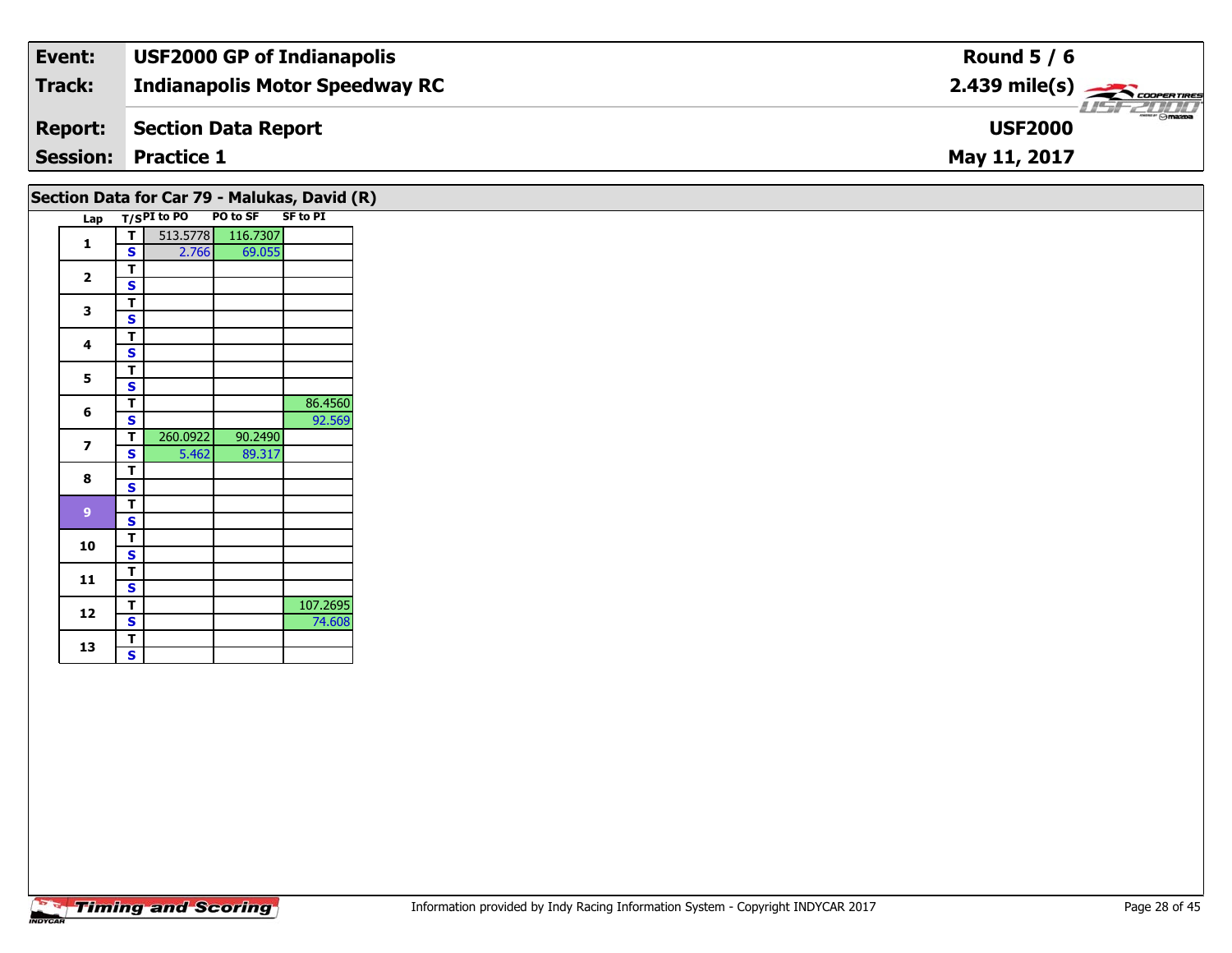| | | |
|---|---|---|
| **Event:** | **USF2000 GP of Indianapolis** | **Round 5 / 6** |
| **Track:** | **Indianapolis Motor Speedway RC** | **2.439 mile(s)** |
| **Report:** | **Section Data Report** | **USF2000** |
| **Session:** | **Practice 1** | **May 11, 2017** |

## Section Data for Car 79 - Malukas, David (R)

| Lap | T/S | PI to PO | PO to SF | SF to PI |
|---|---|---|---|---|
| 1 | T | 513.5778 | 116.7307 | |
| | S | 2.766 | 69.055 | |
| 2 | T | | | |
| | S | | | |
| 3 | T | | | |
| | S | | | |
| 4 | T | | | |
| | S | | | |
| 5 | T | | | |
| | S | | | |
| 6 | T | | | 86.4560 |
| | S | | | 92.569 |
| 7 | T | 260.0922 | 90.2490 | |
| | S | 5.462 | 89.317 | |
| 8 | T | | | |
| | S | | | |
| 9 | T | | | |
| | S | | | |
| 10 | T | | | |
| | S | | | |
| 11 | T | | | |
| | S | | | |
| 12 | T | | | 107.2695 |
| | S | | | 74.608 |
| 13 | T | | | |
| | S | | | |

Information provided by Indy Racing Information System - Copyright INDYCAR 2017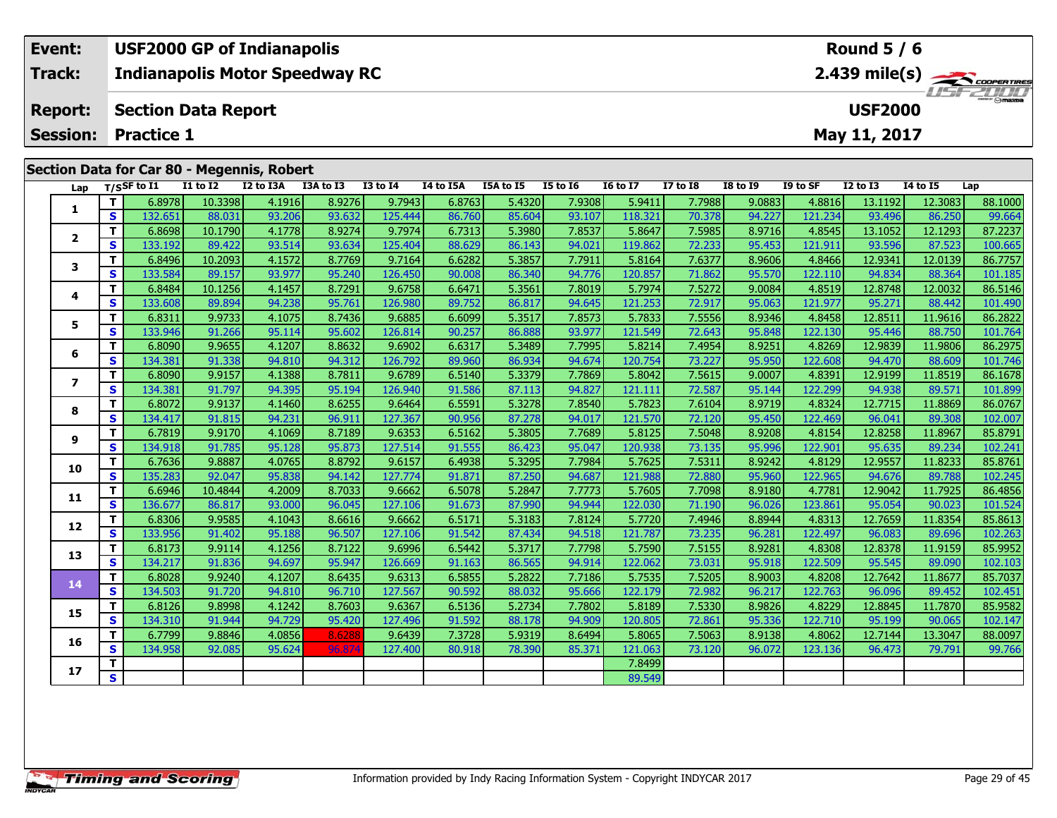| Event: | USF2000 GP of Indianapolis | Round 5 / 6 |
|---|---|---|
| Track: | Indianapolis Motor Speedway RC | 2.439 mile(s) |
| Report: | Section Data Report | USF2000 |
| Session: | Practice 1 | May 11, 2017 |

## Section Data for Car 80 - Megennis, Robert

| Lap | T/S | SF to I1 | I1 to I2 | I2 to I3A | I3A to I3 | I3 to I4 | I4 to I5A | I5A to I5 | I5 to I6 | I6 to I7 | I7 to I8 | I8 to I9 | I9 to SF | I2 to I3 | I4 to I5 | Lap |
|---|---|---|---|---|---|---|---|---|---|---|---|---|---|---|---|---|
| 1 | T | 6.8978 | 10.3398 | 4.1916 | 8.9276 | 9.7943 | 6.8763 | 5.4320 | 7.9308 | 5.9411 | 7.7988 | 9.0883 | 4.8816 | 13.1192 | 12.3083 | 88.1000 |
| | S | 132.651 | 88.031 | 93.206 | 93.632 | 125.444 | 86.760 | 85.604 | 93.107 | 118.321 | 70.378 | 94.227 | 121.234 | 93.496 | 86.250 | 99.664 |
| 2 | T | 6.8698 | 10.1790 | 4.1778 | 8.9274 | 9.7974 | 6.7313 | 5.3980 | 7.8537 | 5.8647 | 7.5985 | 8.9716 | 4.8545 | 13.1052 | 12.1293 | 87.2237 |
| | S | 133.192 | 89.422 | 93.514 | 93.634 | 125.404 | 88.629 | 86.143 | 94.021 | 119.862 | 72.233 | 95.453 | 121.911 | 93.596 | 87.523 | 100.665 |
| 3 | T | 6.8496 | 10.2093 | 4.1572 | 8.7769 | 9.7164 | 6.6282 | 5.3857 | 7.7911 | 5.8164 | 7.6377 | 8.9606 | 4.8466 | 12.9341 | 12.0139 | 86.7757 |
| | S | 133.584 | 89.157 | 93.977 | 95.240 | 126.450 | 90.008 | 86.340 | 94.776 | 120.857 | 71.862 | 95.570 | 122.110 | 94.834 | 88.364 | 101.185 |
| 4 | T | 6.8484 | 10.1256 | 4.1457 | 8.7291 | 9.6758 | 6.6471 | 5.3561 | 7.8019 | 5.7974 | 7.5272 | 9.0084 | 4.8519 | 12.8748 | 12.0032 | 86.5146 |
| | S | 133.608 | 89.894 | 94.238 | 95.761 | 126.980 | 89.752 | 86.817 | 94.645 | 121.253 | 72.917 | 95.063 | 121.977 | 95.271 | 88.442 | 101.490 |
| 5 | T | 6.8311 | 9.9733 | 4.1075 | 8.7436 | 9.6885 | 6.6099 | 5.3517 | 7.8573 | 5.7833 | 7.5556 | 8.9346 | 4.8458 | 12.8511 | 11.9616 | 86.2822 |
| | S | 133.946 | 91.266 | 95.114 | 95.602 | 126.814 | 90.257 | 86.888 | 93.977 | 121.549 | 72.643 | 95.848 | 122.130 | 95.446 | 88.750 | 101.764 |
| 6 | T | 6.8090 | 9.9655 | 4.1207 | 8.8632 | 9.6902 | 6.6317 | 5.3489 | 7.7995 | 5.8214 | 7.4954 | 8.9251 | 4.8269 | 12.9839 | 11.9806 | 86.2975 |
| | S | 134.381 | 91.338 | 94.810 | 94.312 | 126.792 | 89.960 | 86.934 | 94.674 | 120.754 | 73.227 | 95.950 | 122.608 | 94.470 | 88.609 | 101.746 |
| 7 | T | 6.8090 | 9.9157 | 4.1388 | 8.7811 | 9.6789 | 6.5140 | 5.3379 | 7.7869 | 5.8042 | 7.5615 | 9.0007 | 4.8391 | 12.9199 | 11.8519 | 86.1678 |
| | S | 134.381 | 91.797 | 94.395 | 95.194 | 126.940 | 91.586 | 87.113 | 94.827 | 121.111 | 72.587 | 95.144 | 122.299 | 94.938 | 89.571 | 101.899 |
| 8 | T | 6.8072 | 9.9137 | 4.1460 | 8.6255 | 9.6464 | 6.5591 | 5.3278 | 7.8540 | 5.7823 | 7.6104 | 8.9719 | 4.8324 | 12.7715 | 11.8869 | 86.0767 |
| | S | 134.417 | 91.815 | 94.231 | 96.911 | 127.367 | 90.956 | 87.278 | 94.017 | 121.570 | 72.120 | 95.450 | 122.469 | 96.041 | 89.308 | 102.007 |
| 9 | T | 6.7819 | 9.9170 | 4.1069 | 8.7189 | 9.6353 | 6.5162 | 5.3805 | 7.7689 | 5.8125 | 7.5048 | 8.9208 | 4.8154 | 12.8258 | 11.8967 | 85.8791 |
| | S | 134.918 | 91.785 | 95.128 | 95.873 | 127.514 | 91.555 | 86.423 | 95.047 | 120.938 | 73.135 | 95.996 | 122.901 | 95.635 | 89.234 | 102.241 |
| 10 | T | 6.7636 | 9.8887 | 4.0765 | 8.8792 | 9.6157 | 6.4938 | 5.3295 | 7.7984 | 5.7625 | 7.5311 | 8.9242 | 4.8129 | 12.9557 | 11.8233 | 85.8761 |
| | S | 135.283 | 92.047 | 95.838 | 94.142 | 127.774 | 91.871 | 87.250 | 94.687 | 121.988 | 72.880 | 95.960 | 122.965 | 94.676 | 89.788 | 102.245 |
| 11 | T | 6.6946 | 10.4844 | 4.2009 | 8.7033 | 9.6662 | 6.5078 | 5.2847 | 7.7773 | 5.7605 | 7.7098 | 8.9180 | 4.7781 | 12.9042 | 11.7925 | 86.4856 |
| | S | 136.677 | 86.817 | 93.000 | 96.045 | 127.106 | 91.673 | 87.990 | 94.944 | 122.030 | 71.190 | 96.026 | 123.861 | 95.054 | 90.023 | 101.524 |
| 12 | T | 6.8306 | 9.9585 | 4.1043 | 8.6616 | 9.6662 | 6.5171 | 5.3183 | 7.8124 | 5.7720 | 7.4946 | 8.8944 | 4.8313 | 12.7659 | 11.8354 | 85.8613 |
| | S | 133.956 | 91.402 | 95.188 | 96.507 | 127.106 | 91.542 | 87.434 | 94.518 | 121.787 | 73.235 | 96.281 | 122.497 | 96.083 | 89.696 | 102.263 |
| 13 | T | 6.8173 | 9.9114 | 4.1256 | 8.7122 | 9.6996 | 6.5442 | 5.3717 | 7.7798 | 5.7590 | 7.5155 | 8.9281 | 4.8308 | 12.8378 | 11.9159 | 85.9952 |
| | S | 134.217 | 91.836 | 94.697 | 95.947 | 126.669 | 91.163 | 86.565 | 94.914 | 122.062 | 73.031 | 95.918 | 122.509 | 95.545 | 89.090 | 102.103 |
| 14 | T | 6.8028 | 9.9240 | 4.1207 | 8.6435 | 9.6313 | 6.5855 | 5.2822 | 7.7186 | 5.7535 | 7.5205 | 8.9003 | 4.8208 | 12.7642 | 11.8677 | 85.7037 |
| | S | 134.503 | 91.720 | 94.810 | 96.710 | 127.567 | 90.592 | 88.032 | 95.666 | 122.179 | 72.982 | 96.217 | 122.763 | 96.096 | 89.452 | 102.451 |
| 15 | T | 6.8126 | 9.8998 | 4.1242 | 8.7603 | 9.6367 | 6.5136 | 5.2734 | 7.7802 | 5.8189 | 7.5330 | 8.9826 | 4.8229 | 12.8845 | 11.7870 | 85.9582 |
| | S | 134.310 | 91.944 | 94.729 | 95.420 | 127.496 | 91.592 | 88.178 | 94.909 | 120.805 | 72.861 | 95.336 | 122.710 | 95.199 | 90.065 | 102.147 |
| 16 | T | 6.7799 | 9.8846 | 4.0856 | 8.6288 | 9.6439 | 7.3728 | 5.9319 | 8.6494 | 5.8065 | 7.5063 | 8.9138 | 4.8062 | 12.7144 | 13.3047 | 88.0097 |
| | S | 134.958 | 92.085 | 95.624 | 96.874 | 127.400 | 80.918 | 78.390 | 85.371 | 121.063 | 73.120 | 96.072 | 123.136 | 96.473 | 79.791 | 99.766 |
| 17 | T | | | | | | | | | 7.8499 | | | | | | |
| | S | | | | | | | | | 89.549 | | | | | | |

Information provided by Indy Racing Information System - Copyright INDYCAR 2017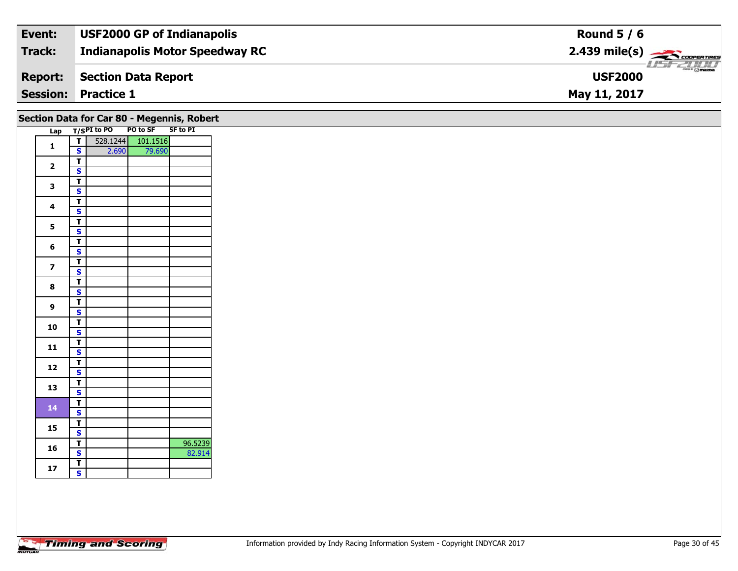| Event: | USF2000 GP of Indianapolis | Round 5 / 6 |
|---|---|---|
| Track: | Indianapolis Motor Speedway RC | 2.439 mile(s) |
| Report: | Section Data Report | USF2000 |
| Session: | Practice 1 | May 11, 2017 |

## Section Data for Car 80 - Megennis, Robert

| Lap | T/S | PI to PO | PO to SF | SF to PI |
|---|---|---|---|---|
| 1 | T | 528.1244 | 101.1516 | |
| | S | 2.690 | 79.690 | |
| 2 | T | | | |
| | S | | | |
| 3 | T | | | |
| | S | | | |
| 4 | T | | | |
| | S | | | |
| 5 | T | | | |
| | S | | | |
| 6 | T | | | |
| | S | | | |
| 7 | T | | | |
| | S | | | |
| 8 | T | | | |
| | S | | | |
| 9 | T | | | |
| | S | | | |
| 10 | T | | | |
| | S | | | |
| 11 | T | | | |
| | S | | | |
| 12 | T | | | |
| | S | | | |
| 13 | T | | | |
| | S | | | |
| 14 | T | | | |
| | S | | | |
| 15 | T | | | |
| | S | | | |
| 16 | T | | | 96.5239 |
| | S | | | 82.914 |
| 17 | T | | | |
| | S | | | |

Information provided by Indy Racing Information System - Copyright INDYCAR 2017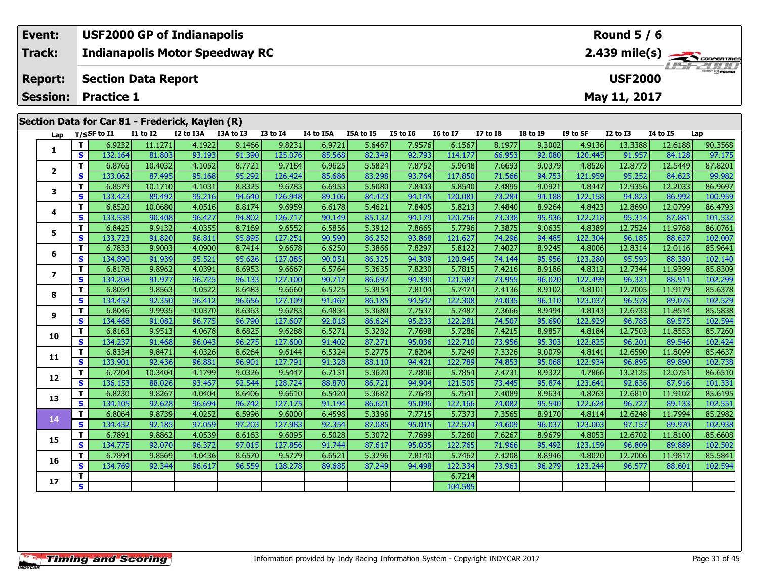| Event: | USF2000 GP of Indianapolis | Round 5 / 6 |
|---|---|---|
| Track: | Indianapolis Motor Speedway RC | 2.439 mile(s) |
| Report: | Section Data Report | USF2000 |
| Session: | Practice 1 | May 11, 2017 |

## Section Data for Car 81 - Frederick, Kaylen (R)

| Lap | T/S | SF to I1 | I1 to I2 | I2 to I3A | I3A to I3 | I3 to I4 | I4 to I5A | I5A to I5 | I5 to I6 | I6 to I7 | I7 to I8 | I8 to I9 | I9 to SF | I2 to I3 | I4 to I5 | Lap |
|---|---|---|---|---|---|---|---|---|---|---|---|---|---|---|---|---|
| 1 | T | 6.9232 | 11.1271 | 4.1922 | 9.1466 | 9.8231 | 6.9721 | 5.6467 | 7.9576 | 6.1567 | 8.1977 | 9.3002 | 4.9136 | 13.3388 | 12.6188 | 90.3568 |
| | S | 132.164 | 81.803 | 93.193 | 91.390 | 125.076 | 85.568 | 82.349 | 92.793 | 114.177 | 66.953 | 92.080 | 120.445 | 91.957 | 84.128 | 97.175 |
| 2 | T | 6.8765 | 10.4032 | 4.1052 | 8.7721 | 9.7184 | 6.9625 | 5.5824 | 7.8752 | 5.9648 | 7.6693 | 9.0379 | 4.8526 | 12.8773 | 12.5449 | 87.8201 |
| | S | 133.062 | 87.495 | 95.168 | 95.292 | 126.424 | 85.686 | 83.298 | 93.764 | 117.850 | 71.566 | 94.753 | 121.959 | 95.252 | 84.623 | 99.982 |
| 3 | T | 6.8579 | 10.1710 | 4.1031 | 8.8325 | 9.6783 | 6.6953 | 5.5080 | 7.8433 | 5.8540 | 7.4895 | 9.0921 | 4.8447 | 12.9356 | 12.2033 | 86.9697 |
| | S | 133.423 | 89.492 | 95.216 | 94.640 | 126.948 | 89.106 | 84.423 | 94.145 | 120.081 | 73.284 | 94.188 | 122.158 | 94.823 | 86.992 | 100.959 |
| 4 | T | 6.8520 | 10.0680 | 4.0516 | 8.8174 | 9.6959 | 6.6178 | 5.4621 | 7.8405 | 5.8213 | 7.4840 | 8.9264 | 4.8423 | 12.8690 | 12.0799 | 86.4793 |
| | S | 133.538 | 90.408 | 96.427 | 94.802 | 126.717 | 90.149 | 85.132 | 94.179 | 120.756 | 73.338 | 95.936 | 122.218 | 95.314 | 87.881 | 101.532 |
| 5 | T | 6.8425 | 9.9132 | 4.0355 | 8.7169 | 9.6552 | 6.5856 | 5.3912 | 7.8665 | 5.7796 | 7.3875 | 9.0635 | 4.8389 | 12.7524 | 11.9768 | 86.0761 |
| | S | 133.723 | 91.820 | 96.811 | 95.895 | 127.251 | 90.590 | 86.252 | 93.868 | 121.627 | 74.296 | 94.485 | 122.304 | 96.185 | 88.637 | 102.007 |
| 6 | T | 6.7833 | 9.9003 | 4.0900 | 8.7414 | 9.6678 | 6.6250 | 5.3866 | 7.8297 | 5.8122 | 7.4027 | 8.9245 | 4.8006 | 12.8314 | 12.0116 | 85.9641 |
| | S | 134.890 | 91.939 | 95.521 | 95.626 | 127.085 | 90.051 | 86.325 | 94.309 | 120.945 | 74.144 | 95.956 | 123.280 | 95.593 | 88.380 | 102.140 |
| 7 | T | 6.8178 | 9.8962 | 4.0391 | 8.6953 | 9.6667 | 6.5764 | 5.3635 | 7.8230 | 5.7815 | 7.4216 | 8.9186 | 4.8312 | 12.7344 | 11.9399 | 85.8309 |
| | S | 134.208 | 91.977 | 96.725 | 96.133 | 127.100 | 90.717 | 86.697 | 94.390 | 121.587 | 73.955 | 96.020 | 122.499 | 96.321 | 88.911 | 102.299 |
| 8 | T | 6.8054 | 9.8563 | 4.0522 | 8.6483 | 9.6660 | 6.5225 | 5.3954 | 7.8104 | 5.7474 | 7.4136 | 8.9102 | 4.8101 | 12.7005 | 11.9179 | 85.6378 |
| | S | 134.452 | 92.350 | 96.412 | 96.656 | 127.109 | 91.467 | 86.185 | 94.542 | 122.308 | 74.035 | 96.110 | 123.037 | 96.578 | 89.075 | 102.529 |
| 9 | T | 6.8046 | 9.9935 | 4.0370 | 8.6363 | 9.6283 | 6.4834 | 5.3680 | 7.7537 | 5.7487 | 7.3666 | 8.9494 | 4.8143 | 12.6733 | 11.8514 | 85.5838 |
| | S | 134.468 | 91.082 | 96.775 | 96.790 | 127.607 | 92.018 | 86.624 | 95.233 | 122.281 | 74.507 | 95.690 | 122.929 | 96.785 | 89.575 | 102.594 |
| 10 | T | 6.8163 | 9.9513 | 4.0678 | 8.6825 | 9.6288 | 6.5271 | 5.3282 | 7.7698 | 5.7286 | 7.4215 | 8.9857 | 4.8184 | 12.7503 | 11.8553 | 85.7260 |
| | S | 134.237 | 91.468 | 96.043 | 96.275 | 127.600 | 91.402 | 87.271 | 95.036 | 122.710 | 73.956 | 95.303 | 122.825 | 96.201 | 89.546 | 102.424 |
| 11 | T | 6.8334 | 9.8471 | 4.0326 | 8.6264 | 9.6144 | 6.5324 | 5.2775 | 7.8204 | 5.7249 | 7.3326 | 9.0079 | 4.8141 | 12.6590 | 11.8099 | 85.4637 |
| | S | 133.901 | 92.436 | 96.881 | 96.901 | 127.791 | 91.328 | 88.110 | 94.421 | 122.789 | 74.853 | 95.068 | 122.934 | 96.895 | 89.890 | 102.738 |
| 12 | T | 6.7204 | 10.3404 | 4.1799 | 9.0326 | 9.5447 | 6.7131 | 5.3620 | 7.7806 | 5.7854 | 7.4731 | 8.9322 | 4.7866 | 13.2125 | 12.0751 | 86.6510 |
| | S | 136.153 | 88.026 | 93.467 | 92.544 | 128.724 | 88.870 | 86.721 | 94.904 | 121.505 | 73.445 | 95.874 | 123.641 | 92.836 | 87.916 | 101.331 |
| 13 | T | 6.8230 | 9.8267 | 4.0404 | 8.6406 | 9.6610 | 6.5420 | 5.3682 | 7.7649 | 5.7541 | 7.4089 | 8.9634 | 4.8263 | 12.6810 | 11.9102 | 85.6195 |
| | S | 134.105 | 92.628 | 96.694 | 96.742 | 127.175 | 91.194 | 86.621 | 95.096 | 122.166 | 74.082 | 95.540 | 122.624 | 96.727 | 89.133 | 102.551 |
| 14 | T | 6.8064 | 9.8739 | 4.0252 | 8.5996 | 9.6000 | 6.4598 | 5.3396 | 7.7715 | 5.7373 | 7.3565 | 8.9170 | 4.8114 | 12.6248 | 11.7994 | 85.2982 |
| | S | 134.432 | 92.185 | 97.059 | 97.203 | 127.983 | 92.354 | 87.085 | 95.015 | 122.524 | 74.609 | 96.037 | 123.003 | 97.157 | 89.970 | 102.938 |
| 15 | T | 6.7891 | 9.8862 | 4.0539 | 8.6163 | 9.6095 | 6.5028 | 5.3072 | 7.7699 | 5.7260 | 7.6267 | 8.9679 | 4.8053 | 12.6702 | 11.8100 | 85.6608 |
| | S | 134.775 | 92.070 | 96.372 | 97.015 | 127.856 | 91.744 | 87.617 | 95.035 | 122.765 | 71.966 | 95.492 | 123.159 | 96.809 | 89.889 | 102.502 |
| 16 | T | 6.7894 | 9.8569 | 4.0436 | 8.6570 | 9.5779 | 6.6521 | 5.3296 | 7.8140 | 5.7462 | 7.4208 | 8.8946 | 4.8020 | 12.7006 | 11.9817 | 85.5841 |
| | S | 134.769 | 92.344 | 96.617 | 96.559 | 128.278 | 89.685 | 87.249 | 94.498 | 122.334 | 73.963 | 96.279 | 123.244 | 96.577 | 88.601 | 102.594 |
| 17 | T | | | | | | | | | 6.7214 | | | | | | |
| | S | | | | | | | | | 104.585 | | | | | | |

Information provided by Indy Racing Information System - Copyright INDYCAR 2017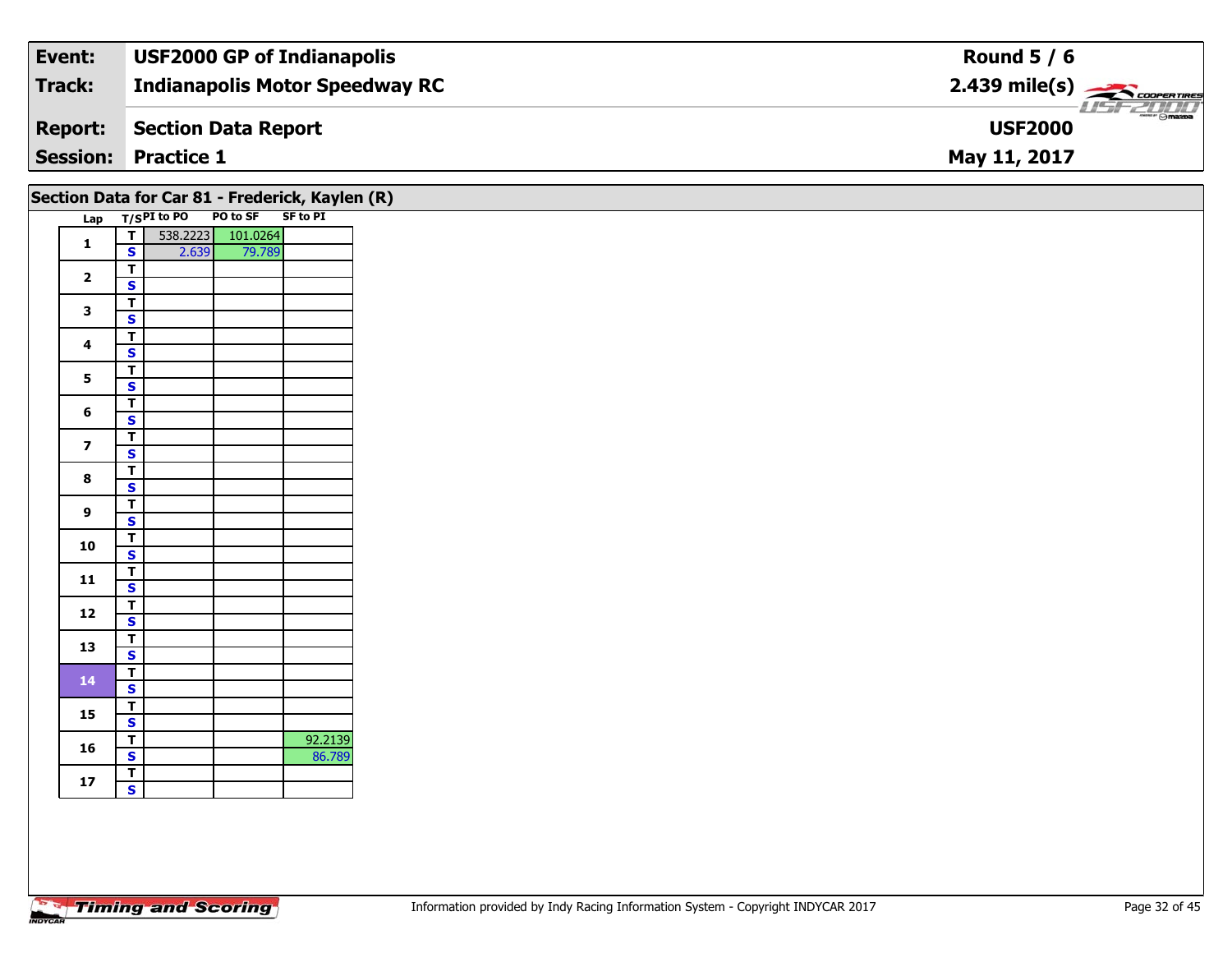| Event: | USF2000 GP of Indianapolis | Round 5 / 6 |
|---|---|---|
| Track: | Indianapolis Motor Speedway RC | 2.439 mile(s) |
| Report: | Section Data Report | USF2000 |
| Session: | Practice 1 | May 11, 2017 |

## Section Data for Car 81 - Frederick, Kaylen (R)

| Lap | T/S | PI to PO | PO to SF | SF to PI |
|---|---|---|---|---|
| 1 | T | 538.2223 | 101.0264 | |
| | S | 2.639 | 79.789 | |
| 2 | T | | | |
| | S | | | |
| 3 | T | | | |
| | S | | | |
| 4 | T | | | |
| | S | | | |
| 5 | T | | | |
| | S | | | |
| 6 | T | | | |
| | S | | | |
| 7 | T | | | |
| | S | | | |
| 8 | T | | | |
| | S | | | |
| 9 | T | | | |
| | S | | | |
| 10 | T | | | |
| | S | | | |
| 11 | T | | | |
| | S | | | |
| 12 | T | | | |
| | S | | | |
| 13 | T | | | |
| | S | | | |
| 14 | T | | | |
| | S | | | |
| 15 | T | | | |
| | S | | | |
| 16 | T | | | 92.2139 |
| | S | | | 86.789 |
| 17 | T | | | |
| | S | | | |

Information provided by Indy Racing Information System - Copyright INDYCAR 2017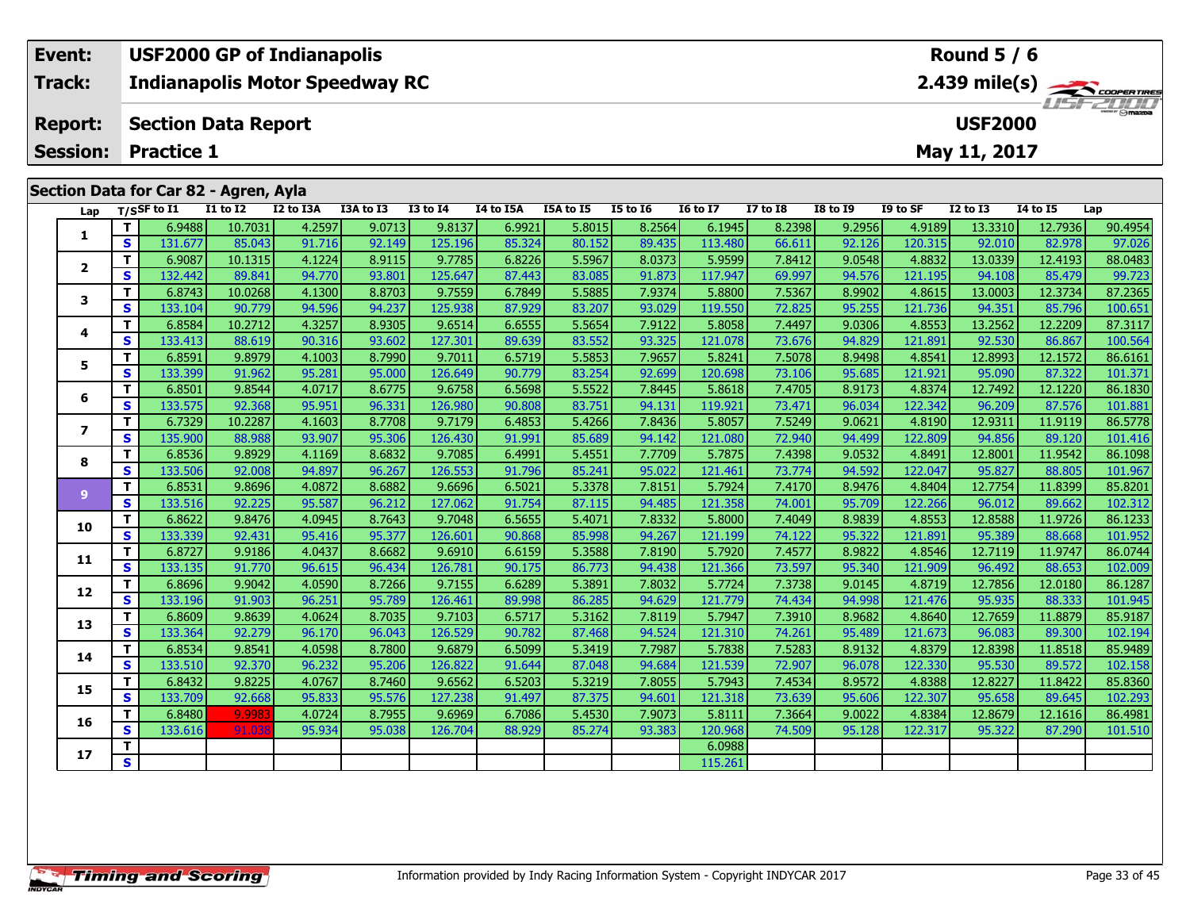| Event: | USF2000 GP of Indianapolis | Round 5 / 6 |
|---|---|---|
| Track: | Indianapolis Motor Speedway RC | 2.439 mile(s) |
| Report: | Section Data Report | USF2000 |
| Session: | Practice 1 | May 11, 2017 |

## Section Data for Car 82 - Agren, Ayla

| Lap | T/S | SF to I1 | I1 to I2 | I2 to I3A | I3A to I3 | I3 to I4 | I4 to I5A | I5A to I5 | I5 to I6 | I6 to I7 | I7 to I8 | I8 to I9 | I9 to SF | I2 to I3 | I4 to I5 | Lap |
|---|---|---|---|---|---|---|---|---|---|---|---|---|---|---|---|---|
| 1 | T | 6.9488 | 10.7031 | 4.2597 | 9.0713 | 9.8137 | 6.9921 | 5.8015 | 8.2564 | 6.1945 | 8.2398 | 9.2956 | 4.9189 | 13.3310 | 12.7936 | 90.4954 |
| | S | 131.677 | 85.043 | 91.716 | 92.149 | 125.196 | 85.324 | 80.152 | 89.435 | 113.480 | 66.611 | 92.126 | 120.315 | 92.010 | 82.978 | 97.026 |
| 2 | T | 6.9087 | 10.1315 | 4.1224 | 8.9115 | 9.7785 | 6.8226 | 5.5967 | 8.0373 | 5.9599 | 7.8412 | 9.0548 | 4.8832 | 13.0339 | 12.4193 | 88.0483 |
| | S | 132.442 | 89.841 | 94.770 | 93.801 | 125.647 | 87.443 | 83.085 | 91.873 | 117.947 | 69.997 | 94.576 | 121.195 | 94.108 | 85.479 | 99.723 |
| 3 | T | 6.8743 | 10.0268 | 4.1300 | 8.8703 | 9.7559 | 6.7849 | 5.5885 | 7.9374 | 5.8800 | 7.5367 | 8.9902 | 4.8615 | 13.0003 | 12.3734 | 87.2365 |
| | S | 133.104 | 90.779 | 94.596 | 94.237 | 125.938 | 87.929 | 83.207 | 93.029 | 119.550 | 72.825 | 95.255 | 121.736 | 94.351 | 85.796 | 100.651 |
| 4 | T | 6.8584 | 10.2712 | 4.3257 | 8.9305 | 9.6514 | 6.6555 | 5.5654 | 7.9122 | 5.8058 | 7.4497 | 9.0306 | 4.8553 | 13.2562 | 12.2209 | 87.3117 |
| | S | 133.413 | 88.619 | 90.316 | 93.602 | 127.301 | 89.639 | 83.552 | 93.325 | 121.078 | 73.676 | 94.829 | 121.891 | 92.530 | 86.867 | 100.564 |
| 5 | T | 6.8591 | 9.8979 | 4.1003 | 8.7990 | 9.7011 | 6.5719 | 5.5853 | 7.9657 | 5.8241 | 7.5078 | 8.9498 | 4.8541 | 12.8993 | 12.1572 | 86.6161 |
| | S | 133.399 | 91.962 | 95.281 | 95.000 | 126.649 | 90.779 | 83.254 | 92.699 | 120.698 | 73.106 | 95.685 | 121.921 | 95.090 | 87.322 | 101.371 |
| 6 | T | 6.8501 | 9.8544 | 4.0717 | 8.6775 | 9.6758 | 6.5698 | 5.5522 | 7.8445 | 5.8618 | 7.4705 | 8.9173 | 4.8374 | 12.7492 | 12.1220 | 86.1830 |
| | S | 133.575 | 92.368 | 95.951 | 96.331 | 126.980 | 90.808 | 83.751 | 94.131 | 119.921 | 73.471 | 96.034 | 122.342 | 96.209 | 87.576 | 101.881 |
| 7 | T | 6.7329 | 10.2287 | 4.1603 | 8.7708 | 9.7179 | 6.4853 | 5.4266 | 7.8436 | 5.8057 | 7.5249 | 9.0621 | 4.8190 | 12.9311 | 11.9119 | 86.5778 |
| | S | 135.900 | 88.988 | 93.907 | 95.306 | 126.430 | 91.991 | 85.689 | 94.142 | 121.080 | 72.940 | 94.499 | 122.809 | 94.856 | 89.120 | 101.416 |
| 8 | T | 6.8536 | 9.8929 | 4.1169 | 8.6832 | 9.7085 | 6.4991 | 5.4551 | 7.7709 | 5.7875 | 7.4398 | 9.0532 | 4.8491 | 12.8001 | 11.9542 | 86.1098 |
| | S | 133.506 | 92.008 | 94.897 | 96.267 | 126.553 | 91.796 | 85.241 | 95.022 | 121.461 | 73.774 | 94.592 | 122.047 | 95.827 | 88.805 | 101.967 |
| 9 | T | 6.8531 | 9.8696 | 4.0872 | 8.6882 | 9.6696 | 6.5021 | 5.3378 | 7.8151 | 5.7924 | 7.4170 | 8.9476 | 4.8404 | 12.7754 | 11.8399 | 85.8201 |
| | S | 133.516 | 92.225 | 95.587 | 96.212 | 127.062 | 91.754 | 87.115 | 94.485 | 121.358 | 74.001 | 95.709 | 122.266 | 96.012 | 89.662 | 102.312 |
| 10 | T | 6.8622 | 9.8476 | 4.0945 | 8.7643 | 9.7048 | 6.5655 | 5.4071 | 7.8332 | 5.8000 | 7.4049 | 8.9839 | 4.8553 | 12.8588 | 11.9726 | 86.1233 |
| | S | 133.339 | 92.431 | 95.416 | 95.377 | 126.601 | 90.868 | 85.998 | 94.267 | 121.199 | 74.122 | 95.322 | 121.891 | 95.389 | 88.668 | 101.952 |
| 11 | T | 6.8727 | 9.9186 | 4.0437 | 8.6682 | 9.6910 | 6.6159 | 5.3588 | 7.8190 | 5.7920 | 7.4577 | 8.9822 | 4.8546 | 12.7119 | 11.9747 | 86.0744 |
| | S | 133.135 | 91.770 | 96.615 | 96.434 | 126.781 | 90.175 | 86.773 | 94.438 | 121.366 | 73.597 | 95.340 | 121.909 | 96.492 | 88.653 | 102.009 |
| 12 | T | 6.8696 | 9.9042 | 4.0590 | 8.7266 | 9.7155 | 6.6289 | 5.3891 | 7.8032 | 5.7724 | 7.3738 | 9.0145 | 4.8719 | 12.7856 | 12.0180 | 86.1287 |
| | S | 133.196 | 91.903 | 96.251 | 95.789 | 126.461 | 89.998 | 86.285 | 94.629 | 121.779 | 74.434 | 94.998 | 121.476 | 95.935 | 88.333 | 101.945 |
| 13 | T | 6.8609 | 9.8639 | 4.0624 | 8.7035 | 9.7103 | 6.5717 | 5.3162 | 7.8119 | 5.7947 | 7.3910 | 8.9682 | 4.8640 | 12.7659 | 11.8879 | 85.9187 |
| | S | 133.364 | 92.279 | 96.170 | 96.043 | 126.529 | 90.782 | 87.468 | 94.524 | 121.310 | 74.261 | 95.489 | 121.673 | 96.083 | 89.300 | 102.194 |
| 14 | T | 6.8534 | 9.8541 | 4.0598 | 8.7800 | 9.6879 | 6.5099 | 5.3419 | 7.7987 | 5.7838 | 7.5283 | 8.9132 | 4.8379 | 12.8398 | 11.8518 | 85.9489 |
| | S | 133.510 | 92.370 | 96.232 | 95.206 | 126.822 | 91.644 | 87.048 | 94.684 | 121.539 | 72.907 | 96.078 | 122.330 | 95.530 | 89.572 | 102.158 |
| 15 | T | 6.8432 | 9.8225 | 4.0767 | 8.7460 | 9.6562 | 6.5203 | 5.3219 | 7.8055 | 5.7943 | 7.4534 | 8.9572 | 4.8388 | 12.8227 | 11.8422 | 85.8360 |
| | S | 133.709 | 92.668 | 95.833 | 95.576 | 127.238 | 91.497 | 87.375 | 94.601 | 121.318 | 73.639 | 95.606 | 122.307 | 95.658 | 89.645 | 102.293 |
| 16 | T | 6.8480 | 9.9983 | 4.0724 | 8.7955 | 9.6969 | 6.7086 | 5.4530 | 7.9073 | 5.8111 | 7.3664 | 9.0022 | 4.8384 | 12.8679 | 12.1616 | 86.4981 |
| | S | 133.616 | 91.038 | 95.934 | 95.038 | 126.704 | 88.929 | 85.274 | 93.383 | 120.968 | 74.509 | 95.128 | 122.317 | 95.322 | 87.290 | 101.510 |
| 17 | T | | | | | | | | | 6.0988 | | | | | | |
| | S | | | | | | | | | 115.261 | | | | | | |

Information provided by Indy Racing Information System - Copyright INDYCAR 2017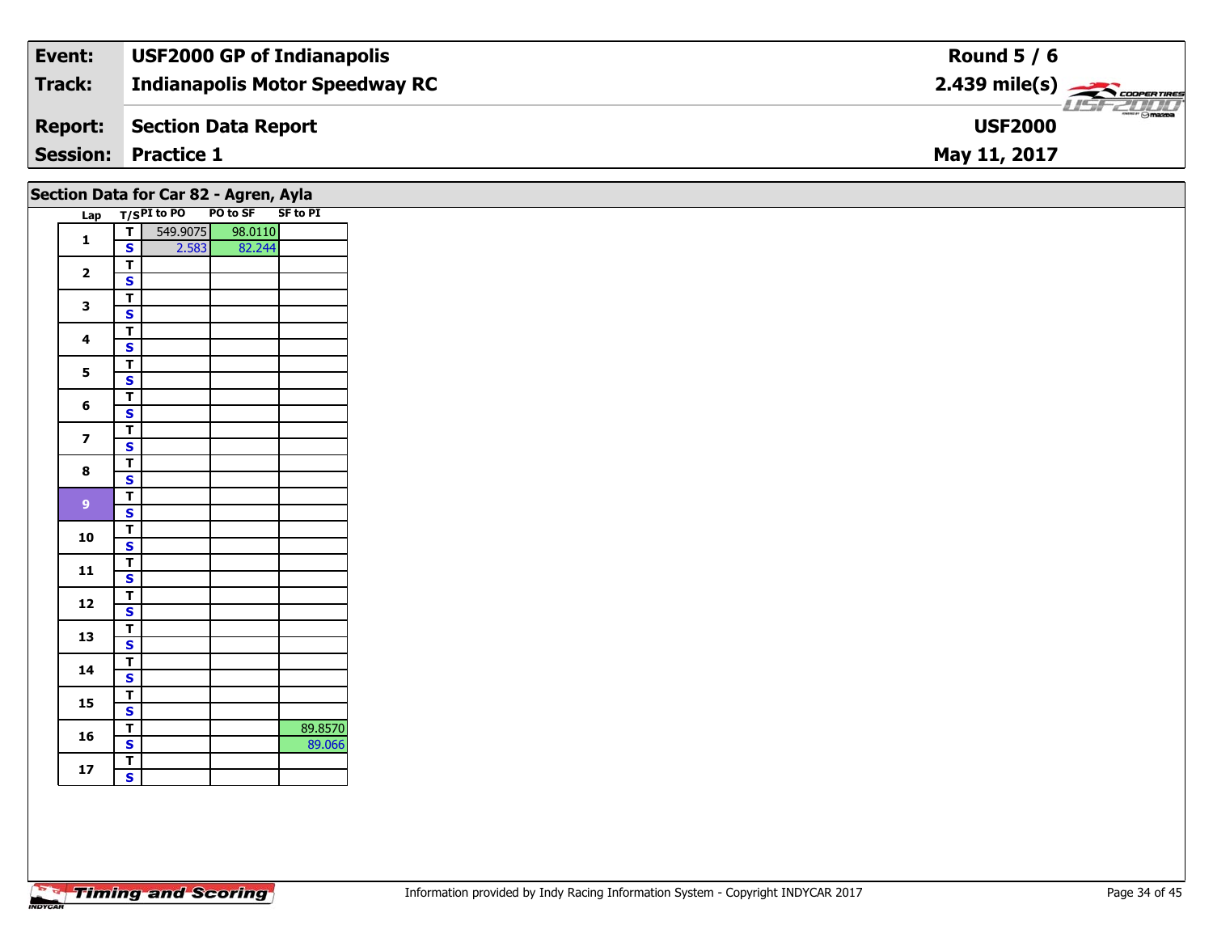| Event: | USF2000 GP of Indianapolis | Round 5 / 6 |
|---|---|---|
| Track: | Indianapolis Motor Speedway RC | 2.439 mile(s) |
| Report: | Section Data Report | USF2000 |
| Session: | Practice 1 | May 11, 2017 |

## Section Data for Car 82 - Agren, Ayla

| Lap | T/S | PI to PO | PO to SF | SF to PI |
|---|---|---|---|---|
| 1 | T | 549.9075 | 98.0110 | |
| | S | 2.583 | 82.244 | |
| 2 | T | | | |
| | S | | | |
| 3 | T | | | |
| | S | | | |
| 4 | T | | | |
| | S | | | |
| 5 | T | | | |
| | S | | | |
| 6 | T | | | |
| | S | | | |
| 7 | T | | | |
| | S | | | |
| 8 | T | | | |
| | S | | | |
| 9 | T | | | |
| | S | | | |
| 10 | T | | | |
| | S | | | |
| 11 | T | | | |
| | S | | | |
| 12 | T | | | |
| | S | | | |
| 13 | T | | | |
| | S | | | |
| 14 | T | | | |
| | S | | | |
| 15 | T | | | |
| | S | | | |
| 16 | T | | | 89.8570 |
| | S | | | 89.066 |
| 17 | T | | | |
| | S | | | |

Information provided by Indy Racing Information System - Copyright INDYCAR 2017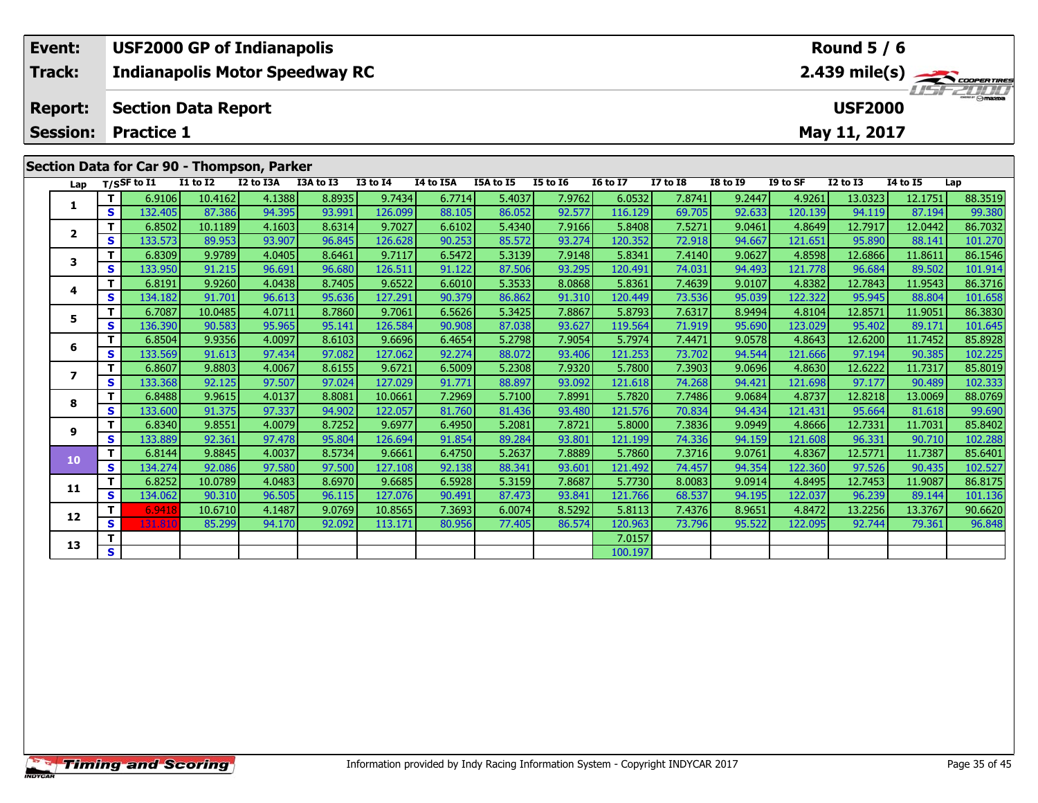| Event: | USF2000 GP of Indianapolis | Round 5 / 6 |
|---|---|---|
| Track: | Indianapolis Motor Speedway RC | 2.439 mile(s) |
| Report: | Section Data Report | USF2000 |
| Session: | Practice 1 | May 11, 2017 |

## Section Data for Car 90 - Thompson, Parker

| Lap | T/S | SF to I1 | I1 to I2 | I2 to I3A | I3A to I3 | I3 to I4 | I4 to I5A | I5A to I5 | I5 to I6 | I6 to I7 | I7 to I8 | I8 to I9 | I9 to SF | I2 to I3 | I4 to I5 | Lap |
|---|---|---|---|---|---|---|---|---|---|---|---|---|---|---|---|---|
| 1 | T | 6.9106 | 10.4162 | 4.1388 | 8.8935 | 9.7434 | 6.7714 | 5.4037 | 7.9762 | 6.0532 | 7.8741 | 9.2447 | 4.9261 | 13.0323 | 12.1751 | 88.3519 |
| | S | 132.405 | 87.386 | 94.395 | 93.991 | 126.099 | 88.105 | 86.052 | 92.577 | 116.129 | 69.705 | 92.633 | 120.139 | 94.119 | 87.194 | 99.380 |
| 2 | T | 6.8502 | 10.1189 | 4.1603 | 8.6314 | 9.7027 | 6.6102 | 5.4340 | 7.9166 | 5.8408 | 7.5271 | 9.0461 | 4.8649 | 12.7917 | 12.0442 | 86.7032 |
| | S | 133.573 | 89.953 | 93.907 | 96.845 | 126.628 | 90.253 | 85.572 | 93.274 | 120.352 | 72.918 | 94.667 | 121.651 | 95.890 | 88.141 | 101.270 |
| 3 | T | 6.8309 | 9.9789 | 4.0405 | 8.6461 | 9.7117 | 6.5472 | 5.3139 | 7.9148 | 5.8341 | 7.4140 | 9.0627 | 4.8598 | 12.6866 | 11.8611 | 86.1546 |
| | S | 133.950 | 91.215 | 96.691 | 96.680 | 126.511 | 91.122 | 87.506 | 93.295 | 120.491 | 74.031 | 94.493 | 121.778 | 96.684 | 89.502 | 101.914 |
| 4 | T | 6.8191 | 9.9260 | 4.0438 | 8.7405 | 9.6522 | 6.6010 | 5.3533 | 8.0868 | 5.8361 | 7.4639 | 9.0107 | 4.8382 | 12.7843 | 11.9543 | 86.3716 |
| | S | 134.182 | 91.701 | 96.613 | 95.636 | 127.291 | 90.379 | 86.862 | 91.310 | 120.449 | 73.536 | 95.039 | 122.322 | 95.945 | 88.804 | 101.658 |
| 5 | T | 6.7087 | 10.0485 | 4.0711 | 8.7860 | 9.7061 | 6.5626 | 5.3425 | 7.8867 | 5.8793 | 7.6317 | 8.9494 | 4.8104 | 12.8571 | 11.9051 | 86.3830 |
| | S | 136.390 | 90.583 | 95.965 | 95.141 | 126.584 | 90.908 | 87.038 | 93.627 | 119.564 | 71.919 | 95.690 | 123.029 | 95.402 | 89.171 | 101.645 |
| 6 | T | 6.8504 | 9.9356 | 4.0097 | 8.6103 | 9.6696 | 6.4654 | 5.2798 | 7.9054 | 5.7974 | 7.4471 | 9.0578 | 4.8643 | 12.6200 | 11.7452 | 85.8928 |
| | S | 133.569 | 91.613 | 97.434 | 97.082 | 127.062 | 92.274 | 88.072 | 93.406 | 121.253 | 73.702 | 94.544 | 121.666 | 97.194 | 90.385 | 102.225 |
| 7 | T | 6.8607 | 9.8803 | 4.0067 | 8.6155 | 9.6721 | 6.5009 | 5.2308 | 7.9320 | 5.7800 | 7.3903 | 9.0696 | 4.8630 | 12.6222 | 11.7317 | 85.8019 |
| | S | 133.368 | 92.125 | 97.507 | 97.024 | 127.029 | 91.771 | 88.897 | 93.092 | 121.618 | 74.268 | 94.421 | 121.698 | 97.177 | 90.489 | 102.333 |
| 8 | T | 6.8488 | 9.9615 | 4.0137 | 8.8081 | 10.0661 | 7.2969 | 5.7100 | 7.8991 | 5.7820 | 7.7486 | 9.0684 | 4.8737 | 12.8218 | 13.0069 | 88.0769 |
| | S | 133.600 | 91.375 | 97.337 | 94.902 | 122.057 | 81.760 | 81.436 | 93.480 | 121.576 | 70.834 | 94.434 | 121.431 | 95.664 | 81.618 | 99.690 |
| 9 | T | 6.8340 | 9.8551 | 4.0079 | 8.7252 | 9.6977 | 6.4950 | 5.2081 | 7.8721 | 5.8000 | 7.3836 | 9.0949 | 4.8666 | 12.7331 | 11.7031 | 85.8402 |
| | S | 133.889 | 92.361 | 97.478 | 95.804 | 126.694 | 91.854 | 89.284 | 93.801 | 121.199 | 74.336 | 94.159 | 121.608 | 96.331 | 90.710 | 102.288 |
| 10 | T | 6.8144 | 9.8845 | 4.0037 | 8.5734 | 9.6661 | 6.4750 | 5.2637 | 7.8889 | 5.7860 | 7.3716 | 9.0761 | 4.8367 | 12.5771 | 11.7387 | 85.6401 |
| | S | 134.274 | 92.086 | 97.580 | 97.500 | 127.108 | 92.138 | 88.341 | 93.601 | 121.492 | 74.457 | 94.354 | 122.360 | 97.526 | 90.435 | 102.527 |
| 11 | T | 6.8252 | 10.0789 | 4.0483 | 8.6970 | 9.6685 | 6.5928 | 5.3159 | 7.8687 | 5.7730 | 8.0083 | 9.0914 | 4.8495 | 12.7453 | 11.9087 | 86.8175 |
| | S | 134.062 | 90.310 | 96.505 | 96.115 | 127.076 | 90.491 | 87.473 | 93.841 | 121.766 | 68.537 | 94.195 | 122.037 | 96.239 | 89.144 | 101.136 |
| 12 | T | 6.9418 | 10.6710 | 4.1487 | 9.0769 | 10.8565 | 7.3693 | 6.0074 | 8.5292 | 5.8113 | 7.4376 | 8.9651 | 4.8472 | 13.2256 | 13.3767 | 90.6620 |
| | S | 131.810 | 85.299 | 94.170 | 92.092 | 113.171 | 80.956 | 77.405 | 86.574 | 120.963 | 73.796 | 95.522 | 122.095 | 92.744 | 79.361 | 96.848 |
| 13 | T | | | | | | | | | 7.0157 | | | | | | |
| | S | | | | | | | | | 100.197 | | | | | | |

Information provided by Indy Racing Information System - Copyright INDYCAR 2017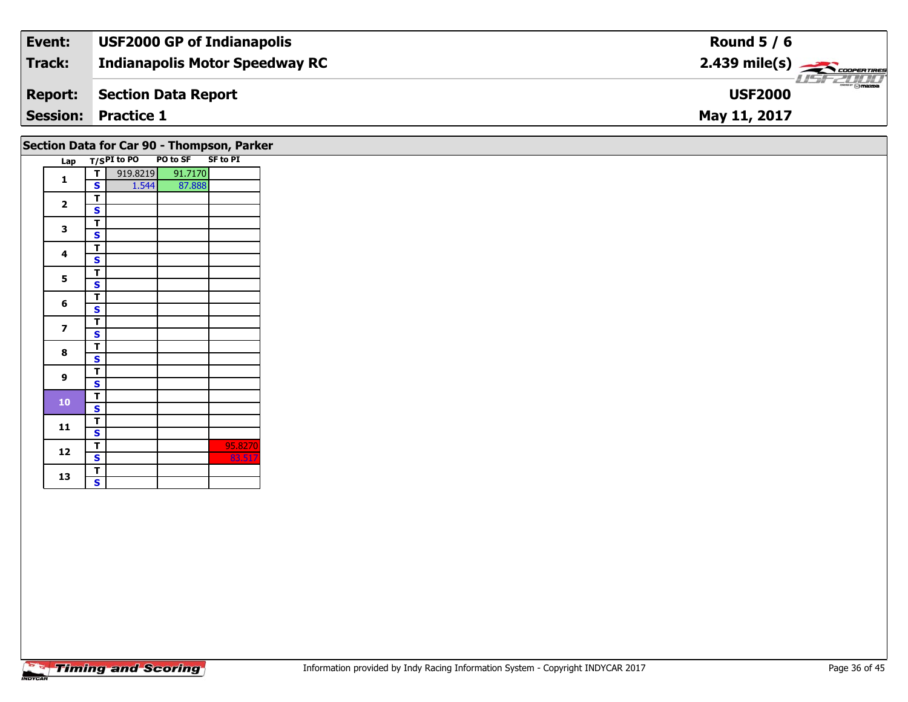| Event: | USF2000 GP of Indianapolis | Round 5 / 6 |
|---|---|---|
| Track: | Indianapolis Motor Speedway RC | 2.439 mile(s) |
| Report: | Section Data Report | USF2000 |
| Session: | Practice 1 | May 11, 2017 |

## Section Data for Car 90 - Thompson, Parker

| Lap | T/S | PI to PO | PO to SF | SF to PI |
|---|---|---|---|---|
| 1 | T | 919.8219 | 91.7170 | |
| | S | 1.544 | 87.888 | |
| 2 | T | | | |
| | S | | | |
| 3 | T | | | |
| | S | | | |
| 4 | T | | | |
| | S | | | |
| 5 | T | | | |
| | S | | | |
| 6 | T | | | |
| | S | | | |
| 7 | T | | | |
| | S | | | |
| 8 | T | | | |
| | S | | | |
| 9 | T | | | |
| | S | | | |
| 10 | T | | | |
| | S | | | |
| 11 | T | | | |
| | S | | | |
| 12 | T | | | 95.8270 |
| | S | | | 83.517 |
| 13 | T | | | |
| | S | | | |

Information provided by Indy Racing Information System - Copyright INDYCAR 2017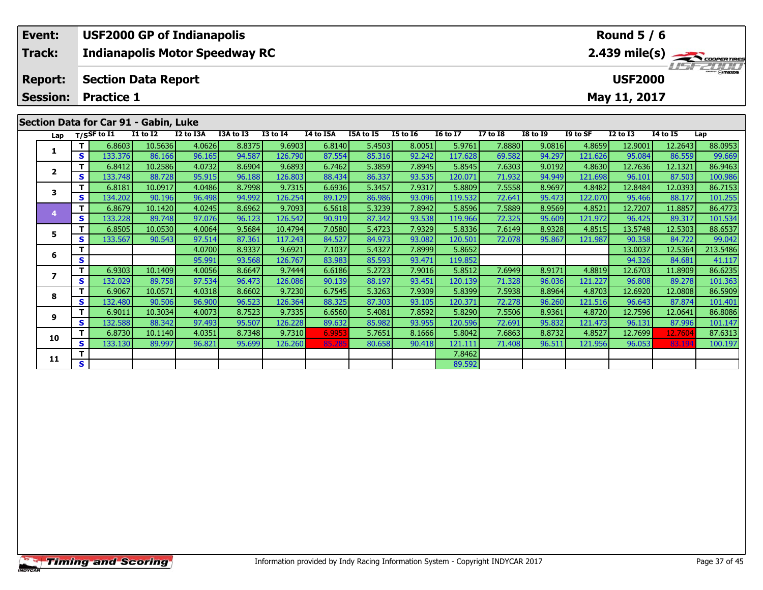| Event: | USF2000 GP of Indianapolis | Round 5 / 6 |
|---|---|---|
| Track: | Indianapolis Motor Speedway RC | 2.439 mile(s) |
| Report: | Section Data Report | USF2000 |
| Session: | Practice 1 | May 11, 2017 |

## Section Data for Car 91 - Gabin, Luke

| Lap | T/S | SF to I1 | I1 to I2 | I2 to I3A | I3A to I3 | I3 to I4 | I4 to I5A | I5A to I5 | I5 to I6 | I6 to I7 | I7 to I8 | I8 to I9 | I9 to SF | I2 to I3 | I4 to I5 | Lap |
|---|---|---|---|---|---|---|---|---|---|---|---|---|---|---|---|---|
| 1 | T | 6.8603 | 10.5636 | 4.0626 | 8.8375 | 9.6903 | 6.8140 | 5.4503 | 8.0051 | 5.9761 | 7.8880 | 9.0816 | 4.8659 | 12.9001 | 12.2643 | 88.0953 |
| | S | 133.376 | 86.166 | 96.165 | 94.587 | 126.790 | 87.554 | 85.316 | 92.242 | 117.628 | 69.582 | 94.297 | 121.626 | 95.084 | 86.559 | 99.669 |
| 2 | T | 6.8412 | 10.2586 | 4.0732 | 8.6904 | 9.6893 | 6.7462 | 5.3859 | 7.8945 | 5.8545 | 7.6303 | 9.0192 | 4.8630 | 12.7636 | 12.1321 | 86.9463 |
| | S | 133.748 | 88.728 | 95.915 | 96.188 | 126.803 | 88.434 | 86.337 | 93.535 | 120.071 | 71.932 | 94.949 | 121.698 | 96.101 | 87.503 | 100.986 |
| 3 | T | 6.8181 | 10.0917 | 4.0486 | 8.7998 | 9.7315 | 6.6936 | 5.3457 | 7.9317 | 5.8809 | 7.5558 | 8.9697 | 4.8482 | 12.8484 | 12.0393 | 86.7153 |
| | S | 134.202 | 90.196 | 96.498 | 94.992 | 126.254 | 89.129 | 86.986 | 93.096 | 119.532 | 72.641 | 95.473 | 122.070 | 95.466 | 88.177 | 101.255 |
| 4 | T | 6.8679 | 10.1420 | 4.0245 | 8.6962 | 9.7093 | 6.5618 | 5.3239 | 7.8942 | 5.8596 | 7.5889 | 8.9569 | 4.8521 | 12.7207 | 11.8857 | 86.4773 |
| | S | 133.228 | 89.748 | 97.076 | 96.123 | 126.542 | 90.919 | 87.342 | 93.538 | 119.966 | 72.325 | 95.609 | 121.972 | 96.425 | 89.317 | 101.534 |
| 5 | T | 6.8505 | 10.0530 | 4.0064 | 9.5684 | 10.4794 | 7.0580 | 5.4723 | 7.9329 | 5.8336 | 7.6149 | 8.9328 | 4.8515 | 13.5748 | 12.5303 | 88.6537 |
| | S | 133.567 | 90.543 | 97.514 | 87.361 | 117.243 | 84.527 | 84.973 | 93.082 | 120.501 | 72.078 | 95.867 | 121.987 | 90.358 | 84.722 | 99.042 |
| 6 | T | | | 4.0700 | 8.9337 | 9.6921 | 7.1037 | 5.4327 | 7.8999 | 5.8652 | | | | 13.0037 | 12.5364 | 213.5486 |
| | S | | | 95.991 | 93.568 | 126.767 | 83.983 | 85.593 | 93.471 | 119.852 | | | | 94.326 | 84.681 | 41.117 |
| 7 | T | 6.9303 | 10.1409 | 4.0056 | 8.6647 | 9.7444 | 6.6186 | 5.2723 | 7.9016 | 5.8512 | 7.6949 | 8.9171 | 4.8819 | 12.6703 | 11.8909 | 86.6235 |
| | S | 132.029 | 89.758 | 97.534 | 96.473 | 126.086 | 90.139 | 88.197 | 93.451 | 120.139 | 71.328 | 96.036 | 121.227 | 96.808 | 89.278 | 101.363 |
| 8 | T | 6.9067 | 10.0571 | 4.0318 | 8.6602 | 9.7230 | 6.7545 | 5.3263 | 7.9309 | 5.8399 | 7.5938 | 8.8964 | 4.8703 | 12.6920 | 12.0808 | 86.5909 |
| | S | 132.480 | 90.506 | 96.900 | 96.523 | 126.364 | 88.325 | 87.303 | 93.105 | 120.371 | 72.278 | 96.260 | 121.516 | 96.643 | 87.874 | 101.401 |
| 9 | T | 6.9011 | 10.3034 | 4.0073 | 8.7523 | 9.7335 | 6.6560 | 5.4081 | 7.8592 | 5.8290 | 7.5506 | 8.9361 | 4.8720 | 12.7596 | 12.0641 | 86.8086 |
| | S | 132.588 | 88.342 | 97.493 | 95.507 | 126.228 | 89.632 | 85.982 | 93.955 | 120.596 | 72.691 | 95.832 | 121.473 | 96.131 | 87.996 | 101.147 |
| 10 | T | 6.8730 | 10.1140 | 4.0351 | 8.7348 | 9.7310 | 6.9953 | 5.7651 | 8.1666 | 5.8042 | 7.6863 | 8.8732 | 4.8527 | 12.7699 | 12.7604 | 87.6313 |
| | S | 133.130 | 89.997 | 96.821 | 95.699 | 126.260 | 85.285 | 80.658 | 90.418 | 121.111 | 71.408 | 96.511 | 121.956 | 96.053 | 83.194 | 100.197 |
| 11 | T | | | | | | | | | 7.8462 | | | | | | |
| | S | | | | | | | | | 89.592 | | | | | | |

Information provided by Indy Racing Information System - Copyright INDYCAR 2017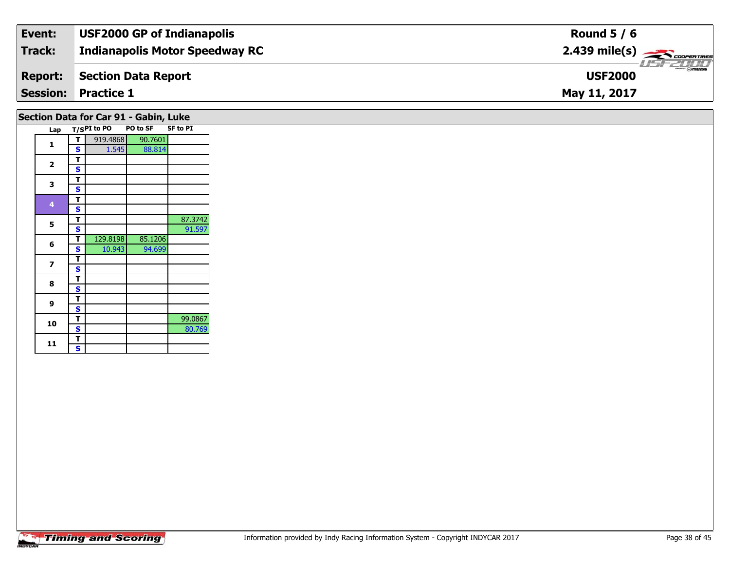| Event: | USF2000 GP of Indianapolis | Round 5 / 6 |
|---|---|---|
| Track: | Indianapolis Motor Speedway RC | 2.439 mile(s) |
| Report: | Section Data Report | USF2000 |
| Session: | Practice 1 | May 11, 2017 |

## Section Data for Car 91 - Gabin, Luke

| Lap | T/S | PI to PO | PO to SF | SF to PI |
|---|---|---|---|---|
| 1 | T | 919.4868 | 90.7601 | |
| | S | 1.545 | 88.814 | |
| 2 | T | | | |
| | S | | | |
| 3 | T | | | |
| | S | | | |
| 4 | T | | | |
| | S | | | |
| 5 | T | | | 87.3742 |
| | S | | | 91.597 |
| 6 | T | 129.8198 | 85.1206 | |
| | S | 10.943 | 94.699 | |
| 7 | T | | | |
| | S | | | |
| 8 | T | | | |
| | S | | | |
| 9 | T | | | |
| | S | | | |
| 10 | T | | | 99.0867 |
| | S | | | 80.769 |
| 11 | T | | | |
| | S | | | |

Information provided by Indy Racing Information System - Copyright INDYCAR 2017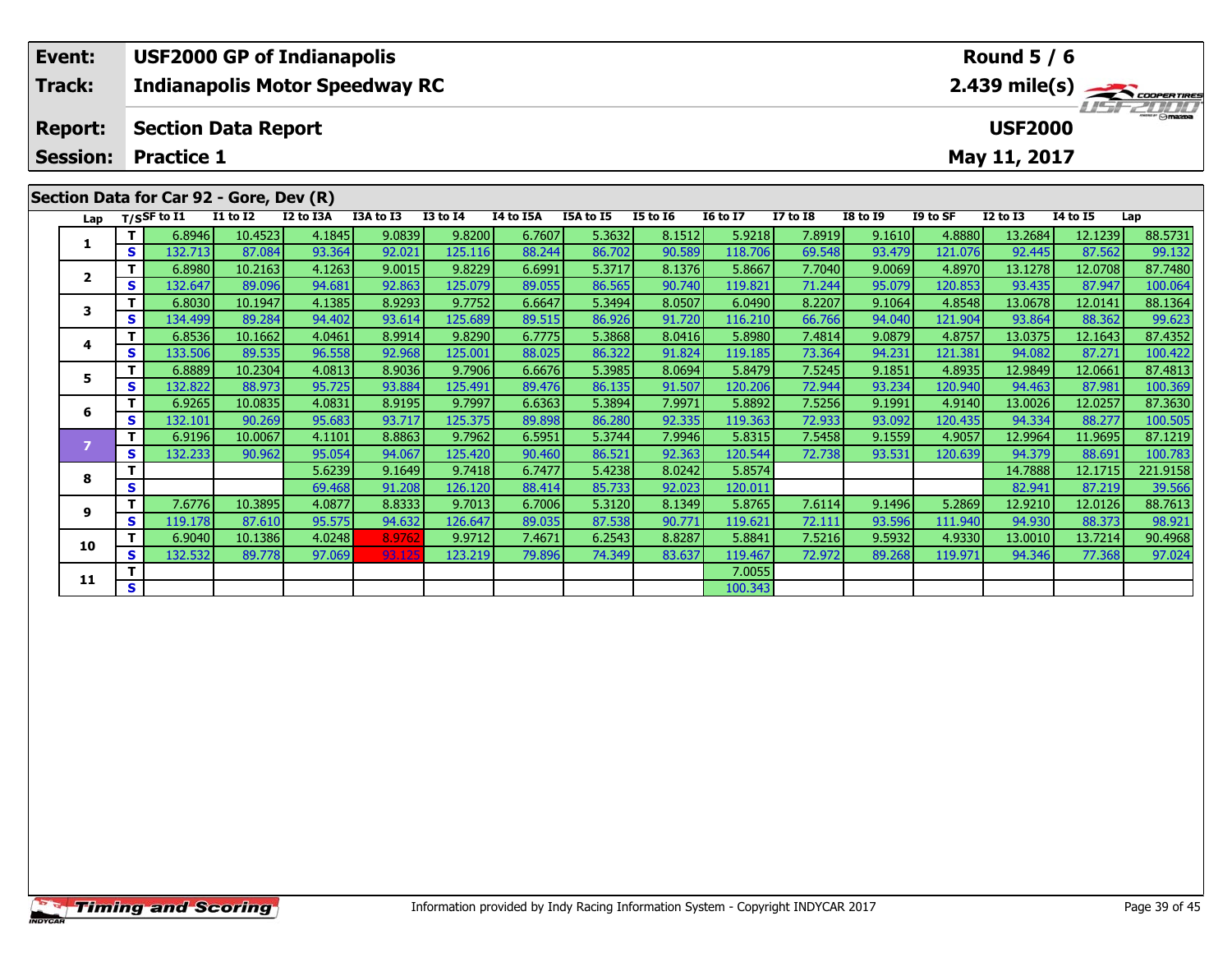| Event: | USF2000 GP of Indianapolis | Round 5 / 6 |
|---|---|---|
| Track: | Indianapolis Motor Speedway RC | 2.439 mile(s) |
| Report: | Section Data Report | USF2000 |
| Session: | Practice 1 | May 11, 2017 |

## Section Data for Car 92 - Gore, Dev (R)

| Lap | T/S | SF to I1 | I1 to I2 | I2 to I3A | I3A to I3 | I3 to I4 | I4 to I5A | I5A to I5 | I5 to I6 | I6 to I7 | I7 to I8 | I8 to I9 | I9 to SF | I2 to I3 | I4 to I5 | Lap |
|---|---|---|---|---|---|---|---|---|---|---|---|---|---|---|---|---|
| 1 | T | 6.8946 | 10.4523 | 4.1845 | 9.0839 | 9.8200 | 6.7607 | 5.3632 | 8.1512 | 5.9218 | 7.8919 | 9.1610 | 4.8880 | 13.2684 | 12.1239 | 88.5731 |
| | S | 132.713 | 87.084 | 93.364 | 92.021 | 125.116 | 88.244 | 86.702 | 90.589 | 118.706 | 69.548 | 93.479 | 121.076 | 92.445 | 87.562 | 99.132 |
| 2 | T | 6.8980 | 10.2163 | 4.1263 | 9.0015 | 9.8229 | 6.6991 | 5.3717 | 8.1376 | 5.8667 | 7.7040 | 9.0069 | 4.8970 | 13.1278 | 12.0708 | 87.7480 |
| | S | 132.647 | 89.096 | 94.681 | 92.863 | 125.079 | 89.055 | 86.565 | 90.740 | 119.821 | 71.244 | 95.079 | 120.853 | 93.435 | 87.947 | 100.064 |
| 3 | T | 6.8030 | 10.1947 | 4.1385 | 8.9293 | 9.7752 | 6.6647 | 5.3494 | 8.0507 | 6.0490 | 8.2207 | 9.1064 | 4.8548 | 13.0678 | 12.0141 | 88.1364 |
| | S | 134.499 | 89.284 | 94.402 | 93.614 | 125.689 | 89.515 | 86.926 | 91.720 | 116.210 | 66.766 | 94.040 | 121.904 | 93.864 | 88.362 | 99.623 |
| 4 | T | 6.8536 | 10.1662 | 4.0461 | 8.9914 | 9.8290 | 6.7775 | 5.3868 | 8.0416 | 5.8980 | 7.4814 | 9.0879 | 4.8757 | 13.0375 | 12.1643 | 87.4352 |
| | S | 133.506 | 89.535 | 96.558 | 92.968 | 125.001 | 88.025 | 86.322 | 91.824 | 119.185 | 73.364 | 94.231 | 121.381 | 94.082 | 87.271 | 100.422 |
| 5 | T | 6.8889 | 10.2304 | 4.0813 | 8.9036 | 9.7906 | 6.6676 | 5.3985 | 8.0694 | 5.8479 | 7.5245 | 9.1851 | 4.8935 | 12.9849 | 12.0661 | 87.4813 |
| | S | 132.822 | 88.973 | 95.725 | 93.884 | 125.491 | 89.476 | 86.135 | 91.507 | 120.206 | 72.944 | 93.234 | 120.940 | 94.463 | 87.981 | 100.369 |
| 6 | T | 6.9265 | 10.0835 | 4.0831 | 8.9195 | 9.7997 | 6.6363 | 5.3894 | 7.9971 | 5.8892 | 7.5256 | 9.1991 | 4.9140 | 13.0026 | 12.0257 | 87.3630 |
| | S | 132.101 | 90.269 | 95.683 | 93.717 | 125.375 | 89.898 | 86.280 | 92.335 | 119.363 | 72.933 | 93.092 | 120.435 | 94.334 | 88.277 | 100.505 |
| 7 | T | 6.9196 | 10.0067 | 4.1101 | 8.8863 | 9.7962 | 6.5951 | 5.3744 | 7.9946 | 5.8315 | 7.5458 | 9.1559 | 4.9057 | 12.9964 | 11.9695 | 87.1219 |
| | S | 132.233 | 90.962 | 95.054 | 94.067 | 125.420 | 90.460 | 86.521 | 92.363 | 120.544 | 72.738 | 93.531 | 120.639 | 94.379 | 88.691 | 100.783 |
| 8 | T | | | 5.6239 | 9.1649 | 9.7418 | 6.7477 | 5.4238 | 8.0242 | 5.8574 | | | | 14.7888 | 12.1715 | 221.9158 |
| | S | | | 69.468 | 91.208 | 126.120 | 88.414 | 85.733 | 92.023 | 120.011 | | | | 82.941 | 87.219 | 39.566 |
| 9 | T | 7.6776 | 10.3895 | 4.0877 | 8.8333 | 9.7013 | 6.7006 | 5.3120 | 8.1349 | 5.8765 | 7.6114 | 9.1496 | 5.2869 | 12.9210 | 12.0126 | 88.7613 |
| | S | 119.178 | 87.610 | 95.575 | 94.632 | 126.647 | 89.035 | 87.538 | 90.771 | 119.621 | 72.111 | 93.596 | 111.940 | 94.930 | 88.373 | 98.921 |
| 10 | T | 6.9040 | 10.1386 | 4.0248 | 8.9762 | 9.9712 | 7.4671 | 6.2543 | 8.8287 | 5.8841 | 7.5216 | 9.5932 | 4.9330 | 13.0010 | 13.7214 | 90.4968 |
| | S | 132.532 | 89.778 | 97.069 | 93.125 | 123.219 | 79.896 | 74.349 | 83.637 | 119.467 | 72.972 | 89.268 | 119.971 | 94.346 | 77.368 | 97.024 |
| 11 | T | | | | | | | | | 7.0055 | | | | | | |
| | S | | | | | | | | | 100.343 | | | | | | |

Information provided by Indy Racing Information System - Copyright INDYCAR 2017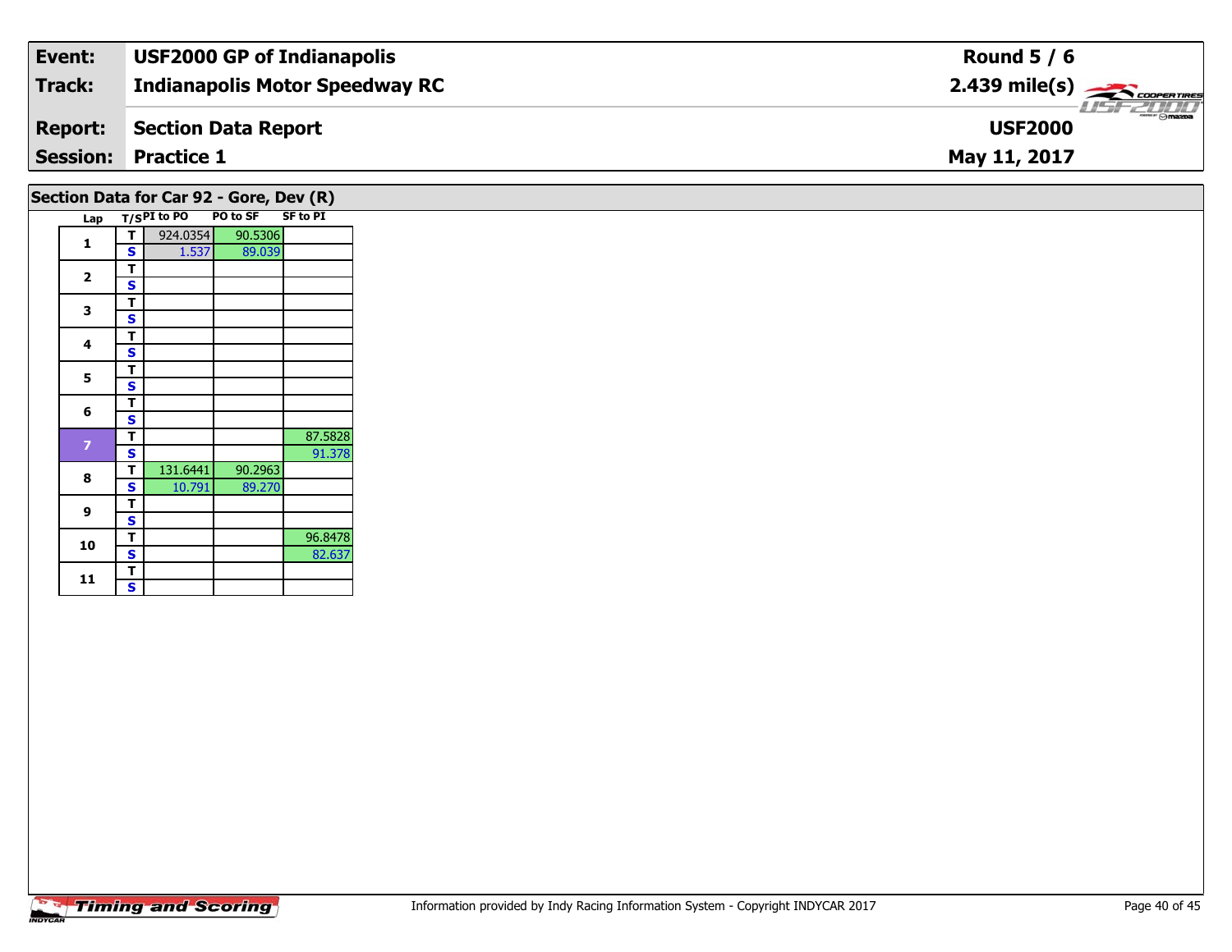| Event: | USF2000 GP of Indianapolis | Round 5 / 6 |
|---|---|---|
| Track: | Indianapolis Motor Speedway RC | 2.439 mile(s) |
| Report: | Section Data Report | USF2000 |
| Session: | Practice 1 | May 11, 2017 |

## Section Data for Car 92 - Gore, Dev (R)

| Lap | T/S | PI to PO | PO to SF | SF to PI |
|---|---|---|---|---|
| 1 | T | 924.0354 | 90.5306 | |
| | S | 1.537 | 89.039 | |
| 2 | T | | | |
| | S | | | |
| 3 | T | | | |
| | S | | | |
| 4 | T | | | |
| | S | | | |
| 5 | T | | | |
| | S | | | |
| 6 | T | | | |
| | S | | | |
| 7 | T | | | 87.5828 |
| | S | | | 91.378 |
| 8 | T | 131.6441 | 90.2963 | |
| | S | 10.791 | 89.270 | |
| 9 | T | | | |
| | S | | | |
| 10 | T | | | 96.8478 |
| | S | | | 82.637 |
| 11 | T | | | |
| | S | | | |

Information provided by Indy Racing Information System - Copyright INDYCAR 2017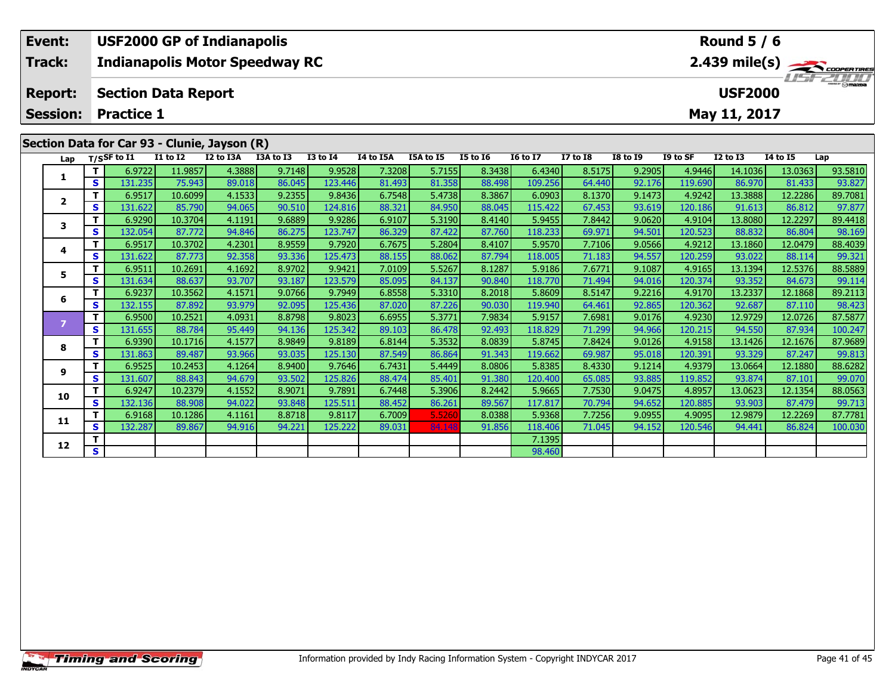| Event: | USF2000 GP of Indianapolis | Round 5 / 6 |
|---|---|---|
| Track: | Indianapolis Motor Speedway RC | 2.439 mile(s) |
| Report: | Section Data Report | USF2000 |
| Session: | Practice 1 | May 11, 2017 |

## Section Data for Car 93 - Clunie, Jayson (R)

| Lap | T/S | SF to I1 | I1 to I2 | I2 to I3A | I3A to I3 | I3 to I4 | I4 to I5A | I5A to I5 | I5 to I6 | I6 to I7 | I7 to I8 | I8 to I9 | I9 to SF | I2 to I3 | I4 to I5 | Lap |
|---|---|---|---|---|---|---|---|---|---|---|---|---|---|---|---|---|
| 1 | T | 6.9722 | 11.9857 | 4.3888 | 9.7148 | 9.9528 | 7.3208 | 5.7155 | 8.3438 | 6.4340 | 8.5175 | 9.2905 | 4.9446 | 14.1036 | 13.0363 | 93.5810 |
| | S | 131.235 | 75.943 | 89.018 | 86.045 | 123.446 | 81.493 | 81.358 | 88.498 | 109.256 | 64.440 | 92.176 | 119.690 | 86.970 | 81.433 | 93.827 |
| 2 | T | 6.9517 | 10.6099 | 4.1533 | 9.2355 | 9.8436 | 6.7548 | 5.4738 | 8.3867 | 6.0903 | 8.1370 | 9.1473 | 4.9242 | 13.3888 | 12.2286 | 89.7081 |
| | S | 131.622 | 85.790 | 94.065 | 90.510 | 124.816 | 88.321 | 84.950 | 88.045 | 115.422 | 67.453 | 93.619 | 120.186 | 91.613 | 86.812 | 97.877 |
| 3 | T | 6.9290 | 10.3704 | 4.1191 | 9.6889 | 9.9286 | 6.9107 | 5.3190 | 8.4140 | 5.9455 | 7.8442 | 9.0620 | 4.9104 | 13.8080 | 12.2297 | 89.4418 |
| | S | 132.054 | 87.772 | 94.846 | 86.275 | 123.747 | 86.329 | 87.422 | 87.760 | 118.233 | 69.971 | 94.501 | 120.523 | 88.832 | 86.804 | 98.169 |
| 4 | T | 6.9517 | 10.3702 | 4.2301 | 8.9559 | 9.7920 | 6.7675 | 5.2804 | 8.4107 | 5.9570 | 7.7106 | 9.0566 | 4.9212 | 13.1860 | 12.0479 | 88.4039 |
| | S | 131.622 | 87.773 | 92.358 | 93.336 | 125.473 | 88.155 | 88.062 | 87.794 | 118.005 | 71.183 | 94.557 | 120.259 | 93.022 | 88.114 | 99.321 |
| 5 | T | 6.9511 | 10.2691 | 4.1692 | 8.9702 | 9.9421 | 7.0109 | 5.5267 | 8.1287 | 5.9186 | 7.6771 | 9.1087 | 4.9165 | 13.1394 | 12.5376 | 88.5889 |
| | S | 131.634 | 88.637 | 93.707 | 93.187 | 123.579 | 85.095 | 84.137 | 90.840 | 118.770 | 71.494 | 94.016 | 120.374 | 93.352 | 84.673 | 99.114 |
| 6 | T | 6.9237 | 10.3562 | 4.1571 | 9.0766 | 9.7949 | 6.8558 | 5.3310 | 8.2018 | 5.8609 | 8.5147 | 9.2216 | 4.9170 | 13.2337 | 12.1868 | 89.2113 |
| | S | 132.155 | 87.892 | 93.979 | 92.095 | 125.436 | 87.020 | 87.226 | 90.030 | 119.940 | 64.461 | 92.865 | 120.362 | 92.687 | 87.110 | 98.423 |
| 7 | T | 6.9500 | 10.2521 | 4.0931 | 8.8798 | 9.8023 | 6.6955 | 5.3771 | 7.9834 | 5.9157 | 7.6981 | 9.0176 | 4.9230 | 12.9729 | 12.0726 | 87.5877 |
| | S | 131.655 | 88.784 | 95.449 | 94.136 | 125.342 | 89.103 | 86.478 | 92.493 | 118.829 | 71.299 | 94.966 | 120.215 | 94.550 | 87.934 | 100.247 |
| 8 | T | 6.9390 | 10.1716 | 4.1577 | 8.9849 | 9.8189 | 6.8144 | 5.3532 | 8.0839 | 5.8745 | 7.8424 | 9.0126 | 4.9158 | 13.1426 | 12.1676 | 87.9689 |
| | S | 131.863 | 89.487 | 93.966 | 93.035 | 125.130 | 87.549 | 86.864 | 91.343 | 119.662 | 69.987 | 95.018 | 120.391 | 93.329 | 87.247 | 99.813 |
| 9 | T | 6.9525 | 10.2453 | 4.1264 | 8.9400 | 9.7646 | 6.7431 | 5.4449 | 8.0806 | 5.8385 | 8.4330 | 9.1214 | 4.9379 | 13.0664 | 12.1880 | 88.6282 |
| | S | 131.607 | 88.843 | 94.679 | 93.502 | 125.826 | 88.474 | 85.401 | 91.380 | 120.400 | 65.085 | 93.885 | 119.852 | 93.874 | 87.101 | 99.070 |
| 10 | T | 6.9247 | 10.2379 | 4.1552 | 8.9071 | 9.7891 | 6.7448 | 5.3906 | 8.2442 | 5.9665 | 7.7530 | 9.0475 | 4.8957 | 13.0623 | 12.1354 | 88.0563 |
| | S | 132.136 | 88.908 | 94.022 | 93.848 | 125.511 | 88.452 | 86.261 | 89.567 | 117.817 | 70.794 | 94.652 | 120.885 | 93.903 | 87.479 | 99.713 |
| 11 | T | 6.9168 | 10.1286 | 4.1161 | 8.8718 | 9.8117 | 6.7009 | 5.5260 | 8.0388 | 5.9368 | 7.7256 | 9.0955 | 4.9095 | 12.9879 | 12.2269 | 87.7781 |
| | S | 132.287 | 89.867 | 94.916 | 94.221 | 125.222 | 89.031 | 84.148 | 91.856 | 118.406 | 71.045 | 94.152 | 120.546 | 94.441 | 86.824 | 100.030 |
| 12 | T | | | | | | | | | 7.1395 | | | | | | |
| | S | | | | | | | | | 98.460 | | | | | | |

Information provided by Indy Racing Information System - Copyright INDYCAR 2017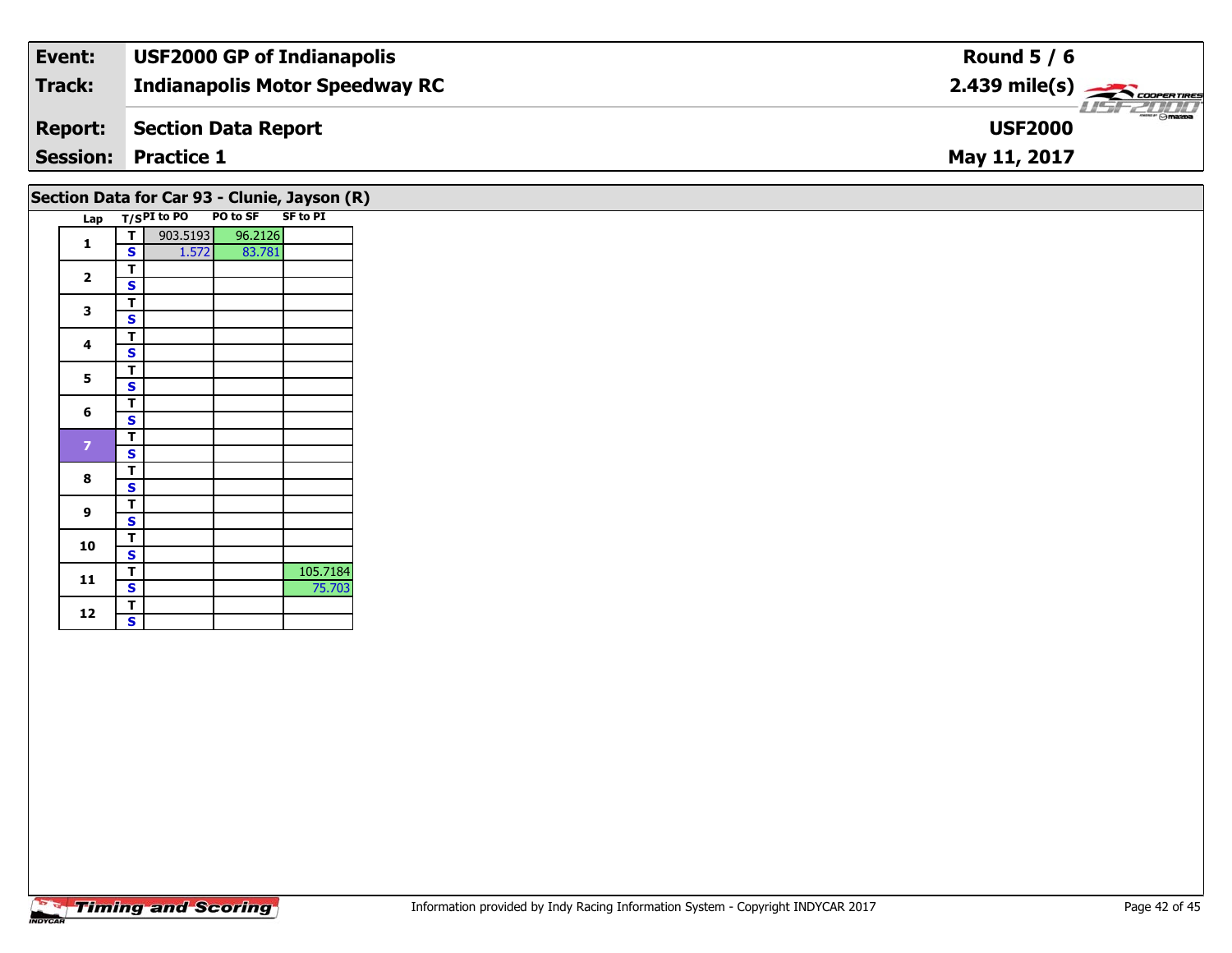| Event: | USF2000 GP of Indianapolis | Round 5 / 6 |
|---|---|---|
| Track: | Indianapolis Motor Speedway RC | 2.439 mile(s) |
| Report: | Section Data Report | USF2000 |
| Session: | Practice 1 | May 11, 2017 |

## Section Data for Car 93 - Clunie, Jayson (R)

| Lap | T/S | PI to PO | PO to SF | SF to PI |
|---|---|---|---|---|
| 1 | T | 903.5193 | 96.2126 | |
| | S | 1.572 | 83.781 | |
| 2 | T | | | |
| | S | | | |
| 3 | T | | | |
| | S | | | |
| 4 | T | | | |
| | S | | | |
| 5 | T | | | |
| | S | | | |
| 6 | T | | | |
| | S | | | |
| 7 | T | | | |
| | S | | | |
| 8 | T | | | |
| | S | | | |
| 9 | T | | | |
| | S | | | |
| 10 | T | | | |
| | S | | | |
| 11 | T | | | 105.7184 |
| | S | | | 75.703 |
| 12 | T | | | |
| | S | | | |

Information provided by Indy Racing Information System - Copyright INDYCAR 2017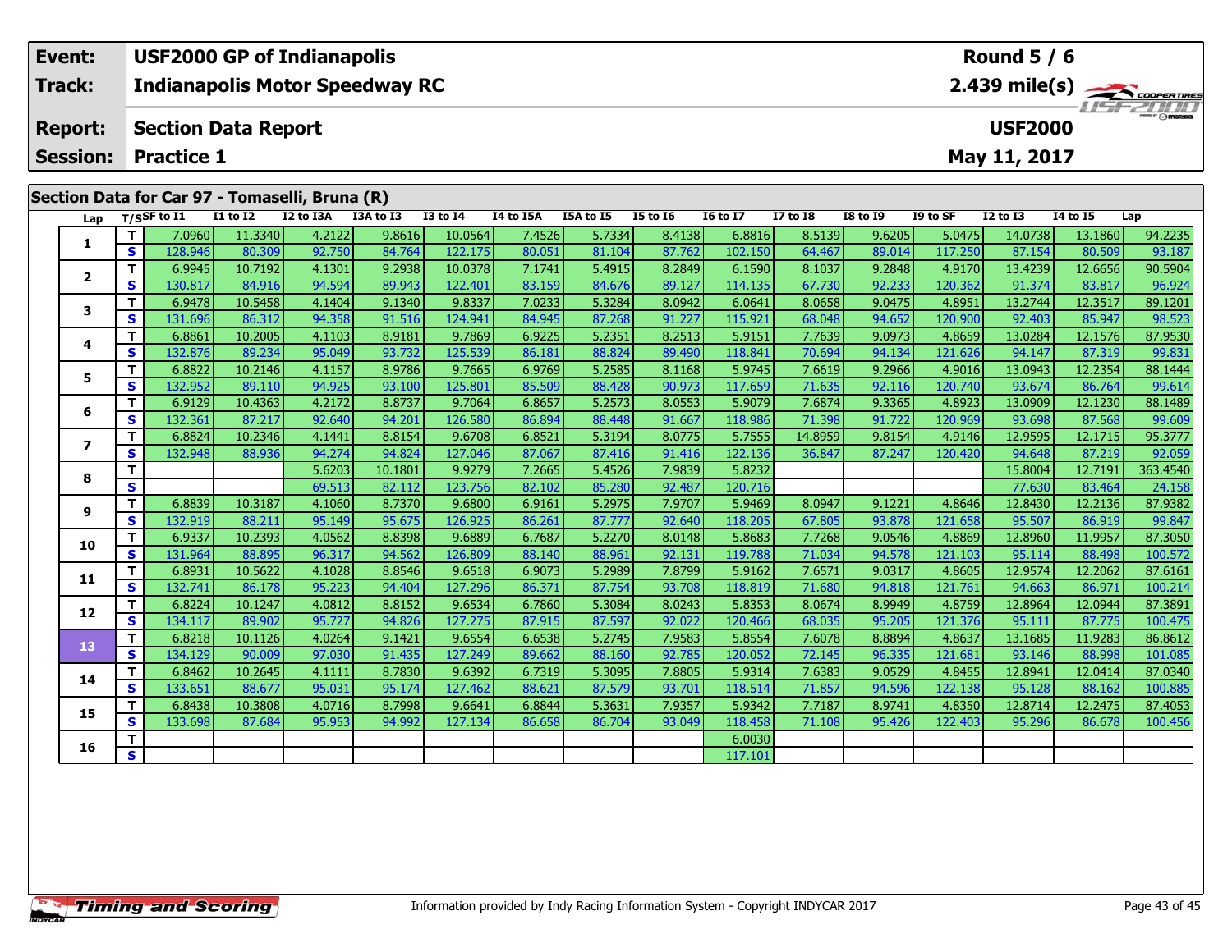| | |
|---|---|
| **Event:** | **USF2000 GP of Indianapolis** |
| **Track:** | **Indianapolis Motor Speedway RC** |
| **Report:** | **Section Data Report** |
| **Session:** | **Practice 1** |

**Round 5 / 6**
**2.439 mile(s)**
**USF2000**
**May 11, 2017**

## Section Data for Car 97 - Tomaselli, Bruna (R)

| Lap | T/S | SF to I1 | I1 to I2 | I2 to I3A | I3A to I3 | I3 to I4 | I4 to I5A | I5A to I5 | I5 to I6 | I6 to I7 | I7 to I8 | I8 to I9 | I9 to SF | I2 to I3 | I4 to I5 | Lap |
|---|---|---|---|---|---|---|---|---|---|---|---|---|---|---|---|---|
| 1 | T | 7.0960 | 11.3340 | 4.2122 | 9.8616 | 10.0564 | 7.4526 | 5.7334 | 8.4138 | 6.8816 | 8.5139 | 9.6205 | 5.0475 | 14.0738 | 13.1860 | 94.2235 |
| | S | 128.946 | 80.309 | 92.750 | 84.764 | 122.175 | 80.051 | 81.104 | 87.762 | 102.150 | 64.467 | 89.014 | 117.250 | 87.154 | 80.509 | 93.187 |
| 2 | T | 6.9945 | 10.7192 | 4.1301 | 9.2938 | 10.0378 | 7.1741 | 5.4915 | 8.2849 | 6.1590 | 8.1037 | 9.2848 | 4.9170 | 13.4239 | 12.6656 | 90.5904 |
| | S | 130.817 | 84.916 | 94.594 | 89.943 | 122.401 | 83.159 | 84.676 | 89.127 | 114.135 | 67.730 | 92.233 | 120.362 | 91.374 | 83.817 | 96.924 |
| 3 | T | 6.9478 | 10.5458 | 4.1404 | 9.1340 | 9.8337 | 7.0233 | 5.3284 | 8.0942 | 6.0641 | 8.0658 | 9.0475 | 4.8951 | 13.2744 | 12.3517 | 89.1201 |
| | S | 131.696 | 86.312 | 94.358 | 91.516 | 124.941 | 84.945 | 87.268 | 91.227 | 115.921 | 68.048 | 94.652 | 120.900 | 92.403 | 85.947 | 98.523 |
| 4 | T | 6.8861 | 10.2005 | 4.1103 | 8.9181 | 9.7869 | 6.9225 | 5.2351 | 8.2513 | 5.9151 | 7.7639 | 9.0973 | 4.8659 | 13.0284 | 12.1576 | 87.9530 |
| | S | 132.876 | 89.234 | 95.049 | 93.732 | 125.539 | 86.181 | 88.824 | 89.490 | 118.841 | 70.694 | 94.134 | 121.626 | 94.147 | 87.319 | 99.831 |
| 5 | T | 6.8822 | 10.2146 | 4.1157 | 8.9786 | 9.7665 | 6.9769 | 5.2585 | 8.1168 | 5.9745 | 7.6619 | 9.2966 | 4.9016 | 13.0943 | 12.2354 | 88.1444 |
| | S | 132.952 | 89.110 | 94.925 | 93.100 | 125.801 | 85.509 | 88.428 | 90.973 | 117.659 | 71.635 | 92.116 | 120.740 | 93.674 | 86.764 | 99.614 |
| 6 | T | 6.9129 | 10.4363 | 4.2172 | 8.8737 | 9.7064 | 6.8657 | 5.2573 | 8.0553 | 5.9079 | 7.6874 | 9.3365 | 4.8923 | 13.0909 | 12.1230 | 88.1489 |
| | S | 132.361 | 87.217 | 92.640 | 94.201 | 126.580 | 86.894 | 88.448 | 91.667 | 118.986 | 71.398 | 91.722 | 120.969 | 93.698 | 87.568 | 99.609 |
| 7 | T | 6.8824 | 10.2346 | 4.1441 | 8.8154 | 9.6708 | 6.8521 | 5.3194 | 8.0775 | 5.7555 | 14.8959 | 9.8154 | 4.9146 | 12.9595 | 12.1715 | 95.3777 |
| | S | 132.948 | 88.936 | 94.274 | 94.824 | 127.046 | 87.067 | 87.416 | 91.416 | 122.136 | 36.847 | 87.247 | 120.420 | 94.648 | 87.219 | 92.059 |
| 8 | T | | | 5.6203 | 10.1801 | 9.9279 | 7.2665 | 5.4526 | 7.9839 | 5.8232 | | | | 15.8004 | 12.7191 | 363.4540 |
| | S | | | 69.513 | 82.112 | 123.756 | 82.102 | 85.280 | 92.487 | 120.716 | | | | 77.630 | 83.464 | 24.158 |
| 9 | T | 6.8839 | 10.3187 | 4.1060 | 8.7370 | 9.6800 | 6.9161 | 5.2975 | 7.9707 | 5.9469 | 8.0947 | 9.1221 | 4.8646 | 12.8430 | 12.2136 | 87.9382 |
| | S | 132.919 | 88.211 | 95.149 | 95.675 | 126.925 | 86.261 | 87.777 | 92.640 | 118.205 | 67.805 | 93.878 | 121.658 | 95.507 | 86.919 | 99.847 |
| 10 | T | 6.9337 | 10.2393 | 4.0562 | 8.8398 | 9.6889 | 6.7687 | 5.2270 | 8.0148 | 5.8683 | 7.7268 | 9.0546 | 4.8869 | 12.8960 | 11.9957 | 87.3050 |
| | S | 131.964 | 88.895 | 96.317 | 94.562 | 126.809 | 88.140 | 88.961 | 92.131 | 119.788 | 71.034 | 94.578 | 121.103 | 95.114 | 88.498 | 100.572 |
| 11 | T | 6.8931 | 10.5622 | 4.1028 | 8.8546 | 9.6518 | 6.9073 | 5.2989 | 7.8799 | 5.9162 | 7.6571 | 9.0317 | 4.8605 | 12.9574 | 12.2062 | 87.6161 |
| | S | 132.741 | 86.178 | 95.223 | 94.404 | 127.296 | 86.371 | 87.754 | 93.708 | 118.819 | 71.680 | 94.818 | 121.761 | 94.663 | 86.971 | 100.214 |
| 12 | T | 6.8224 | 10.1247 | 4.0812 | 8.8152 | 9.6534 | 6.7860 | 5.3084 | 8.0243 | 5.8353 | 8.0674 | 8.9949 | 4.8759 | 12.8964 | 12.0944 | 87.3891 |
| | S | 134.117 | 89.902 | 95.727 | 94.826 | 127.275 | 87.915 | 87.597 | 92.022 | 120.466 | 68.035 | 95.205 | 121.376 | 95.111 | 87.775 | 100.475 |
| 13 | T | 6.8218 | 10.1126 | 4.0264 | 9.1421 | 9.6554 | 6.6538 | 5.2745 | 7.9583 | 5.8554 | 7.6078 | 8.8894 | 4.8637 | 13.1685 | 11.9283 | 86.8612 |
| | S | 134.129 | 90.009 | 97.030 | 91.435 | 127.249 | 89.662 | 88.160 | 92.785 | 120.052 | 72.145 | 96.335 | 121.681 | 93.146 | 88.998 | 101.085 |
| 14 | T | 6.8462 | 10.2645 | 4.1111 | 8.7830 | 9.6392 | 6.7319 | 5.3095 | 7.8805 | 5.9314 | 7.6383 | 9.0529 | 4.8455 | 12.8941 | 12.0414 | 87.0340 |
| | S | 133.651 | 88.677 | 95.031 | 95.174 | 127.462 | 88.621 | 87.579 | 93.701 | 118.514 | 71.857 | 94.596 | 122.138 | 95.128 | 88.162 | 100.885 |
| 15 | T | 6.8438 | 10.3808 | 4.0716 | 8.7998 | 9.6641 | 6.8844 | 5.3631 | 7.9357 | 5.9342 | 7.7187 | 8.9741 | 4.8350 | 12.8714 | 12.2475 | 87.4053 |
| | S | 133.698 | 87.684 | 95.953 | 94.992 | 127.134 | 86.658 | 86.704 | 93.049 | 118.458 | 71.108 | 95.426 | 122.403 | 95.296 | 86.678 | 100.456 |
| 16 | T | | | | | | | | | 6.0030 | | | | | | |
| | S | | | | | | | | | 117.101 | | | | | | |

Information provided by Indy Racing Information System - Copyright INDYCAR 2017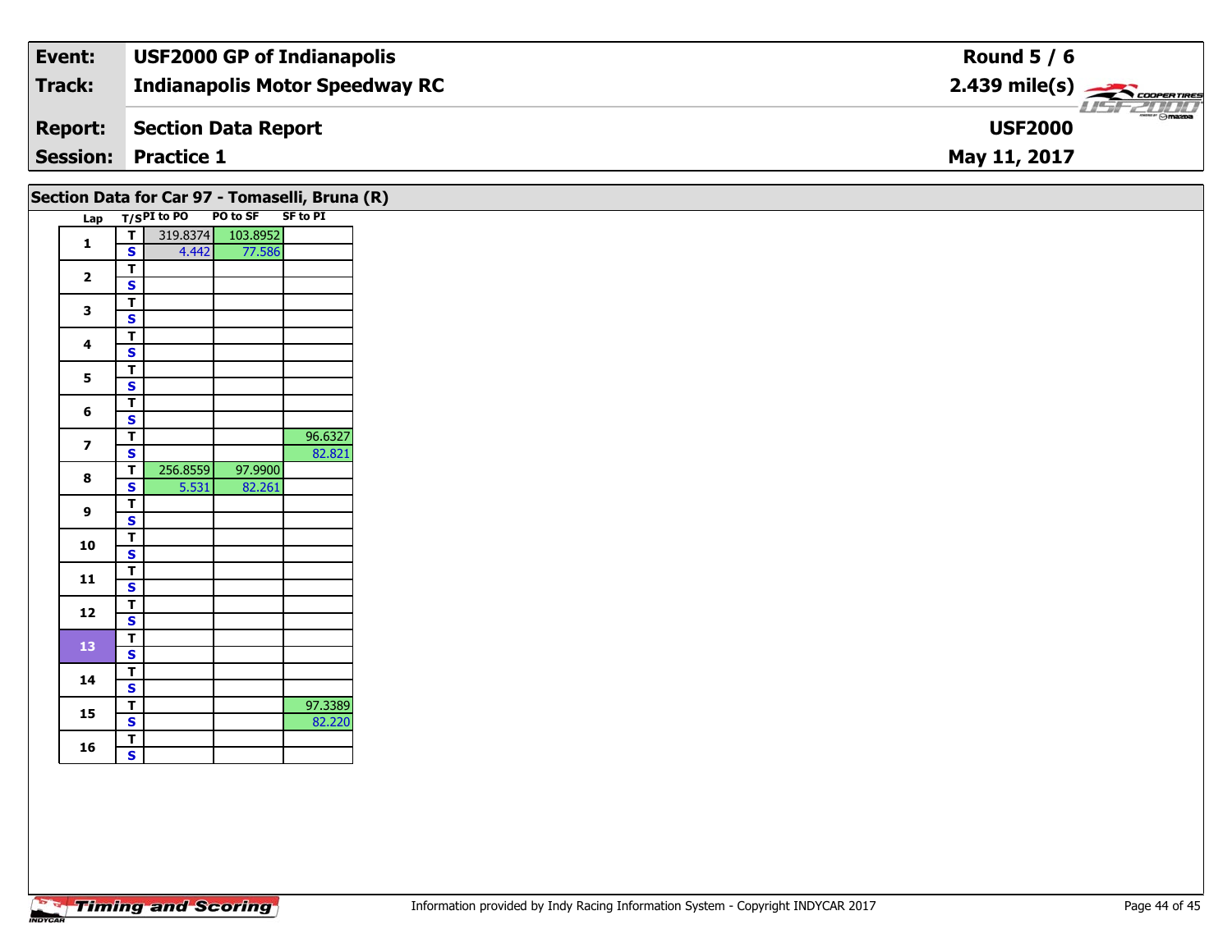| **Event:** | **USF2000 GP of Indianapolis** | **Round 5 / 6** |
|---|---|---|
| **Track:** | **Indianapolis Motor Speedway RC** | **2.439 mile(s)** |
| **Report:** | **Section Data Report** | **USF2000** |
| **Session:** | **Practice 1** | **May 11, 2017** |

## Section Data for Car 97 - Tomaselli, Bruna (R)

| Lap | T/S | PI to PO | PO to SF | SF to PI |
|---|---|---|---|---|
| 1 | T | 319.8374 | 103.8952 | |
| | S | 4.442 | 77.586 | |
| 2 | T | | | |
| | S | | | |
| 3 | T | | | |
| | S | | | |
| 4 | T | | | |
| | S | | | |
| 5 | T | | | |
| | S | | | |
| 6 | T | | | |
| | S | | | |
| 7 | T | | | 96.6327 |
| | S | | | 82.821 |
| 8 | T | 256.8559 | 97.9900 | |
| | S | 5.531 | 82.261 | |
| 9 | T | | | |
| | S | | | |
| 10 | T | | | |
| | S | | | |
| 11 | T | | | |
| | S | | | |
| 12 | T | | | |
| | S | | | |
| 13 | T | | | |
| | S | | | |
| 14 | T | | | |
| | S | | | |
| 15 | T | | | 97.3389 |
| | S | | | 82.220 |
| 16 | T | | | |
| | S | | | |

Information provided by Indy Racing Information System - Copyright INDYCAR 2017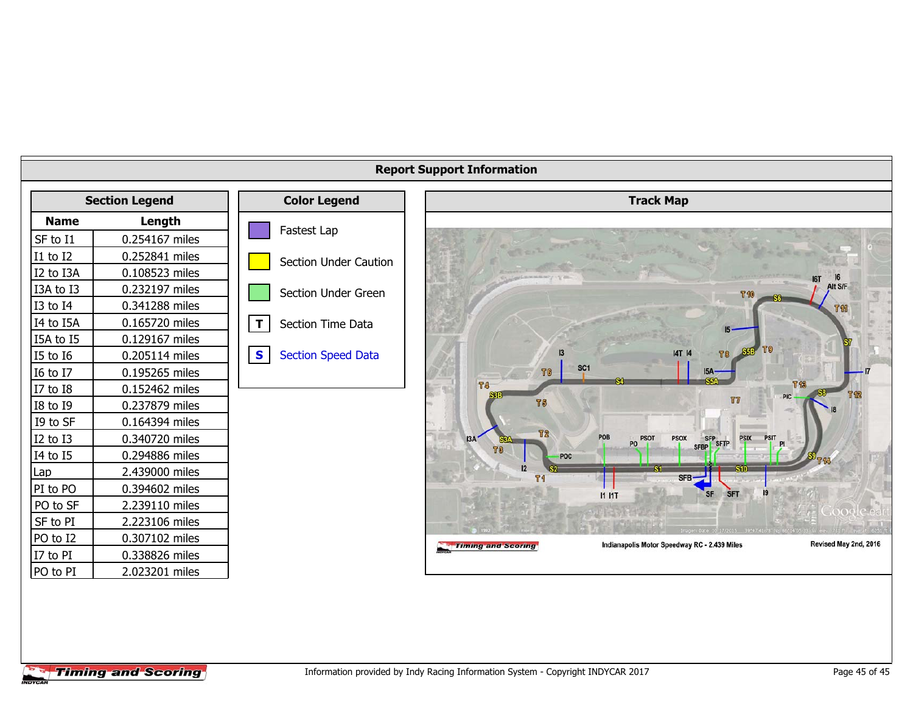# Report Support Information

## Section Legend

| Name | Length |
|---|---|
| SF to I1 | 0.254167 miles |
| I1 to I2 | 0.252841 miles |
| I2 to I3A | 0.108523 miles |
| I3A to I3 | 0.232197 miles |
| I3 to I4 | 0.341288 miles |
| I4 to I5A | 0.165720 miles |
| I5A to I5 | 0.129167 miles |
| I5 to I6 | 0.205114 miles |
| I6 to I7 | 0.195265 miles |
| I7 to I8 | 0.152462 miles |
| I8 to I9 | 0.237879 miles |
| I9 to SF | 0.164394 miles |
| I2 to I3 | 0.340720 miles |
| I4 to I5 | 0.294886 miles |
| Lap | 2.439000 miles |
| PI to PO | 0.394602 miles |
| PO to SF | 2.239110 miles |
| SF to PI | 2.223106 miles |
| PO to I2 | 0.307102 miles |
| I7 to PI | 0.338826 miles |
| PO to PI | 2.023201 miles |

## Color Legend

| Color | Meaning |
|---|---|
| Purple | Fastest Lap |
| Yellow | Section Under Caution |
| Green | Section Under Green |
| T | Section Time Data |
| S | Section Speed Data |

## Track Map

I6T I6 Alt S/F T10 S6 T11 I5 S7 I3 I4T I4 T8 S5B T9 T6 SC1 S4 I5A S5A I7 T4 S3B T13 S8 T12 T5 T7 PIC I8 T2 I3A S3A POB PSOT PSOX SFP PSIX PSIT T3 PO SFBP SFTP PI POC S9 T14 I2 S2 S1 S10 T1 SFB I1 I1T SF SFT I9

Indianapolis Motor Speedway RC - 2.439 Miles

Revised May 2nd, 2016

Information provided by Indy Racing Information System - Copyright INDYCAR 2017